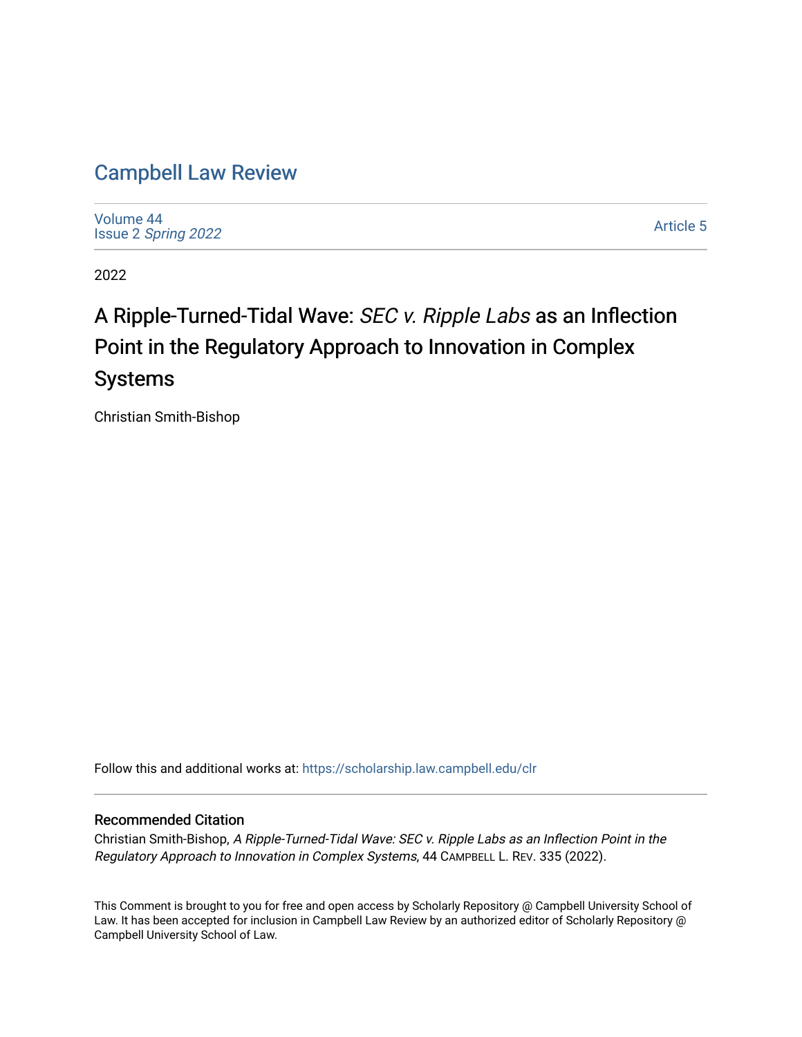# Campbell Law Review

Volume 44
Issue 2 *Spring 2022*

Article 5

2022

## A Ripple-Turned-Tidal Wave: *SEC v. Ripple Labs* as an Inflection Point in the Regulatory Approach to Innovation in Complex Systems

Christian Smith-Bishop

Follow this and additional works at: https://scholarship.law.campbell.edu/clr

### Recommended Citation

Christian Smith-Bishop, *A Ripple-Turned-Tidal Wave: SEC v. Ripple Labs as an Inflection Point in the Regulatory Approach to Innovation in Complex Systems*, 44 CAMPBELL L. REV. 335 (2022).

This Comment is brought to you for free and open access by Scholarly Repository @ Campbell University School of Law. It has been accepted for inclusion in Campbell Law Review by an authorized editor of Scholarly Repository @ Campbell University School of Law.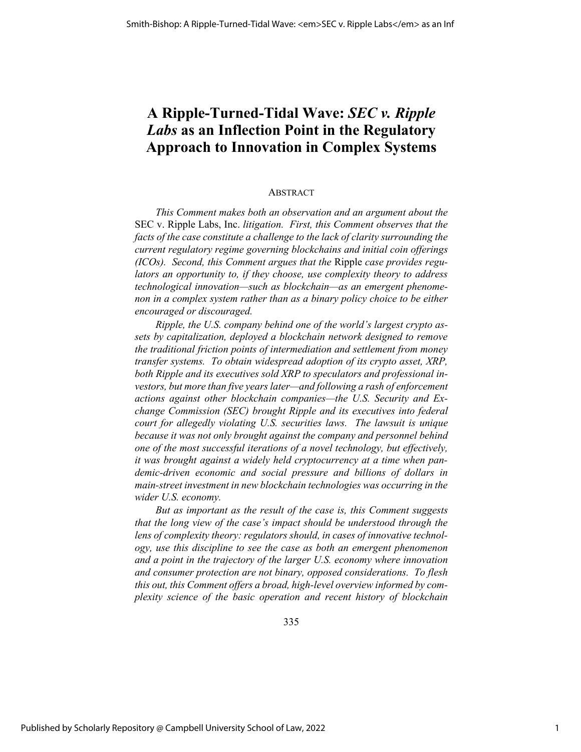# A Ripple-Turned-Tidal Wave: *SEC v. Ripple Labs* as an Inflection Point in the Regulatory Approach to Innovation in Complex Systems

## ABSTRACT

*This Comment makes both an observation and an argument about the* SEC v. Ripple Labs, Inc. *litigation. First, this Comment observes that the facts of the case constitute a challenge to the lack of clarity surrounding the current regulatory regime governing blockchains and initial coin offerings (ICOs). Second, this Comment argues that the* Ripple *case provides regulators an opportunity to, if they choose, use complexity theory to address technological innovation—such as blockchain—as an emergent phenomenon in a complex system rather than as a binary policy choice to be either encouraged or discouraged.*

*Ripple, the U.S. company behind one of the world's largest crypto assets by capitalization, deployed a blockchain network designed to remove the traditional friction points of intermediation and settlement from money transfer systems. To obtain widespread adoption of its crypto asset, XRP, both Ripple and its executives sold XRP to speculators and professional investors, but more than five years later—and following a rash of enforcement actions against other blockchain companies—the U.S. Security and Exchange Commission (SEC) brought Ripple and its executives into federal court for allegedly violating U.S. securities laws. The lawsuit is unique because it was not only brought against the company and personnel behind one of the most successful iterations of a novel technology, but effectively, it was brought against a widely held cryptocurrency at a time when pandemic-driven economic and social pressure and billions of dollars in main-street investment in new blockchain technologies was occurring in the wider U.S. economy.*

*But as important as the result of the case is, this Comment suggests that the long view of the case's impact should be understood through the lens of complexity theory: regulators should, in cases of innovative technology, use this discipline to see the case as both an emergent phenomenon and a point in the trajectory of the larger U.S. economy where innovation and consumer protection are not binary, opposed considerations. To flesh this out, this Comment offers a broad, high-level overview informed by complexity science of the basic operation and recent history of blockchain*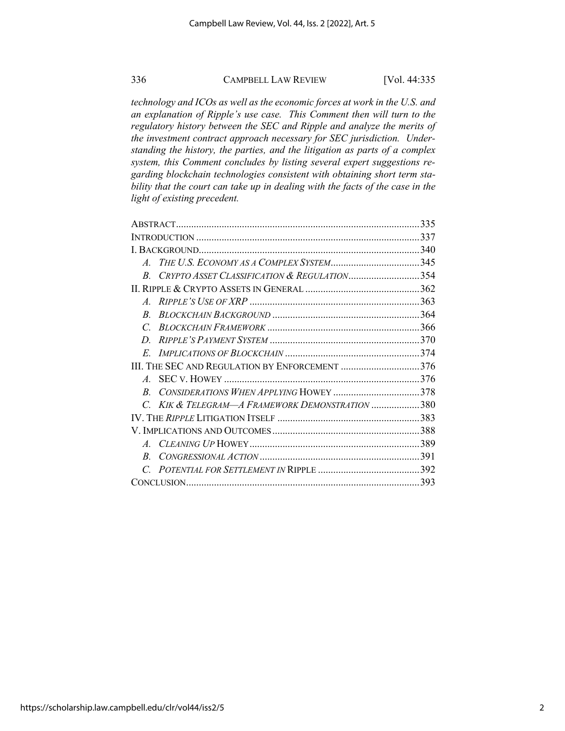*technology and ICOs as well as the economic forces at work in the U.S. and an explanation of Ripple's use case. This Comment then will turn to the regulatory history between the SEC and Ripple and analyze the merits of the investment contract approach necessary for SEC jurisdiction. Understanding the history, the parties, and the litigation as parts of a complex system, this Comment concludes by listing several expert suggestions regarding blockchain technologies consistent with obtaining short term stability that the court can take up in dealing with the facts of the case in the light of existing precedent.*

ABSTRACT ........................................................................................ 335
INTRODUCTION ................................................................................ 337
I. BACKGROUND ................................................................................ 340
  *A. THE U.S. ECONOMY AS A COMPLEX SYSTEM* ................................ 345
  *B. CRYPTO ASSET CLASSIFICATION & REGULATION* ......................... 354
II. RIPPLE & CRYPTO ASSETS IN GENERAL ........................................ 362
  *A. RIPPLE'S USE OF XRP* ................................................................ 363
  *B. BLOCKCHAIN BACKGROUND* ........................................................ 364
  *C. BLOCKCHAIN FRAMEWORK* .......................................................... 366
  *D. RIPPLE'S PAYMENT SYSTEM* ......................................................... 370
  *E. IMPLICATIONS OF BLOCKCHAIN* .................................................... 374
III. THE SEC AND REGULATION BY ENFORCEMENT ............................... 376
  *A.* SEC V. HOWEY ............................................................................ 376
  *B. CONSIDERATIONS WHEN APPLYING* HOWEY ................................... 378
  *C. KIK & TELEGRAM—A FRAMEWORK DEMONSTRATION* ...................... 380
IV. THE *RIPPLE* LITIGATION ITSELF ...................................................... 383
V. IMPLICATIONS AND OUTCOMES ........................................................ 388
  *A. CLEANING UP* HOWEY .................................................................. 389
  *B. CONGRESSIONAL ACTION* .............................................................. 391
  *C. POTENTIAL FOR SETTLEMENT IN* RIPPLE ......................................... 392
CONCLUSION ........................................................................................ 393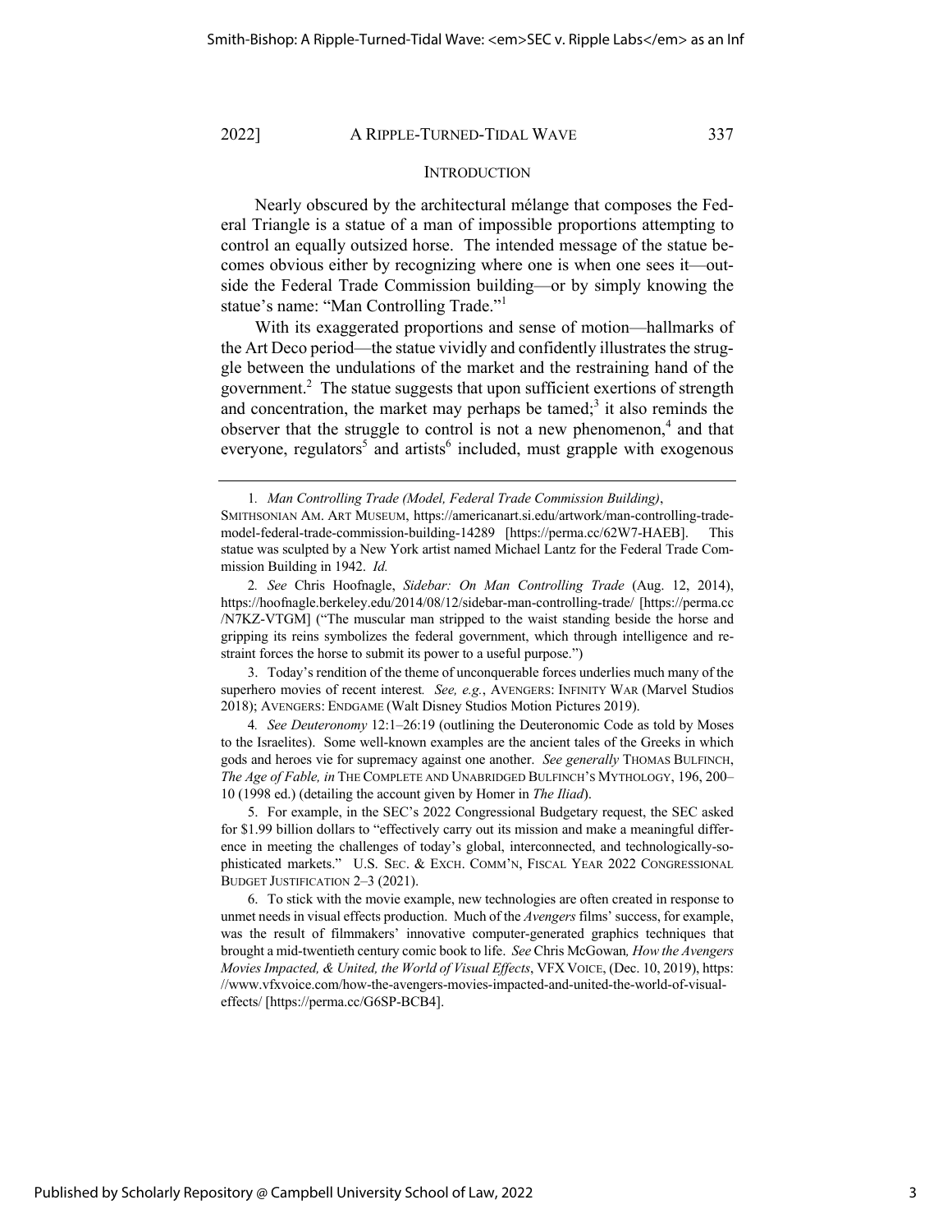## INTRODUCTION

Nearly obscured by the architectural mélange that composes the Federal Triangle is a statue of a man of impossible proportions attempting to control an equally outsized horse. The intended message of the statue becomes obvious either by recognizing where one is when one sees it—outside the Federal Trade Commission building—or by simply knowing the statue's name: "Man Controlling Trade."[1]

With its exaggerated proportions and sense of motion—hallmarks of the Art Deco period—the statue vividly and confidently illustrates the struggle between the undulations of the market and the restraining hand of the government.[2] The statue suggests that upon sufficient exertions of strength and concentration, the market may perhaps be tamed;[3] it also reminds the observer that the struggle to control is not a new phenomenon,[4] and that everyone, regulators[5] and artists[6] included, must grapple with exogenous

---

1. *Man Controlling Trade (Model, Federal Trade Commission Building)*, SMITHSONIAN AM. ART MUSEUM, https://americanart.si.edu/artwork/man-controlling-trade-model-federal-trade-commission-building-14289 [https://perma.cc/62W7-HAEB]. This statue was sculpted by a New York artist named Michael Lantz for the Federal Trade Commission Building in 1942. *Id.*

2. *See* Chris Hoofnagle, *Sidebar: On Man Controlling Trade* (Aug. 12, 2014), https://hoofnagle.berkeley.edu/2014/08/12/sidebar-man-controlling-trade/ [https://perma.cc/N7KZ-VTGM] ("The muscular man stripped to the waist standing beside the horse and gripping its reins symbolizes the federal government, which through intelligence and restraint forces the horse to submit its power to a useful purpose.")

3. Today's rendition of the theme of unconquerable forces underlies much many of the superhero movies of recent interest*. See, e.g.*, AVENGERS: INFINITY WAR (Marvel Studios 2018); AVENGERS: ENDGAME (Walt Disney Studios Motion Pictures 2019).

4. *See Deuteronomy* 12:1–26:19 (outlining the Deuteronomic Code as told by Moses to the Israelites). Some well-known examples are the ancient tales of the Greeks in which gods and heroes vie for supremacy against one another. *See generally* THOMAS BULFINCH, *The Age of Fable, in* THE COMPLETE AND UNABRIDGED BULFINCH'S MYTHOLOGY, 196, 200–10 (1998 ed.) (detailing the account given by Homer in *The Iliad*).

5. For example, in the SEC's 2022 Congressional Budgetary request, the SEC asked for $1.99 billion dollars to "effectively carry out its mission and make a meaningful difference in meeting the challenges of today's global, interconnected, and technologically-sophisticated markets." U.S. SEC. & EXCH. COMM'N, FISCAL YEAR 2022 CONGRESSIONAL BUDGET JUSTIFICATION 2–3 (2021).

6. To stick with the movie example, new technologies are often created in response to unmet needs in visual effects production. Much of the *Avengers* films' success, for example, was the result of filmmakers' innovative computer-generated graphics techniques that brought a mid-twentieth century comic book to life. *See* Chris McGowan*, How the Avengers Movies Impacted, & United, the World of Visual Effects*, VFX VOICE, (Dec. 10, 2019), https://www.vfxvoice.com/how-the-avengers-movies-impacted-and-united-the-world-of-visual-effects/ [https://perma.cc/G6SP-BCB4].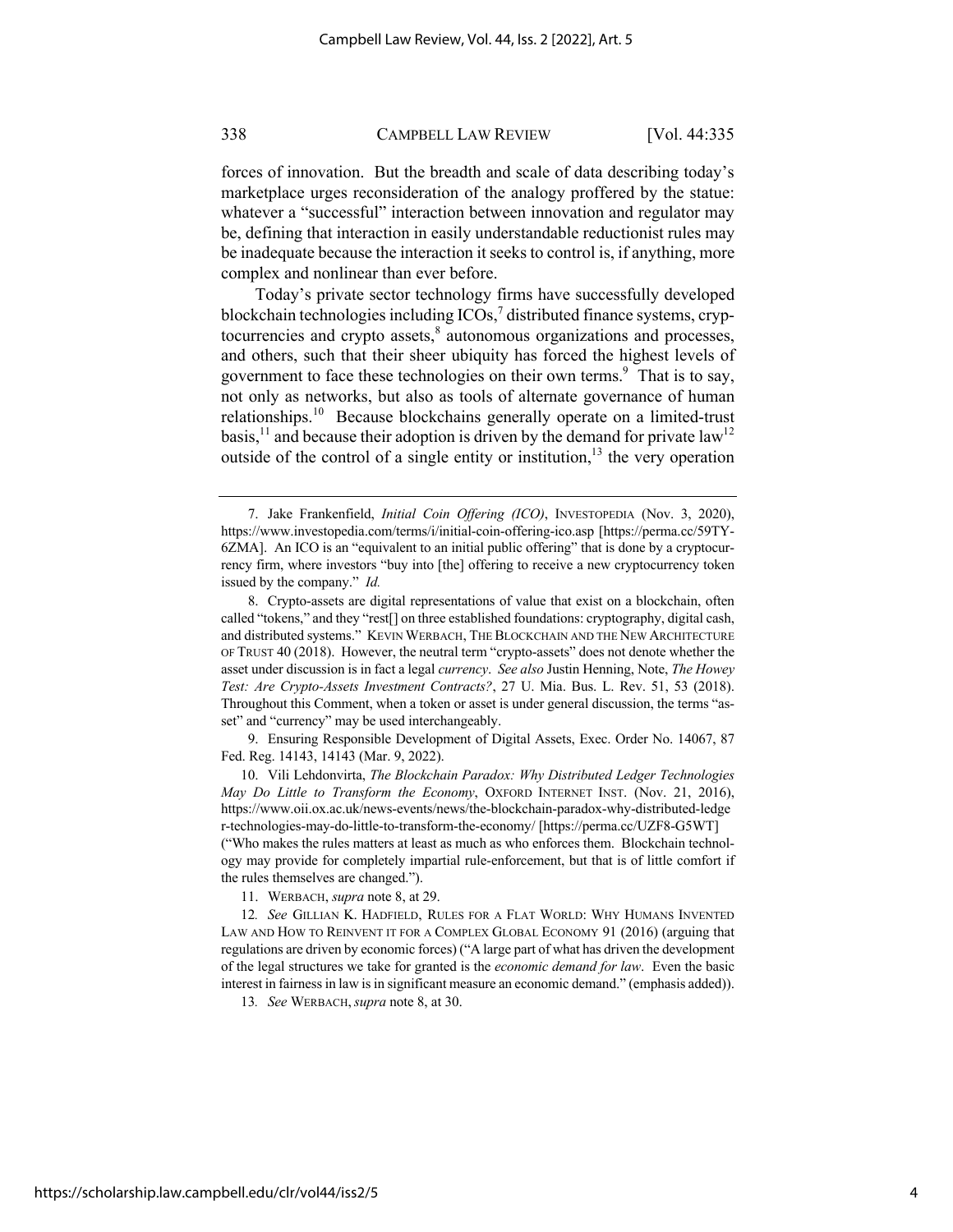forces of innovation. But the breadth and scale of data describing today's marketplace urges reconsideration of the analogy proffered by the statue: whatever a "successful" interaction between innovation and regulator may be, defining that interaction in easily understandable reductionist rules may be inadequate because the interaction it seeks to control is, if anything, more complex and nonlinear than ever before.

Today's private sector technology firms have successfully developed blockchain technologies including ICOs,[7] distributed finance systems, cryptocurrencies and crypto assets,[8] autonomous organizations and processes, and others, such that their sheer ubiquity has forced the highest levels of government to face these technologies on their own terms.[9] That is to say, not only as networks, but also as tools of alternate governance of human relationships.[10] Because blockchains generally operate on a limited-trust basis,[11] and because their adoption is driven by the demand for private law[12] outside of the control of a single entity or institution,[13] the very operation

---

7. Jake Frankenfield, *Initial Coin Offering (ICO)*, INVESTOPEDIA (Nov. 3, 2020), https://www.investopedia.com/terms/i/initial-coin-offering-ico.asp [https://perma.cc/59TY-6ZMA]. An ICO is an "equivalent to an initial public offering" that is done by a cryptocurrency firm, where investors "buy into [the] offering to receive a new cryptocurrency token issued by the company." *Id.*

8. Crypto-assets are digital representations of value that exist on a blockchain, often called "tokens," and they "rest[] on three established foundations: cryptography, digital cash, and distributed systems." KEVIN WERBACH, THE BLOCKCHAIN AND THE NEW ARCHITECTURE OF TRUST 40 (2018). However, the neutral term "crypto-assets" does not denote whether the asset under discussion is in fact a legal *currency*. *See also* Justin Henning, Note, *The Howey Test: Are Crypto-Assets Investment Contracts?*, 27 U. Mia. Bus. L. Rev. 51, 53 (2018). Throughout this Comment, when a token or asset is under general discussion, the terms "asset" and "currency" may be used interchangeably.

9. Ensuring Responsible Development of Digital Assets, Exec. Order No. 14067, 87 Fed. Reg. 14143, 14143 (Mar. 9, 2022).

10. Vili Lehdonvirta, *The Blockchain Paradox: Why Distributed Ledger Technologies May Do Little to Transform the Economy*, OXFORD INTERNET INST. (Nov. 21, 2016), https://www.oii.ox.ac.uk/news-events/news/the-blockchain-paradox-why-distributed-ledger-technologies-may-do-little-to-transform-the-economy/ [https://perma.cc/UZF8-G5WT] ("Who makes the rules matters at least as much as who enforces them. Blockchain technology may provide for completely impartial rule-enforcement, but that is of little comfort if the rules themselves are changed.").

11. WERBACH, *supra* note 8, at 29.

12. *See* GILLIAN K. HADFIELD, RULES FOR A FLAT WORLD: WHY HUMANS INVENTED LAW AND HOW TO REINVENT IT FOR A COMPLEX GLOBAL ECONOMY 91 (2016) (arguing that regulations are driven by economic forces) ("A large part of what has driven the development of the legal structures we take for granted is the *economic demand for law*. Even the basic interest in fairness in law is in significant measure an economic demand." (emphasis added)).

13. *See* WERBACH, *supra* note 8, at 30.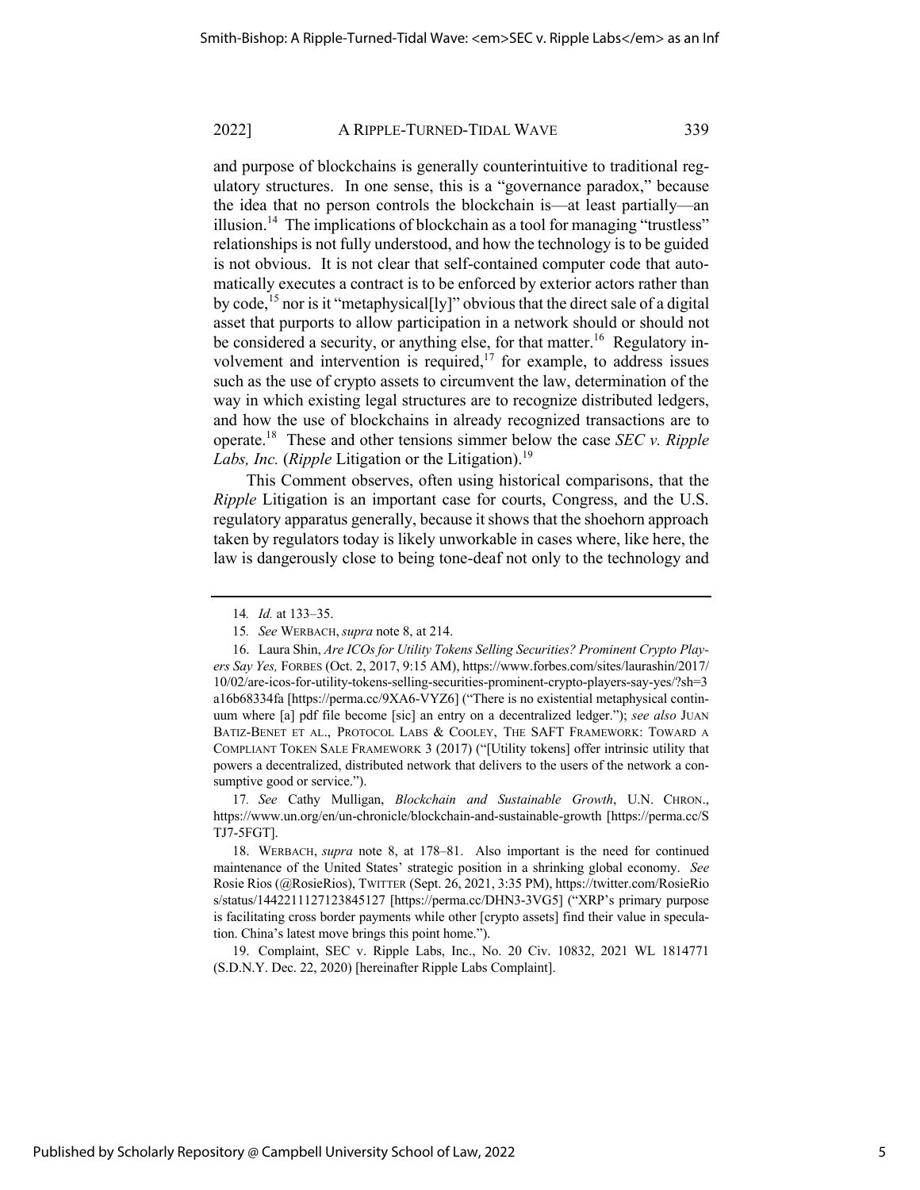and purpose of blockchains is generally counterintuitive to traditional regulatory structures. In one sense, this is a "governance paradox," because the idea that no person controls the blockchain is—at least partially—an illusion.[14] The implications of blockchain as a tool for managing "trustless" relationships is not fully understood, and how the technology is to be guided is not obvious. It is not clear that self-contained computer code that automatically executes a contract is to be enforced by exterior actors rather than by code,[15] nor is it "metaphysical[ly]" obvious that the direct sale of a digital asset that purports to allow participation in a network should or should not be considered a security, or anything else, for that matter.[16] Regulatory involvement and intervention is required,[17] for example, to address issues such as the use of crypto assets to circumvent the law, determination of the way in which existing legal structures are to recognize distributed ledgers, and how the use of blockchains in already recognized transactions are to operate.[18] These and other tensions simmer below the case *SEC v. Ripple Labs, Inc.* (*Ripple* Litigation or the Litigation).[19]

This Comment observes, often using historical comparisons, that the *Ripple* Litigation is an important case for courts, Congress, and the U.S. regulatory apparatus generally, because it shows that the shoehorn approach taken by regulators today is likely unworkable in cases where, like here, the law is dangerously close to being tone-deaf not only to the technology and

---

14. *Id.* at 133–35.

15. *See* WERBACH, *supra* note 8, at 214.

16. Laura Shin, *Are ICOs for Utility Tokens Selling Securities? Prominent Crypto Players Say Yes,* FORBES (Oct. 2, 2017, 9:15 AM), https://www.forbes.com/sites/laurashin/2017/10/02/are-icos-for-utility-tokens-selling-securities-prominent-crypto-players-say-yes/?sh=3a16b68334fa [https://perma.cc/9XA6-VYZ6] ("There is no existential metaphysical continuum where [a] pdf file become [sic] an entry on a decentralized ledger."); *see also* JUAN BATIZ-BENET ET AL., PROTOCOL LABS & COOLEY, THE SAFT FRAMEWORK: TOWARD A COMPLIANT TOKEN SALE FRAMEWORK 3 (2017) ("[Utility tokens] offer intrinsic utility that powers a decentralized, distributed network that delivers to the users of the network a consumptive good or service.").

17. *See* Cathy Mulligan, *Blockchain and Sustainable Growth*, U.N. CHRON., https://www.un.org/en/un-chronicle/blockchain-and-sustainable-growth [https://perma.cc/STJ7-5FGT].

18. WERBACH, *supra* note 8, at 178–81. Also important is the need for continued maintenance of the United States' strategic position in a shrinking global economy. *See* Rosie Rios (@RosieRios), TWITTER (Sept. 26, 2021, 3:35 PM), https://twitter.com/RosieRios/status/1442211127123845127 [https://perma.cc/DHN3-3VG5] ("XRP's primary purpose is facilitating cross border payments while other [crypto assets] find their value in speculation. China's latest move brings this point home.").

19. Complaint, SEC v. Ripple Labs, Inc., No. 20 Civ. 10832, 2021 WL 1814771 (S.D.N.Y. Dec. 22, 2020) [hereinafter Ripple Labs Complaint].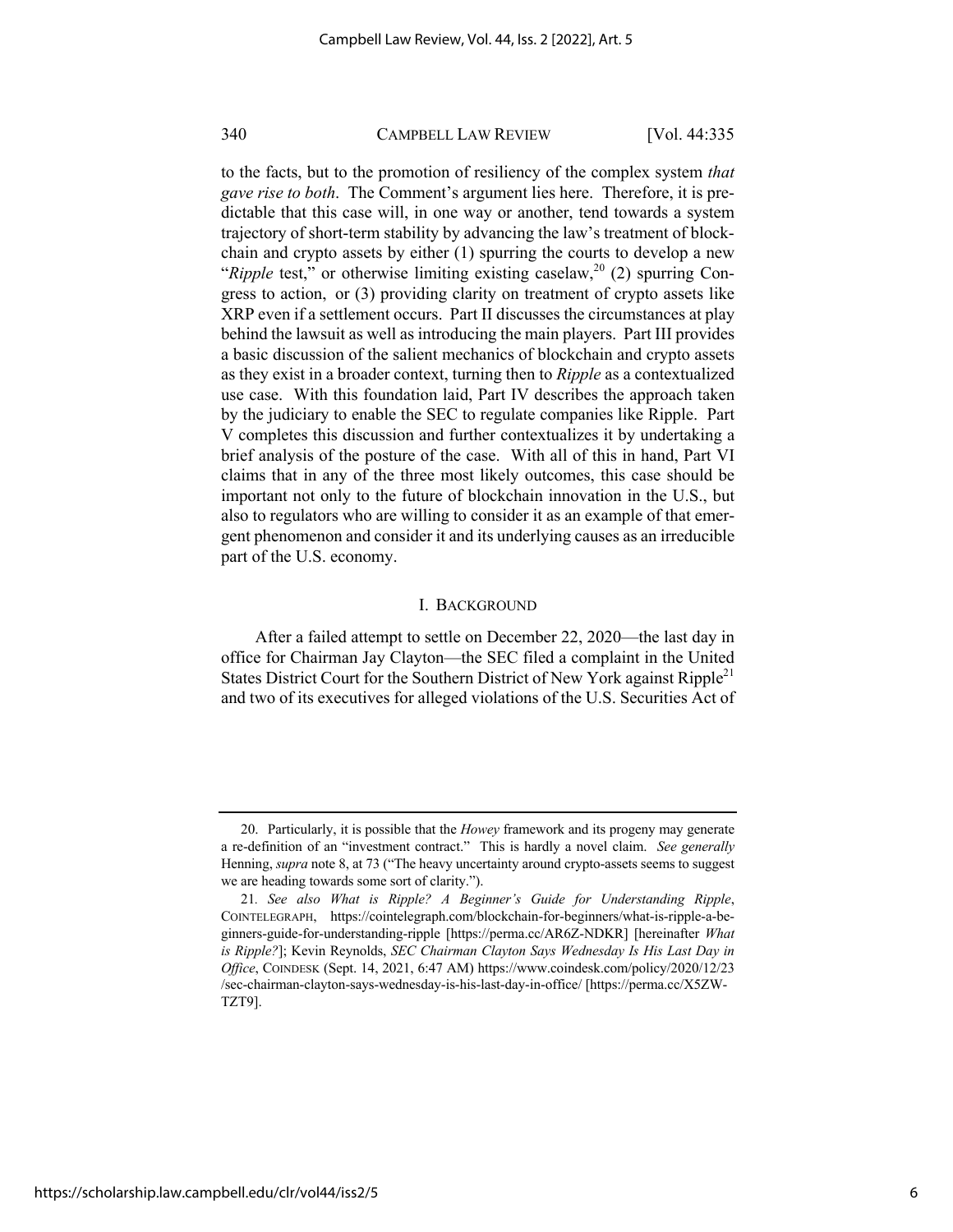to the facts, but to the promotion of resiliency of the complex system *that gave rise to both*. The Comment's argument lies here. Therefore, it is predictable that this case will, in one way or another, tend towards a system trajectory of short-term stability by advancing the law's treatment of blockchain and crypto assets by either (1) spurring the courts to develop a new "*Ripple* test," or otherwise limiting existing caselaw,[20] (2) spurring Congress to action, or (3) providing clarity on treatment of crypto assets like XRP even if a settlement occurs. Part II discusses the circumstances at play behind the lawsuit as well as introducing the main players. Part III provides a basic discussion of the salient mechanics of blockchain and crypto assets as they exist in a broader context, turning then to *Ripple* as a contextualized use case. With this foundation laid, Part IV describes the approach taken by the judiciary to enable the SEC to regulate companies like Ripple. Part V completes this discussion and further contextualizes it by undertaking a brief analysis of the posture of the case. With all of this in hand, Part VI claims that in any of the three most likely outcomes, this case should be important not only to the future of blockchain innovation in the U.S., but also to regulators who are willing to consider it as an example of that emergent phenomenon and consider it and its underlying causes as an irreducible part of the U.S. economy.

## I. BACKGROUND

After a failed attempt to settle on December 22, 2020—the last day in office for Chairman Jay Clayton—the SEC filed a complaint in the United States District Court for the Southern District of New York against Ripple[21] and two of its executives for alleged violations of the U.S. Securities Act of

---

20. Particularly, it is possible that the *Howey* framework and its progeny may generate a re-definition of an "investment contract." This is hardly a novel claim. *See generally* Henning, *supra* note 8, at 73 ("The heavy uncertainty around crypto-assets seems to suggest we are heading towards some sort of clarity.").

21. *See also What is Ripple? A Beginner's Guide for Understanding Ripple*, COINTELEGRAPH, https://cointelegraph.com/blockchain-for-beginners/what-is-ripple-a-beginners-guide-for-understanding-ripple [https://perma.cc/AR6Z-NDKR] [hereinafter *What is Ripple?*]; Kevin Reynolds, *SEC Chairman Clayton Says Wednesday Is His Last Day in Office*, COINDESK (Sept. 14, 2021, 6:47 AM) https://www.coindesk.com/policy/2020/12/23/sec-chairman-clayton-says-wednesday-is-his-last-day-in-office/ [https://perma.cc/X5ZW-TZT9].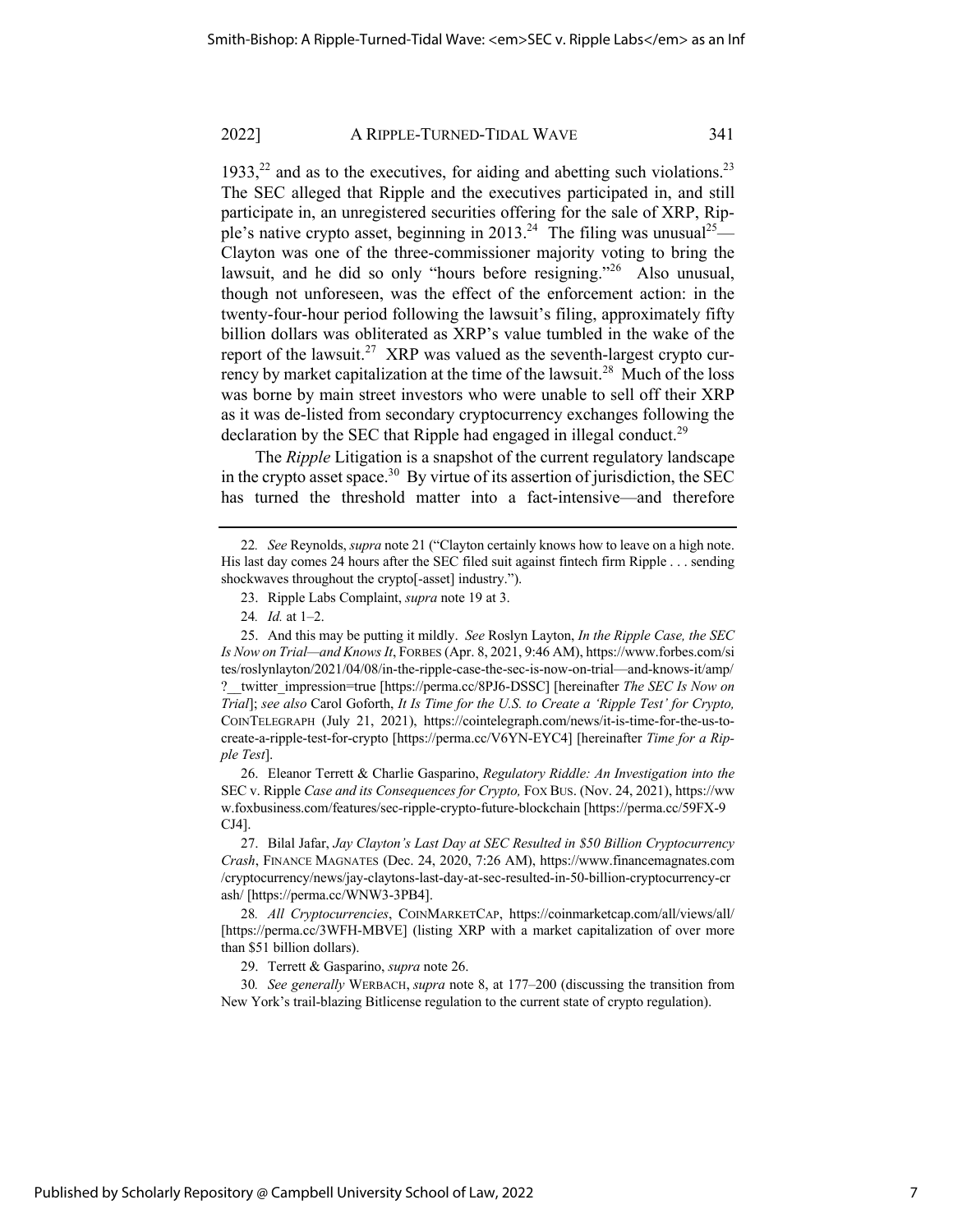1933,[22] and as to the executives, for aiding and abetting such violations.[23] The SEC alleged that Ripple and the executives participated in, and still participate in, an unregistered securities offering for the sale of XRP, Ripple's native crypto asset, beginning in 2013.[24] The filing was unusual[25]—Clayton was one of the three-commissioner majority voting to bring the lawsuit, and he did so only "hours before resigning."[26] Also unusual, though not unforeseen, was the effect of the enforcement action: in the twenty-four-hour period following the lawsuit's filing, approximately fifty billion dollars was obliterated as XRP's value tumbled in the wake of the report of the lawsuit.[27] XRP was valued as the seventh-largest crypto currency by market capitalization at the time of the lawsuit.[28] Much of the loss was borne by main street investors who were unable to sell off their XRP as it was de-listed from secondary cryptocurrency exchanges following the declaration by the SEC that Ripple had engaged in illegal conduct.[29]

The *Ripple* Litigation is a snapshot of the current regulatory landscape in the crypto asset space.[30] By virtue of its assertion of jurisdiction, the SEC has turned the threshold matter into a fact-intensive—and therefore

---

22. *See* Reynolds, *supra* note 21 ("Clayton certainly knows how to leave on a high note. His last day comes 24 hours after the SEC filed suit against fintech firm Ripple . . . sending shockwaves throughout the crypto[-asset] industry.").

23. Ripple Labs Complaint, *supra* note 19 at 3.

24. *Id.* at 1–2.

25. And this may be putting it mildly. *See* Roslyn Layton, *In the Ripple Case, the SEC Is Now on Trial—and Knows It*, FORBES (Apr. 8, 2021, 9:46 AM), https://www.forbes.com/sites/roslynlayton/2021/04/08/in-the-ripple-case-the-sec-is-now-on-trial—and-knows-it/amp/?__twitter_impression=true [https://perma.cc/8PJ6-DSSC] [hereinafter *The SEC Is Now on Trial*]; *see also* Carol Goforth, *It Is Time for the U.S. to Create a 'Ripple Test' for Crypto,* COINTELEGRAPH (July 21, 2021), https://cointelegraph.com/news/it-is-time-for-the-us-to-create-a-ripple-test-for-crypto [https://perma.cc/V6YN-EYC4] [hereinafter *Time for a Ripple Test*].

26. Eleanor Terrett & Charlie Gasparino, *Regulatory Riddle: An Investigation into the* SEC v. Ripple *Case and its Consequences for Crypto,* FOX BUS. (Nov. 24, 2021), https://www.foxbusiness.com/features/sec-ripple-crypto-future-blockchain [https://perma.cc/59FX-9CJ4].

27. Bilal Jafar, *Jay Clayton's Last Day at SEC Resulted in $50 Billion Cryptocurrency Crash*, FINANCE MAGNATES (Dec. 24, 2020, 7:26 AM), https://www.financemagnates.com/cryptocurrency/news/jay-claytons-last-day-at-sec-resulted-in-50-billion-cryptocurrency-crash/ [https://perma.cc/WNW3-3PB4].

28. *All Cryptocurrencies*, COINMARKETCAP, https://coinmarketcap.com/all/views/all/ [https://perma.cc/3WFH-MBVE] (listing XRP with a market capitalization of over more than $51 billion dollars).

29. Terrett & Gasparino, *supra* note 26.

30. *See generally* WERBACH, *supra* note 8, at 177–200 (discussing the transition from New York's trail-blazing Bitlicense regulation to the current state of crypto regulation).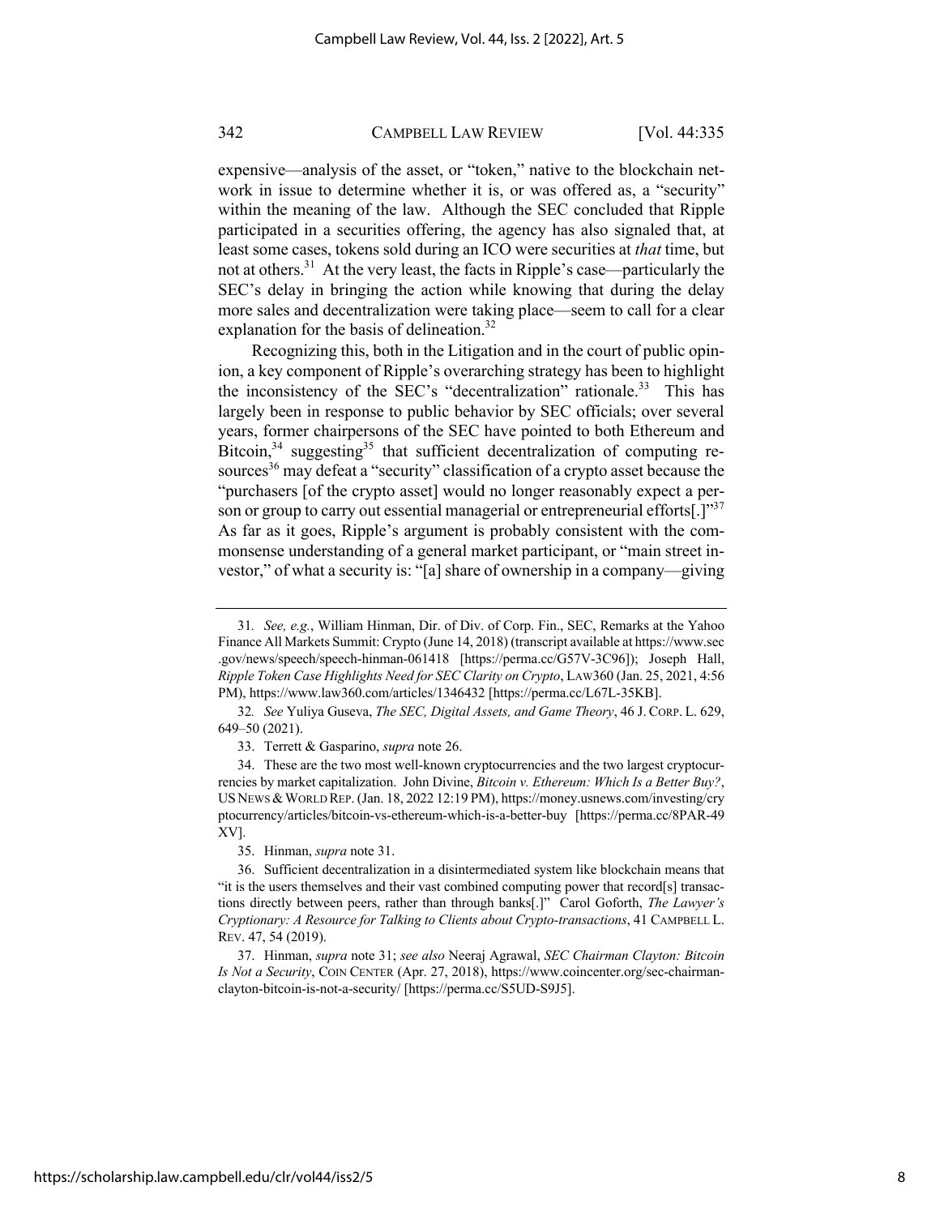expensive—analysis of the asset, or "token," native to the blockchain network in issue to determine whether it is, or was offered as, a "security" within the meaning of the law. Although the SEC concluded that Ripple participated in a securities offering, the agency has also signaled that, at least some cases, tokens sold during an ICO were securities at *that* time, but not at others.[31] At the very least, the facts in Ripple's case—particularly the SEC's delay in bringing the action while knowing that during the delay more sales and decentralization were taking place—seem to call for a clear explanation for the basis of delineation.[32]

Recognizing this, both in the Litigation and in the court of public opinion, a key component of Ripple's overarching strategy has been to highlight the inconsistency of the SEC's "decentralization" rationale.[33] This has largely been in response to public behavior by SEC officials; over several years, former chairpersons of the SEC have pointed to both Ethereum and Bitcoin,[34] suggesting[35] that sufficient decentralization of computing resources[36] may defeat a "security" classification of a crypto asset because the "purchasers [of the crypto asset] would no longer reasonably expect a person or group to carry out essential managerial or entrepreneurial efforts[.]"[37] As far as it goes, Ripple's argument is probably consistent with the commonsense understanding of a general market participant, or "main street investor," of what a security is: "[a] share of ownership in a company—giving

---

31. *See, e.g.*, William Hinman, Dir. of Div. of Corp. Fin., SEC, Remarks at the Yahoo Finance All Markets Summit: Crypto (June 14, 2018) (transcript available at https://www.sec.gov/news/speech/speech-hinman-061418 [https://perma.cc/G57V-3C96]); Joseph Hall, *Ripple Token Case Highlights Need for SEC Clarity on Crypto*, LAW360 (Jan. 25, 2021, 4:56 PM), https://www.law360.com/articles/1346432 [https://perma.cc/L67L-35KB].

32. *See* Yuliya Guseva, *The SEC, Digital Assets, and Game Theory*, 46 J. CORP. L. 629, 649–50 (2021).

33. Terrett & Gasparino, *supra* note 26.

34. These are the two most well-known cryptocurrencies and the two largest cryptocurrencies by market capitalization. John Divine, *Bitcoin v. Ethereum: Which Is a Better Buy?*, US NEWS & WORLD REP. (Jan. 18, 2022 12:19 PM), https://money.usnews.com/investing/cryptocurrency/articles/bitcoin-vs-ethereum-which-is-a-better-buy [https://perma.cc/8PAR-49XV].

35. Hinman, *supra* note 31.

36. Sufficient decentralization in a disintermediated system like blockchain means that "it is the users themselves and their vast combined computing power that record[s] transactions directly between peers, rather than through banks[.]" Carol Goforth, *The Lawyer's Cryptionary: A Resource for Talking to Clients about Crypto-transactions*, 41 CAMPBELL L. REV. 47, 54 (2019).

37. Hinman, *supra* note 31; *see also* Neeraj Agrawal, *SEC Chairman Clayton: Bitcoin Is Not a Security*, COIN CENTER (Apr. 27, 2018), https://www.coincenter.org/sec-chairman-clayton-bitcoin-is-not-a-security/ [https://perma.cc/S5UD-S9J5].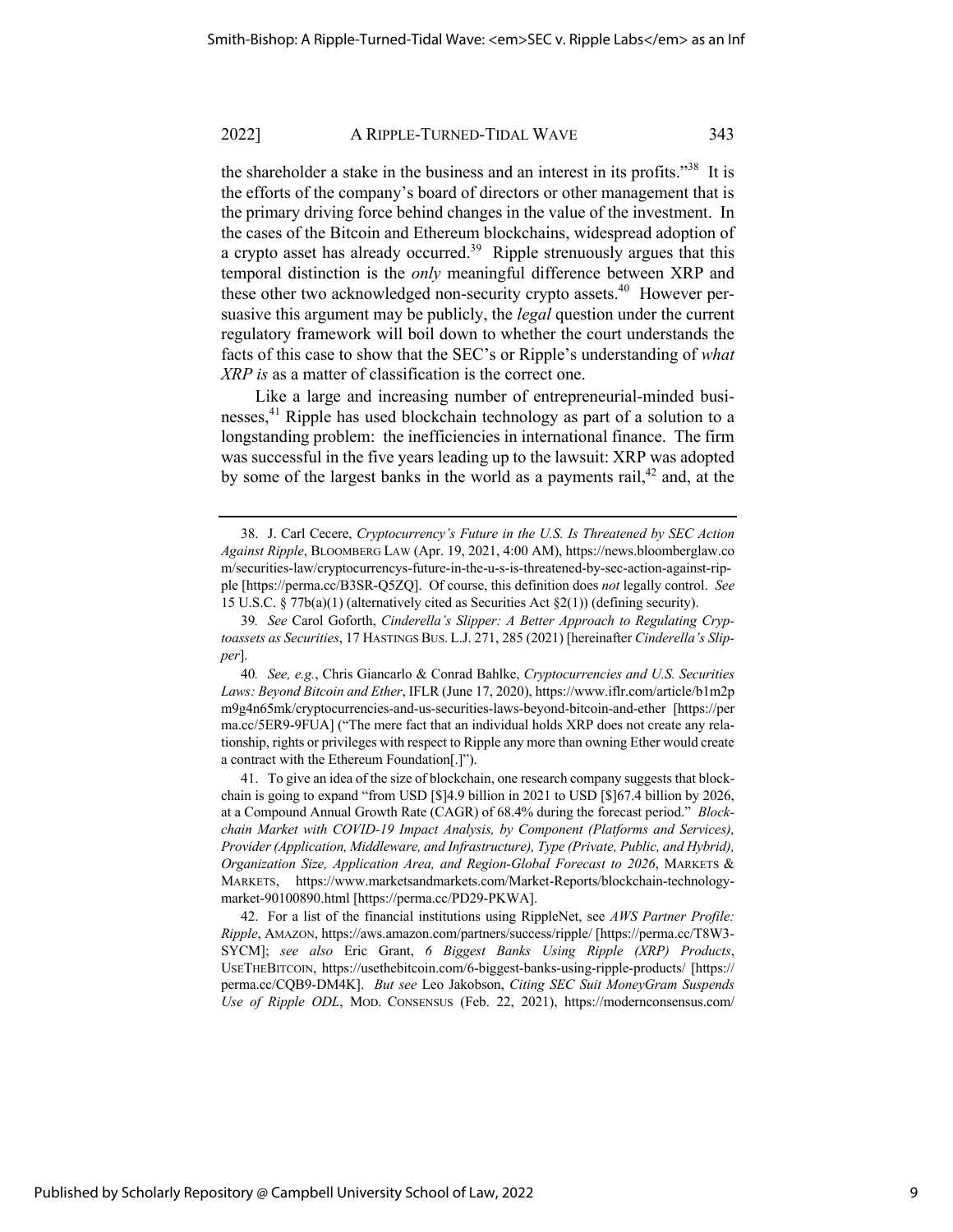the shareholder a stake in the business and an interest in its profits."[38] It is the efforts of the company's board of directors or other management that is the primary driving force behind changes in the value of the investment. In the cases of the Bitcoin and Ethereum blockchains, widespread adoption of a crypto asset has already occurred.[39] Ripple strenuously argues that this temporal distinction is the *only* meaningful difference between XRP and these other two acknowledged non-security crypto assets.[40] However persuasive this argument may be publicly, the *legal* question under the current regulatory framework will boil down to whether the court understands the facts of this case to show that the SEC's or Ripple's understanding of *what XRP is* as a matter of classification is the correct one.

Like a large and increasing number of entrepreneurial-minded businesses,[41] Ripple has used blockchain technology as part of a solution to a longstanding problem: the inefficiencies in international finance. The firm was successful in the five years leading up to the lawsuit: XRP was adopted by some of the largest banks in the world as a payments rail,[42] and, at the

---

38. J. Carl Cecere, *Cryptocurrency's Future in the U.S. Is Threatened by SEC Action Against Ripple*, BLOOMBERG LAW (Apr. 19, 2021, 4:00 AM), https://news.bloomberglaw.com/securities-law/cryptocurrencys-future-in-the-u-s-is-threatened-by-sec-action-against-ripple [https://perma.cc/B3SR-Q5ZQ]. Of course, this definition does *not* legally control. *See* 15 U.S.C. § 77b(a)(1) (alternatively cited as Securities Act §2(1)) (defining security).

39. *See* Carol Goforth, *Cinderella's Slipper: A Better Approach to Regulating Cryptoassets as Securities*, 17 HASTINGS BUS. L.J. 271, 285 (2021) [hereinafter *Cinderella's Slipper*].

40. *See, e.g.*, Chris Giancarlo & Conrad Bahlke, *Cryptocurrencies and U.S. Securities Laws: Beyond Bitcoin and Ether*, IFLR (June 17, 2020), https://www.iflr.com/article/b1m2pm9g4n65mk/cryptocurrencies-and-us-securities-laws-beyond-bitcoin-and-ether [https://perma.cc/5ER9-9FUA] ("The mere fact that an individual holds XRP does not create any relationship, rights or privileges with respect to Ripple any more than owning Ether would create a contract with the Ethereum Foundation[.]").

41. To give an idea of the size of blockchain, one research company suggests that blockchain is going to expand "from USD [$]4.9 billion in 2021 to USD [$]67.4 billion by 2026, at a Compound Annual Growth Rate (CAGR) of 68.4% during the forecast period." *Blockchain Market with COVID-19 Impact Analysis, by Component (Platforms and Services), Provider (Application, Middleware, and Infrastructure), Type (Private, Public, and Hybrid), Organization Size, Application Area, and Region-Global Forecast to 2026*, MARKETS & MARKETS, https://www.marketsandmarkets.com/Market-Reports/blockchain-technology-market-90100890.html [https://perma.cc/PD29-PKWA].

42. For a list of the financial institutions using RippleNet, see *AWS Partner Profile: Ripple*, AMAZON, https://aws.amazon.com/partners/success/ripple/ [https://perma.cc/T8W3-SYCM]; *see also* Eric Grant, *6 Biggest Banks Using Ripple (XRP) Products*, USETHEBITCOIN, https://usethebitcoin.com/6-biggest-banks-using-ripple-products/ [https://perma.cc/CQB9-DM4K]. *But see* Leo Jakobson, *Citing SEC Suit MoneyGram Suspends Use of Ripple ODL*, MOD. CONSENSUS (Feb. 22, 2021), https://modernconsensus.com/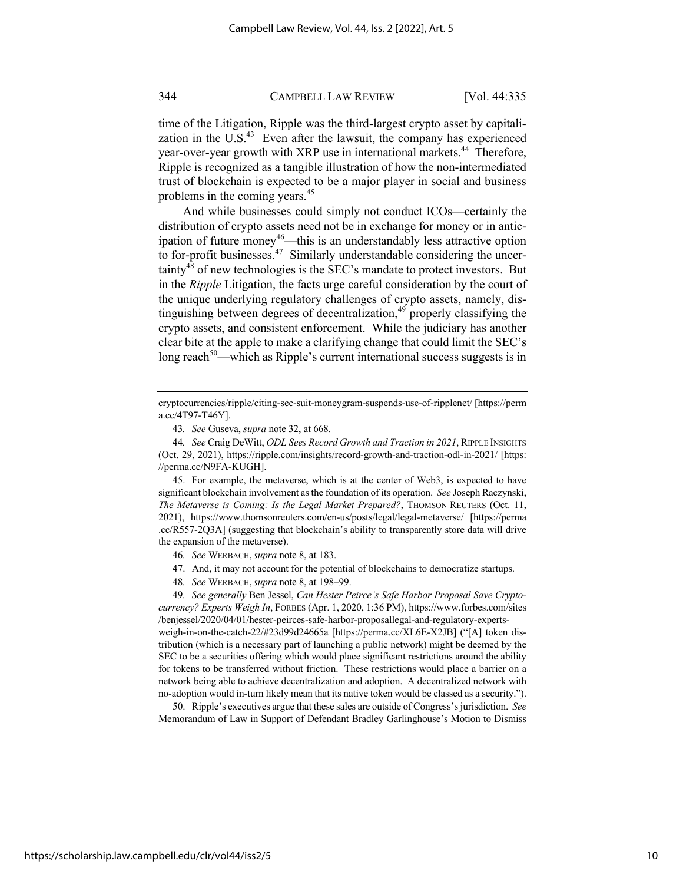time of the Litigation, Ripple was the third-largest crypto asset by capitalization in the U.S.[43] Even after the lawsuit, the company has experienced year-over-year growth with XRP use in international markets.[44] Therefore, Ripple is recognized as a tangible illustration of how the non-intermediated trust of blockchain is expected to be a major player in social and business problems in the coming years.[45]

And while businesses could simply not conduct ICOs—certainly the distribution of crypto assets need not be in exchange for money or in anticipation of future money[46]—this is an understandably less attractive option to for-profit businesses.[47] Similarly understandable considering the uncertainty[48] of new technologies is the SEC's mandate to protect investors. But in the *Ripple* Litigation, the facts urge careful consideration by the court of the unique underlying regulatory challenges of crypto assets, namely, distinguishing between degrees of decentralization,[49] properly classifying the crypto assets, and consistent enforcement. While the judiciary has another clear bite at the apple to make a clarifying change that could limit the SEC's long reach[50]—which as Ripple's current international success suggests is in

---

cryptocurrencies/ripple/citing-sec-suit-moneygram-suspends-use-of-ripplenet/ [https://perma.cc/4T97-T46Y].

43. *See* Guseva, *supra* note 32, at 668.

44. *See* Craig DeWitt, *ODL Sees Record Growth and Traction in 2021*, RIPPLE INSIGHTS (Oct. 29, 2021), https://ripple.com/insights/record-growth-and-traction-odl-in-2021/ [https://perma.cc/N9FA-KUGH].

45. For example, the metaverse, which is at the center of Web3, is expected to have significant blockchain involvement as the foundation of its operation. *See* Joseph Raczynski, *The Metaverse is Coming: Is the Legal Market Prepared?*, THOMSON REUTERS (Oct. 11, 2021), https://www.thomsonreuters.com/en-us/posts/legal/legal-metaverse/ [https://perma.cc/R557-2Q3A] (suggesting that blockchain's ability to transparently store data will drive the expansion of the metaverse).

46. *See* WERBACH, *supra* note 8, at 183.

47. And, it may not account for the potential of blockchains to democratize startups.

48. *See* WERBACH, *supra* note 8, at 198–99.

49. *See generally* Ben Jessel, *Can Hester Peirce's Safe Harbor Proposal Save Cryptocurrency? Experts Weigh In*, FORBES (Apr. 1, 2020, 1:36 PM), https://www.forbes.com/sites/benjessel/2020/04/01/hester-peirces-safe-harbor-proposallegal-and-regulatory-experts-weigh-in-on-the-catch-22/#23d99d24665a [https://perma.cc/XL6E-X2JB] ("[A] token distribution (which is a necessary part of launching a public network) might be deemed by the SEC to be a securities offering which would place significant restrictions around the ability for tokens to be transferred without friction. These restrictions would place a barrier on a network being able to achieve decentralization and adoption. A decentralized network with no-adoption would in-turn likely mean that its native token would be classed as a security.").

50. Ripple's executives argue that these sales are outside of Congress's jurisdiction. *See* Memorandum of Law in Support of Defendant Bradley Garlinghouse's Motion to Dismiss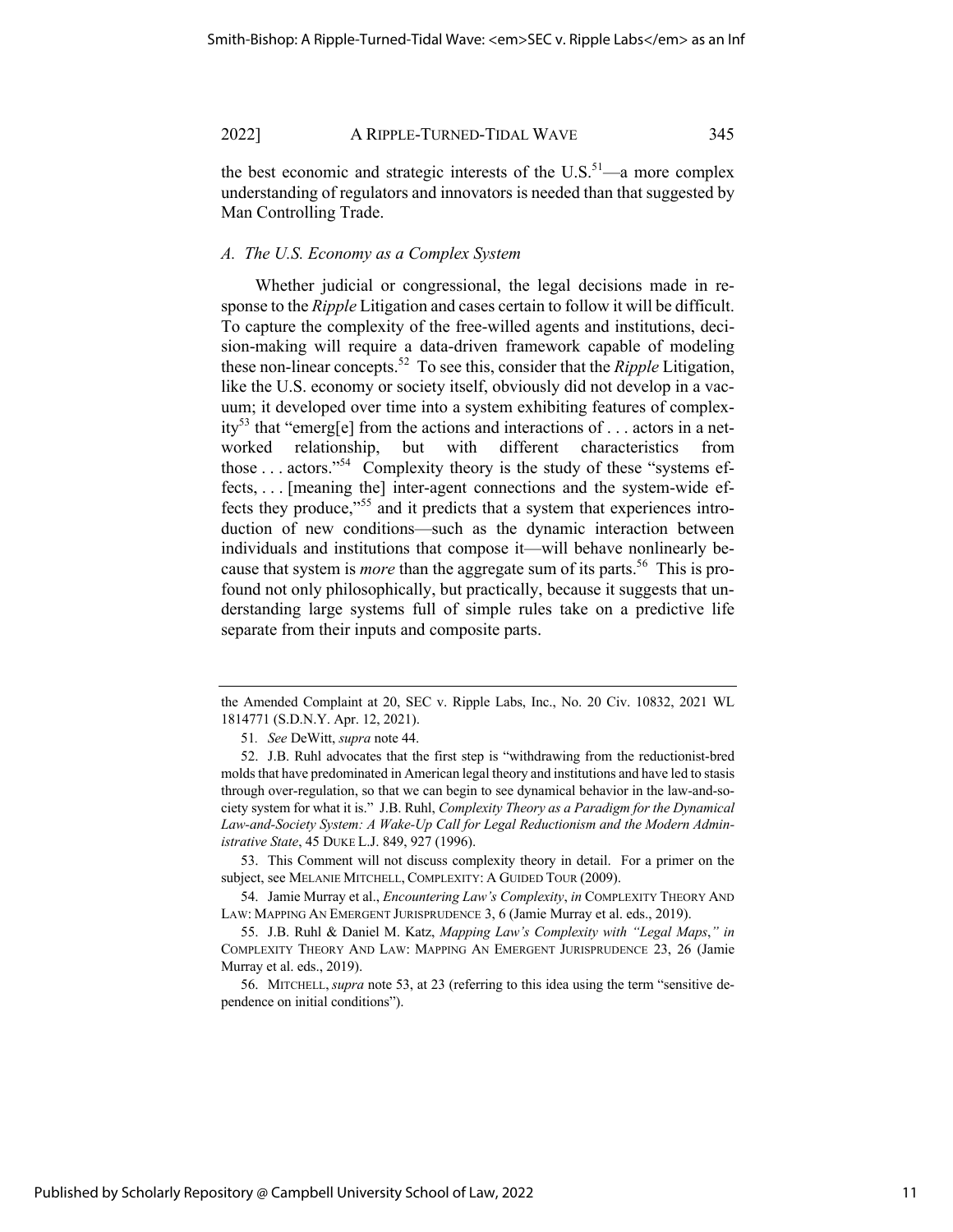the best economic and strategic interests of the U.S.[51]—a more complex understanding of regulators and innovators is needed than that suggested by Man Controlling Trade.

### *A. The U.S. Economy as a Complex System*

Whether judicial or congressional, the legal decisions made in response to the *Ripple* Litigation and cases certain to follow it will be difficult. To capture the complexity of the free-willed agents and institutions, decision-making will require a data-driven framework capable of modeling these non-linear concepts.[52] To see this, consider that the *Ripple* Litigation, like the U.S. economy or society itself, obviously did not develop in a vacuum; it developed over time into a system exhibiting features of complexity[53] that "emerg[e] from the actions and interactions of . . . actors in a networked relationship, but with different characteristics from those . . . actors."[54] Complexity theory is the study of these "systems effects, . . . [meaning the] inter-agent connections and the system-wide effects they produce,"[55] and it predicts that a system that experiences introduction of new conditions—such as the dynamic interaction between individuals and institutions that compose it—will behave nonlinearly because that system is *more* than the aggregate sum of its parts.[56] This is profound not only philosophically, but practically, because it suggests that understanding large systems full of simple rules take on a predictive life separate from their inputs and composite parts.

---

the Amended Complaint at 20, SEC v. Ripple Labs, Inc., No. 20 Civ. 10832, 2021 WL 1814771 (S.D.N.Y. Apr. 12, 2021).

51. *See* DeWitt, *supra* note 44.

52. J.B. Ruhl advocates that the first step is "withdrawing from the reductionist-bred molds that have predominated in American legal theory and institutions and have led to stasis through over-regulation, so that we can begin to see dynamical behavior in the law-and-society system for what it is." J.B. Ruhl, *Complexity Theory as a Paradigm for the Dynamical Law-and-Society System: A Wake-Up Call for Legal Reductionism and the Modern Administrative State*, 45 DUKE L.J. 849, 927 (1996).

53. This Comment will not discuss complexity theory in detail. For a primer on the subject, see MELANIE MITCHELL, COMPLEXITY: A GUIDED TOUR (2009).

54. Jamie Murray et al., *Encountering Law's Complexity*, *in* COMPLEXITY THEORY AND LAW: MAPPING AN EMERGENT JURISPRUDENCE 3, 6 (Jamie Murray et al. eds., 2019).

55. J.B. Ruhl & Daniel M. Katz, *Mapping Law's Complexity with "Legal Maps," in* COMPLEXITY THEORY AND LAW: MAPPING AN EMERGENT JURISPRUDENCE 23, 26 (Jamie Murray et al. eds., 2019).

56. MITCHELL, *supra* note 53, at 23 (referring to this idea using the term "sensitive dependence on initial conditions").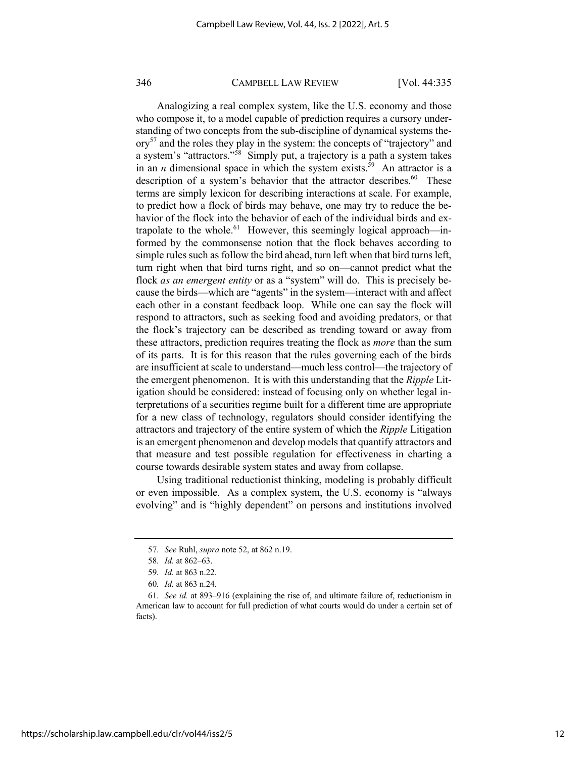Analogizing a real complex system, like the U.S. economy and those who compose it, to a model capable of prediction requires a cursory understanding of two concepts from the sub-discipline of dynamical systems theory[57] and the roles they play in the system: the concepts of "trajectory" and a system's "attractors."[58] Simply put, a trajectory is a path a system takes in an $n$ dimensional space in which the system exists.[59] An attractor is a description of a system's behavior that the attractor describes.[60] These terms are simply lexicon for describing interactions at scale. For example, to predict how a flock of birds may behave, one may try to reduce the behavior of the flock into the behavior of each of the individual birds and extrapolate to the whole.[61] However, this seemingly logical approach—informed by the commonsense notion that the flock behaves according to simple rules such as follow the bird ahead, turn left when that bird turns left, turn right when that bird turns right, and so on—cannot predict what the flock *as an emergent entity* or as a "system" will do. This is precisely because the birds—which are "agents" in the system—interact with and affect each other in a constant feedback loop. While one can say the flock will respond to attractors, such as seeking food and avoiding predators, or that the flock's trajectory can be described as trending toward or away from these attractors, prediction requires treating the flock as *more* than the sum of its parts. It is for this reason that the rules governing each of the birds are insufficient at scale to understand—much less control—the trajectory of the emergent phenomenon. It is with this understanding that the *Ripple* Litigation should be considered: instead of focusing only on whether legal interpretations of a securities regime built for a different time are appropriate for a new class of technology, regulators should consider identifying the attractors and trajectory of the entire system of which the *Ripple* Litigation is an emergent phenomenon and develop models that quantify attractors and that measure and test possible regulation for effectiveness in charting a course towards desirable system states and away from collapse.

Using traditional reductionist thinking, modeling is probably difficult or even impossible. As a complex system, the U.S. economy is "always evolving" and is "highly dependent" on persons and institutions involved

---

57. *See* Ruhl, *supra* note 52, at 862 n.19.

58. *Id.* at 862–63.

59. *Id.* at 863 n.22.

60. *Id.* at 863 n.24.

61. *See id.* at 893–916 (explaining the rise of, and ultimate failure of, reductionism in American law to account for full prediction of what courts would do under a certain set of facts).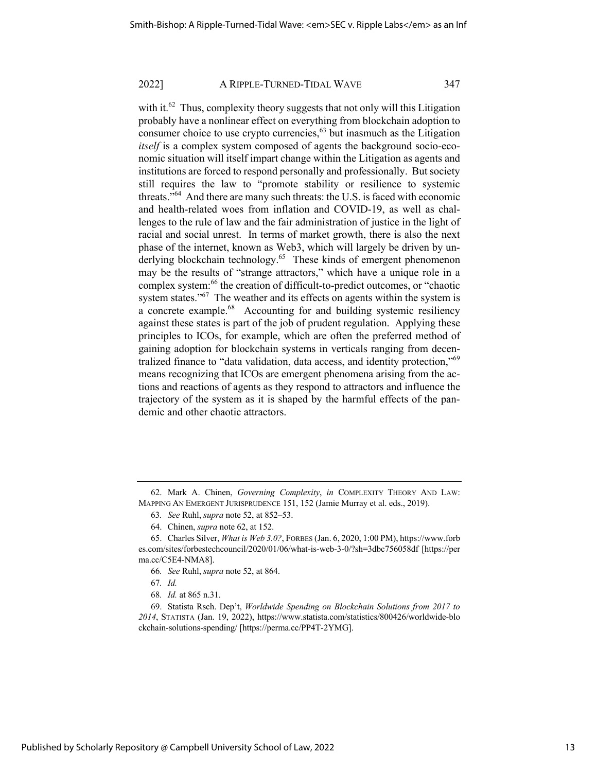with it.[62] Thus, complexity theory suggests that not only will this Litigation probably have a nonlinear effect on everything from blockchain adoption to consumer choice to use crypto currencies,[63] but inasmuch as the Litigation *itself* is a complex system composed of agents the background socio-economic situation will itself impart change within the Litigation as agents and institutions are forced to respond personally and professionally. But society still requires the law to "promote stability or resilience to systemic threats."[64] And there are many such threats: the U.S. is faced with economic and health-related woes from inflation and COVID-19, as well as challenges to the rule of law and the fair administration of justice in the light of racial and social unrest. In terms of market growth, there is also the next phase of the internet, known as Web3, which will largely be driven by underlying blockchain technology.[65] These kinds of emergent phenomenon may be the results of "strange attractors," which have a unique role in a complex system:[66] the creation of difficult-to-predict outcomes, or "chaotic system states."[67] The weather and its effects on agents within the system is a concrete example.[68] Accounting for and building systemic resiliency against these states is part of the job of prudent regulation. Applying these principles to ICOs, for example, which are often the preferred method of gaining adoption for blockchain systems in verticals ranging from decentralized finance to "data validation, data access, and identity protection,"[69] means recognizing that ICOs are emergent phenomena arising from the actions and reactions of agents as they respond to attractors and influence the trajectory of the system as it is shaped by the harmful effects of the pandemic and other chaotic attractors.

---

62. Mark A. Chinen, *Governing Complexity*, *in* COMPLEXITY THEORY AND LAW: MAPPING AN EMERGENT JURISPRUDENCE 151, 152 (Jamie Murray et al. eds., 2019).

63. *See* Ruhl, *supra* note 52, at 852–53.

64. Chinen, *supra* note 62, at 152.

65. Charles Silver, *What is Web 3.0?*, FORBES (Jan. 6, 2020, 1:00 PM), https://www.forbes.com/sites/forbestechcouncil/2020/01/06/what-is-web-3-0/?sh=3dbc756058df [https://perma.cc/C5E4-NMA8].

66. *See* Ruhl, *supra* note 52, at 864.

67. *Id.*

68. *Id.* at 865 n.31.

69. Statista Rsch. Dep't, *Worldwide Spending on Blockchain Solutions from 2017 to 2014*, STATISTA (Jan. 19, 2022), https://www.statista.com/statistics/800426/worldwide-blockchain-solutions-spending/ [https://perma.cc/PP4T-2YMG].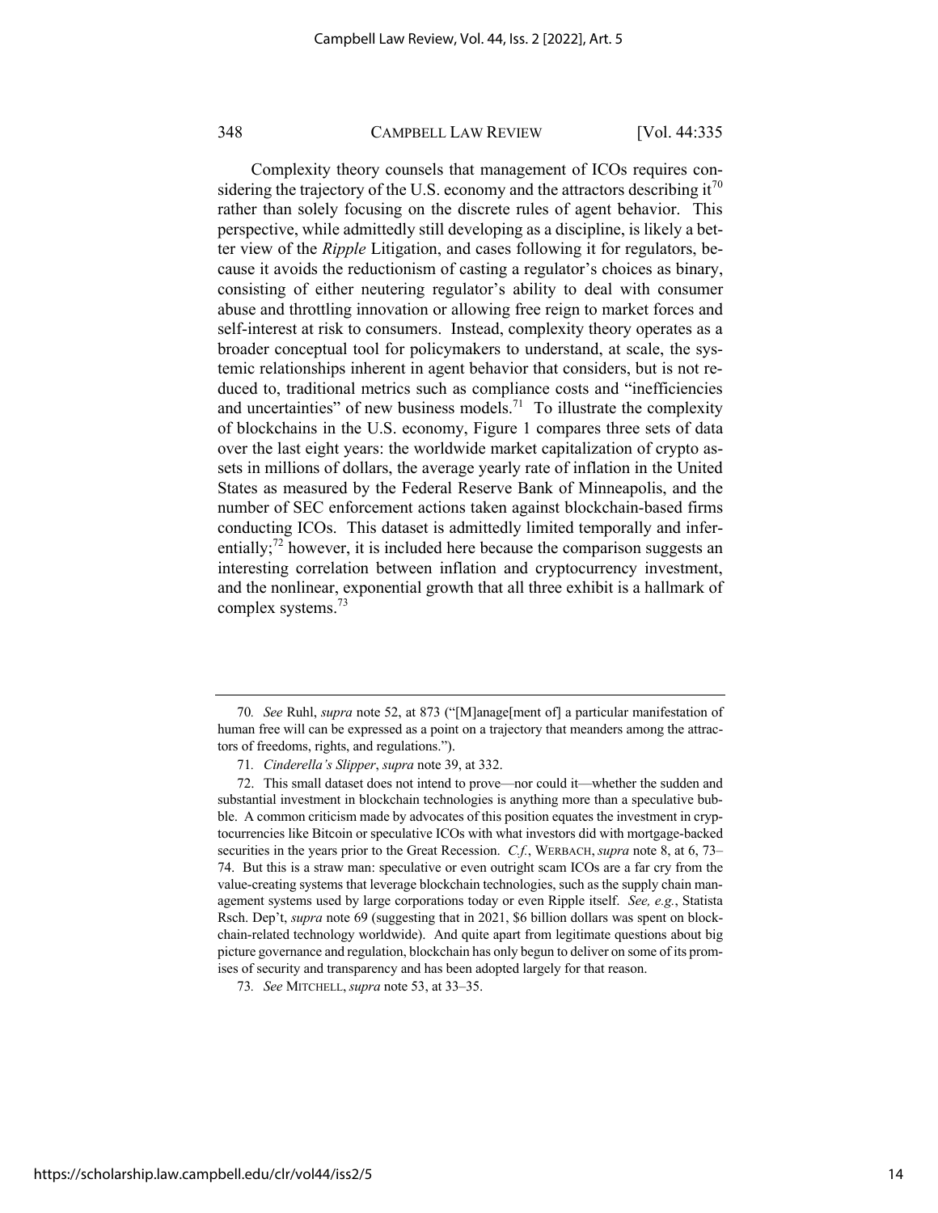Complexity theory counsels that management of ICOs requires considering the trajectory of the U.S. economy and the attractors describing it[70] rather than solely focusing on the discrete rules of agent behavior. This perspective, while admittedly still developing as a discipline, is likely a better view of the *Ripple* Litigation, and cases following it for regulators, because it avoids the reductionism of casting a regulator's choices as binary, consisting of either neutering regulator's ability to deal with consumer abuse and throttling innovation or allowing free reign to market forces and self-interest at risk to consumers. Instead, complexity theory operates as a broader conceptual tool for policymakers to understand, at scale, the systemic relationships inherent in agent behavior that considers, but is not reduced to, traditional metrics such as compliance costs and "inefficiencies and uncertainties" of new business models.[71] To illustrate the complexity of blockchains in the U.S. economy, Figure 1 compares three sets of data over the last eight years: the worldwide market capitalization of crypto assets in millions of dollars, the average yearly rate of inflation in the United States as measured by the Federal Reserve Bank of Minneapolis, and the number of SEC enforcement actions taken against blockchain-based firms conducting ICOs. This dataset is admittedly limited temporally and inferentially;[72] however, it is included here because the comparison suggests an interesting correlation between inflation and cryptocurrency investment, and the nonlinear, exponential growth that all three exhibit is a hallmark of complex systems.[73]

---

70. *See* Ruhl, *supra* note 52, at 873 ("[M]anage[ment of] a particular manifestation of human free will can be expressed as a point on a trajectory that meanders among the attractors of freedoms, rights, and regulations.").

71. *Cinderella's Slipper*, *supra* note 39, at 332.

72. This small dataset does not intend to prove—nor could it—whether the sudden and substantial investment in blockchain technologies is anything more than a speculative bubble. A common criticism made by advocates of this position equates the investment in cryptocurrencies like Bitcoin or speculative ICOs with what investors did with mortgage-backed securities in the years prior to the Great Recession. *C.f.*, WERBACH, *supra* note 8, at 6, 73–74. But this is a straw man: speculative or even outright scam ICOs are a far cry from the value-creating systems that leverage blockchain technologies, such as the supply chain management systems used by large corporations today or even Ripple itself. *See, e.g.*, Statista Rsch. Dep't, *supra* note 69 (suggesting that in 2021, $6 billion dollars was spent on blockchain-related technology worldwide). And quite apart from legitimate questions about big picture governance and regulation, blockchain has only begun to deliver on some of its promises of security and transparency and has been adopted largely for that reason.

73. *See* MITCHELL, *supra* note 53, at 33–35.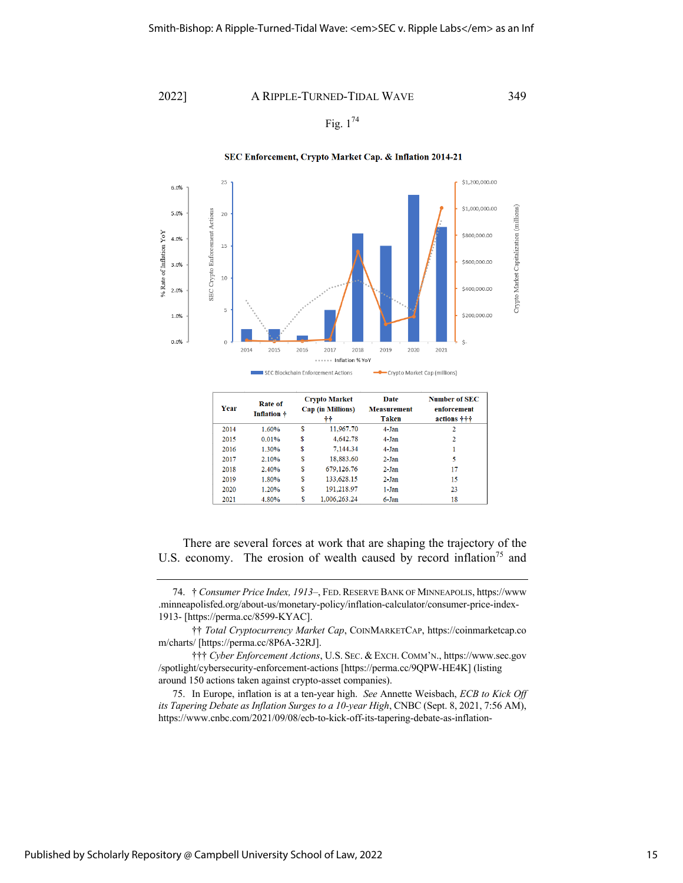Fig. 1[74]

**SEC Enforcement, Crypto Market Cap. & Inflation 2014-21**

| Year | Rate of Inflation † | Crypto Market Cap (in Millions) †† | Date Measurement Taken | Number of SEC enforcement actions ††† |
|---|---|---|---|---|
| 2014 | 1.60% | $ 11,967.70 | 4-Jan | 2 |
| 2015 | 0.01% | $ 4,642.78 | 4-Jan | 2 |
| 2016 | 1.30% | $ 7,144.34 | 4-Jan | 1 |
| 2017 | 2.10% | $ 18,883.60 | 2-Jan | 5 |
| 2018 | 2.40% | $ 679,126.76 | 2-Jan | 17 |
| 2019 | 1.80% | $ 133,628.15 | 2-Jan | 15 |
| 2020 | 1.20% | $ 191,218.97 | 1-Jan | 23 |
| 2021 | 4.80% | $ 1,006,263.24 | 6-Jan | 18 |

There are several forces at work that are shaping the trajectory of the U.S. economy. The erosion of wealth caused by record inflation[75] and

---

74. † *Consumer Price Index, 1913–*, FED. RESERVE BANK OF MINNEAPOLIS, https://www.minneapolisfed.org/about-us/monetary-policy/inflation-calculator/consumer-price-index-1913- [https://perma.cc/8599-KYAC].

†† *Total Cryptocurrency Market Cap*, COINMARKETCAP, https://coinmarketcap.com/charts/ [https://perma.cc/8P6A-32RJ].

††† *Cyber Enforcement Actions*, U.S. SEC. & EXCH. COMM'N., https://www.sec.gov/spotlight/cybersecurity-enforcement-actions [https://perma.cc/9QPW-HE4K] (listing around 150 actions taken against crypto-asset companies).

75. In Europe, inflation is at a ten-year high. *See* Annette Weisbach, *ECB to Kick Off its Tapering Debate as Inflation Surges to a 10-year High*, CNBC (Sept. 8, 2021, 7:56 AM), https://www.cnbc.com/2021/09/08/ecb-to-kick-off-its-tapering-debate-as-inflation-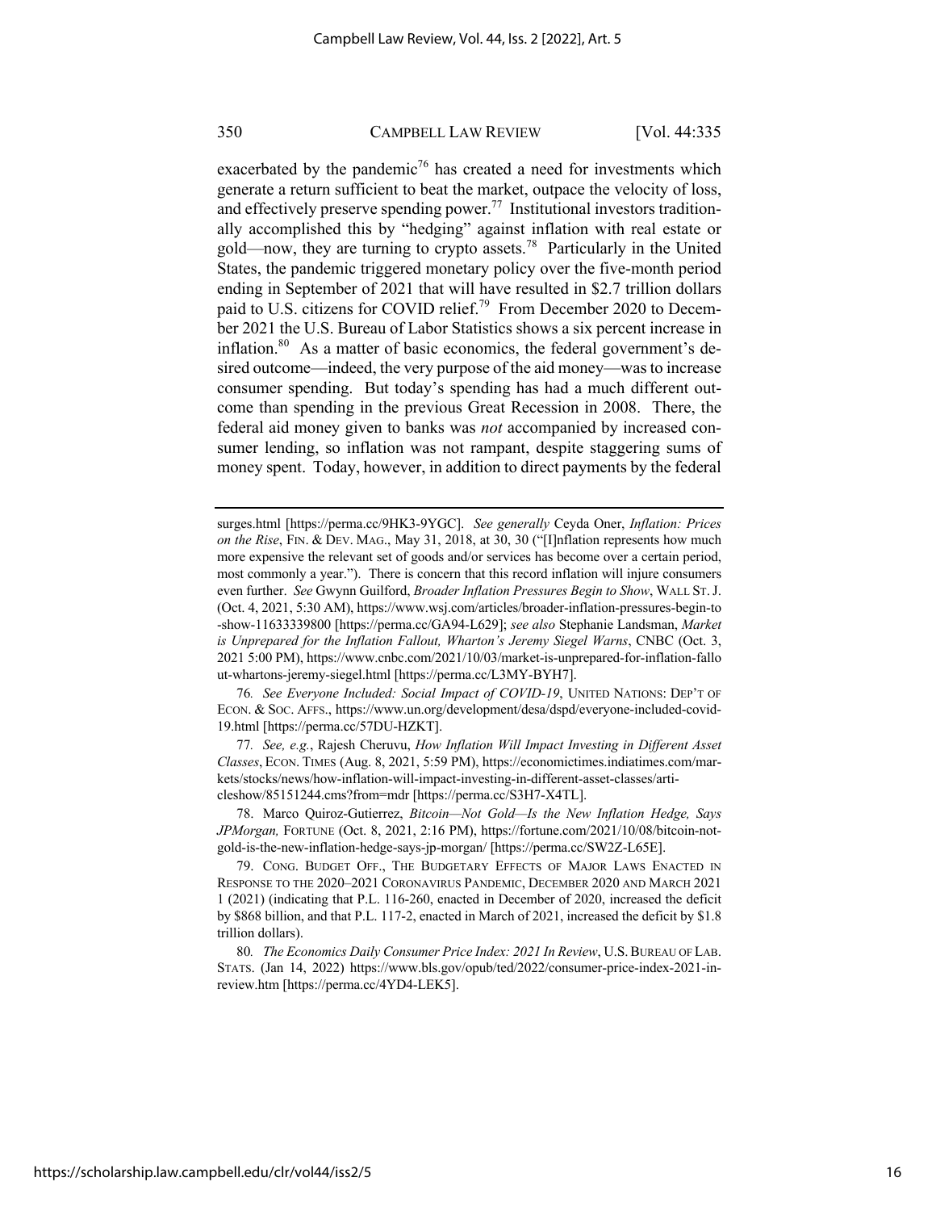exacerbated by the pandemic[76] has created a need for investments which generate a return sufficient to beat the market, outpace the velocity of loss, and effectively preserve spending power.[77] Institutional investors traditionally accomplished this by "hedging" against inflation with real estate or gold—now, they are turning to crypto assets.[78] Particularly in the United States, the pandemic triggered monetary policy over the five-month period ending in September of 2021 that will have resulted in $2.7 trillion dollars paid to U.S. citizens for COVID relief.[79] From December 2020 to December 2021 the U.S. Bureau of Labor Statistics shows a six percent increase in inflation.[80] As a matter of basic economics, the federal government's desired outcome—indeed, the very purpose of the aid money—was to increase consumer spending. But today's spending has had a much different outcome than spending in the previous Great Recession in 2008. There, the federal aid money given to banks was *not* accompanied by increased consumer lending, so inflation was not rampant, despite staggering sums of money spent. Today, however, in addition to direct payments by the federal

---

surges.html [https://perma.cc/9HK3-9YGC]. *See generally* Ceyda Oner, *Inflation: Prices on the Rise*, FIN. & DEV. MAG., May 31, 2018, at 30, 30 ("[I]nflation represents how much more expensive the relevant set of goods and/or services has become over a certain period, most commonly a year."). There is concern that this record inflation will injure consumers even further. *See* Gwynn Guilford, *Broader Inflation Pressures Begin to Show*, WALL ST. J. (Oct. 4, 2021, 5:30 AM), https://www.wsj.com/articles/broader-inflation-pressures-begin-to-show-11633339800 [https://perma.cc/GA94-L629]; *see also* Stephanie Landsman, *Market is Unprepared for the Inflation Fallout, Wharton's Jeremy Siegel Warns*, CNBC (Oct. 3, 2021 5:00 PM), https://www.cnbc.com/2021/10/03/market-is-unprepared-for-inflation-fallout-whartons-jeremy-siegel.html [https://perma.cc/L3MY-BYH7].

76. *See Everyone Included: Social Impact of COVID-19*, UNITED NATIONS: DEP'T OF ECON. & SOC. AFFS., https://www.un.org/development/desa/dspd/everyone-included-covid-19.html [https://perma.cc/57DU-HZKT].

77. *See, e.g.*, Rajesh Cheruvu, *How Inflation Will Impact Investing in Different Asset Classes*, ECON. TIMES (Aug. 8, 2021, 5:59 PM), https://economictimes.indiatimes.com/markets/stocks/news/how-inflation-will-impact-investing-in-different-asset-classes/articleshow/85151244.cms?from=mdr [https://perma.cc/S3H7-X4TL].

78. Marco Quiroz-Gutierrez, *Bitcoin—Not Gold—Is the New Inflation Hedge, Says JPMorgan,* FORTUNE (Oct. 8, 2021, 2:16 PM), https://fortune.com/2021/10/08/bitcoin-not-gold-is-the-new-inflation-hedge-says-jp-morgan/ [https://perma.cc/SW2Z-L65E].

79. CONG. BUDGET OFF., THE BUDGETARY EFFECTS OF MAJOR LAWS ENACTED IN RESPONSE TO THE 2020–2021 CORONAVIRUS PANDEMIC, DECEMBER 2020 AND MARCH 2021 1 (2021) (indicating that P.L. 116-260, enacted in December of 2020, increased the deficit by $868 billion, and that P.L. 117-2, enacted in March of 2021, increased the deficit by $1.8 trillion dollars).

80. *The Economics Daily Consumer Price Index: 2021 In Review*, U.S. BUREAU OF LAB. STATS. (Jan 14, 2022) https://www.bls.gov/opub/ted/2022/consumer-price-index-2021-in-review.htm [https://perma.cc/4YD4-LEK5].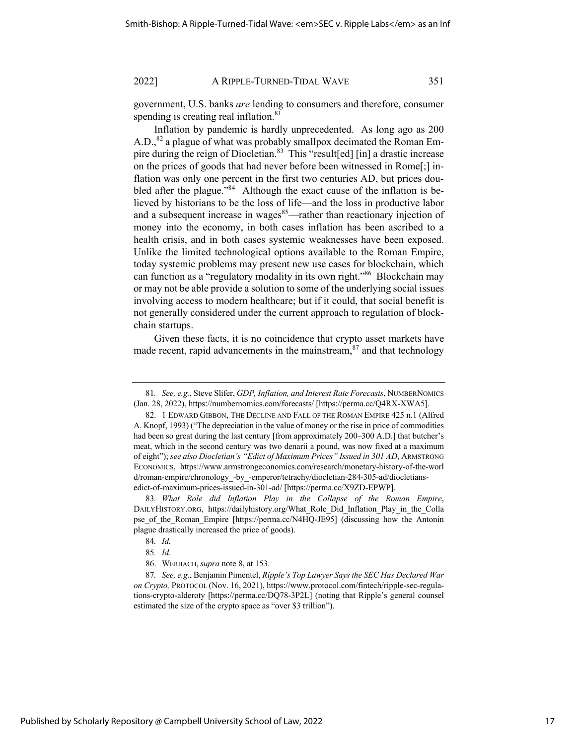government, U.S. banks *are* lending to consumers and therefore, consumer spending is creating real inflation.[81]

Inflation by pandemic is hardly unprecedented. As long ago as 200 A.D.,[82] a plague of what was probably smallpox decimated the Roman Empire during the reign of Diocletian.[83] This "result[ed] [in] a drastic increase on the prices of goods that had never before been witnessed in Rome[;] inflation was only one percent in the first two centuries AD, but prices doubled after the plague."[84] Although the exact cause of the inflation is believed by historians to be the loss of life—and the loss in productive labor and a subsequent increase in wages[85]—rather than reactionary injection of money into the economy, in both cases inflation has been ascribed to a health crisis, and in both cases systemic weaknesses have been exposed. Unlike the limited technological options available to the Roman Empire, today systemic problems may present new use cases for blockchain, which can function as a "regulatory modality in its own right."[86] Blockchain may or may not be able provide a solution to some of the underlying social issues involving access to modern healthcare; but if it could, that social benefit is not generally considered under the current approach to regulation of blockchain startups.

Given these facts, it is no coincidence that crypto asset markets have made recent, rapid advancements in the mainstream,[87] and that technology

---

81. *See, e.g.*, Steve Slifer, *GDP, Inflation, and Interest Rate Forecasts*, NUMBERNOMICS (Jan. 28, 2022), https://numbernomics.com/forecasts/ [https://perma.cc/Q4RX-XWA5].

82. 1 EDWARD GIBBON, THE DECLINE AND FALL OF THE ROMAN EMPIRE 425 n.1 (Alfred A. Knopf, 1993) ("The depreciation in the value of money or the rise in price of commodities had been so great during the last century [from approximately 200–300 A.D.] that butcher's meat, which in the second century was two denarii a pound, was now fixed at a maximum of eight"); *see also Diocletian's "Edict of Maximum Prices" Issued in 301 AD*, ARMSTRONG ECONOMICS, https://www.armstrongeconomics.com/research/monetary-history-of-the-world/roman-empire/chronology_-by_-emperor/tetrachy/diocletian-284-305-ad/diocletians-edict-of-maximum-prices-issued-in-301-ad/ [https://perma.cc/X9ZD-EPWP].

83. *What Role did Inflation Play in the Collapse of the Roman Empire*, DAILYHISTORY.ORG, https://dailyhistory.org/What_Role_Did_Inflation_Play_in_the_Collapse_of_the_Roman_Empire [https://perma.cc/N4HQ-JE95] (discussing how the Antonin plague drastically increased the price of goods).

84. *Id.*

85. *Id.*

86. WERBACH, *supra* note 8, at 153.

87. *See, e.g.*, Benjamin Pimentel, *Ripple's Top Lawyer Says the SEC Has Declared War on Crypto,* PROTOCOL (Nov. 16, 2021), https://www.protocol.com/fintech/ripple-sec-regulations-crypto-alderoty [https://perma.cc/DQ78-3P2L] (noting that Ripple's general counsel estimated the size of the crypto space as "over $3 trillion").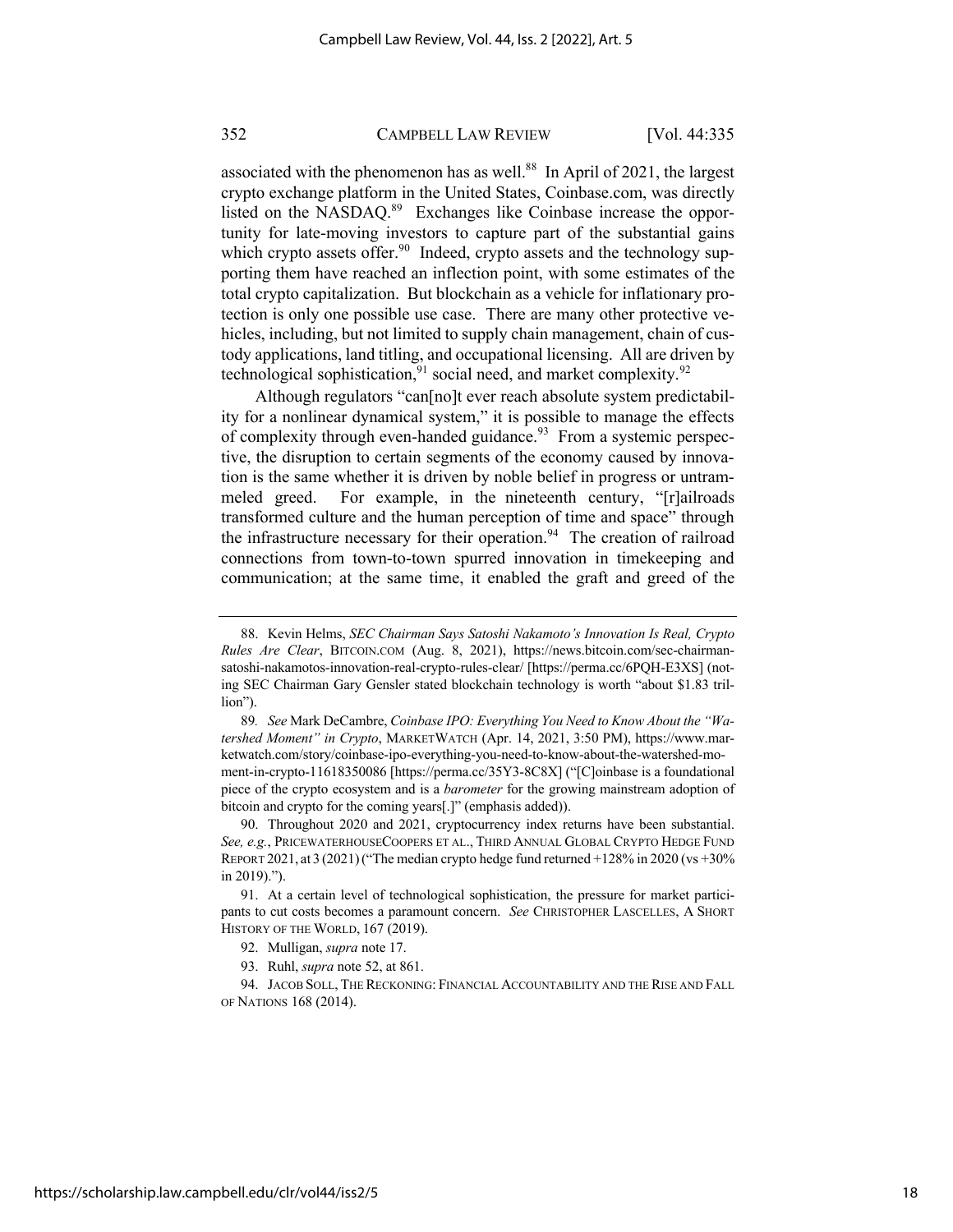associated with the phenomenon has as well.[88] In April of 2021, the largest crypto exchange platform in the United States, Coinbase.com, was directly listed on the NASDAQ.[89] Exchanges like Coinbase increase the opportunity for late-moving investors to capture part of the substantial gains which crypto assets offer.[90] Indeed, crypto assets and the technology supporting them have reached an inflection point, with some estimates of the total crypto capitalization. But blockchain as a vehicle for inflationary protection is only one possible use case. There are many other protective vehicles, including, but not limited to supply chain management, chain of custody applications, land titling, and occupational licensing. All are driven by technological sophistication,[91] social need, and market complexity.[92]

Although regulators "can[no]t ever reach absolute system predictability for a nonlinear dynamical system," it is possible to manage the effects of complexity through even-handed guidance.[93] From a systemic perspective, the disruption to certain segments of the economy caused by innovation is the same whether it is driven by noble belief in progress or untrammeled greed. For example, in the nineteenth century, "[r]ailroads transformed culture and the human perception of time and space" through the infrastructure necessary for their operation.[94] The creation of railroad connections from town-to-town spurred innovation in timekeeping and communication; at the same time, it enabled the graft and greed of the

---

88. Kevin Helms, *SEC Chairman Says Satoshi Nakamoto's Innovation Is Real, Crypto Rules Are Clear*, BITCOIN.COM (Aug. 8, 2021), https://news.bitcoin.com/sec-chairman-satoshi-nakamotos-innovation-real-crypto-rules-clear/ [https://perma.cc/6PQH-E3XS] (noting SEC Chairman Gary Gensler stated blockchain technology is worth "about $1.83 trillion").

89. *See* Mark DeCambre, *Coinbase IPO: Everything You Need to Know About the "Watershed Moment" in Crypto*, MARKETWATCH (Apr. 14, 2021, 3:50 PM), https://www.marketwatch.com/story/coinbase-ipo-everything-you-need-to-know-about-the-watershed-moment-in-crypto-11618350086 [https://perma.cc/35Y3-8C8X] ("[C]oinbase is a foundational piece of the crypto ecosystem and is a *barometer* for the growing mainstream adoption of bitcoin and crypto for the coming years[.]" (emphasis added)).

90. Throughout 2020 and 2021, cryptocurrency index returns have been substantial. *See, e.g.*, PRICEWATERHOUSECOOPERS ET AL., THIRD ANNUAL GLOBAL CRYPTO HEDGE FUND REPORT 2021, at 3 (2021) ("The median crypto hedge fund returned +128% in 2020 (vs +30% in 2019).").

91. At a certain level of technological sophistication, the pressure for market participants to cut costs becomes a paramount concern. *See* CHRISTOPHER LASCELLES, A SHORT HISTORY OF THE WORLD, 167 (2019).

92. Mulligan, *supra* note 17.

93. Ruhl, *supra* note 52, at 861.

94. JACOB SOLL, THE RECKONING: FINANCIAL ACCOUNTABILITY AND THE RISE AND FALL OF NATIONS 168 (2014).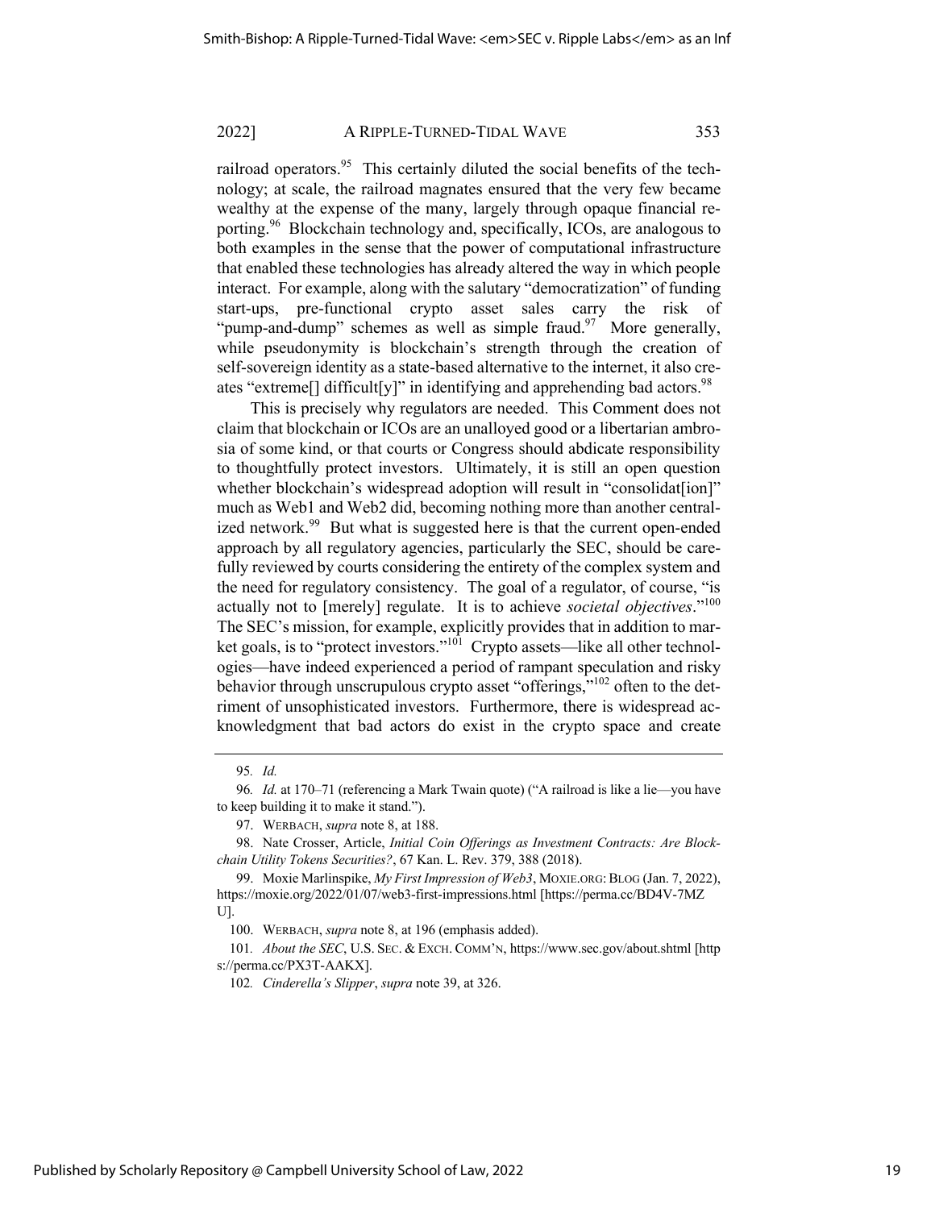railroad operators.[95] This certainly diluted the social benefits of the technology; at scale, the railroad magnates ensured that the very few became wealthy at the expense of the many, largely through opaque financial reporting.[96] Blockchain technology and, specifically, ICOs, are analogous to both examples in the sense that the power of computational infrastructure that enabled these technologies has already altered the way in which people interact. For example, along with the salutary "democratization" of funding start-ups, pre-functional crypto asset sales carry the risk of "pump-and-dump" schemes as well as simple fraud.[97] More generally, while pseudonymity is blockchain's strength through the creation of self-sovereign identity as a state-based alternative to the internet, it also creates "extreme[] difficult[y]" in identifying and apprehending bad actors.[98]

This is precisely why regulators are needed. This Comment does not claim that blockchain or ICOs are an unalloyed good or a libertarian ambrosia of some kind, or that courts or Congress should abdicate responsibility to thoughtfully protect investors. Ultimately, it is still an open question whether blockchain's widespread adoption will result in "consolidat[ion]" much as Web1 and Web2 did, becoming nothing more than another centralized network.[99] But what is suggested here is that the current open-ended approach by all regulatory agencies, particularly the SEC, should be carefully reviewed by courts considering the entirety of the complex system and the need for regulatory consistency. The goal of a regulator, of course, "is actually not to [merely] regulate. It is to achieve *societal objectives*."[100] The SEC's mission, for example, explicitly provides that in addition to market goals, is to "protect investors."[101] Crypto assets—like all other technologies—have indeed experienced a period of rampant speculation and risky behavior through unscrupulous crypto asset "offerings,"[102] often to the detriment of unsophisticated investors. Furthermore, there is widespread acknowledgment that bad actors do exist in the crypto space and create

---

95. *Id.*

96. *Id.* at 170–71 (referencing a Mark Twain quote) ("A railroad is like a lie—you have to keep building it to make it stand.").

97. WERBACH, *supra* note 8, at 188.

98. Nate Crosser, Article, *Initial Coin Offerings as Investment Contracts: Are Blockchain Utility Tokens Securities?*, 67 Kan. L. Rev. 379, 388 (2018).

99. Moxie Marlinspike, *My First Impression of Web3*, MOXIE.ORG: BLOG (Jan. 7, 2022), https://moxie.org/2022/01/07/web3-first-impressions.html [https://perma.cc/BD4V-7MZU].

100. WERBACH, *supra* note 8, at 196 (emphasis added).

101. *About the SEC*, U.S. SEC. & EXCH. COMM'N, https://www.sec.gov/about.shtml [https://perma.cc/PX3T-AAKX].

102. *Cinderella's Slipper*, *supra* note 39, at 326.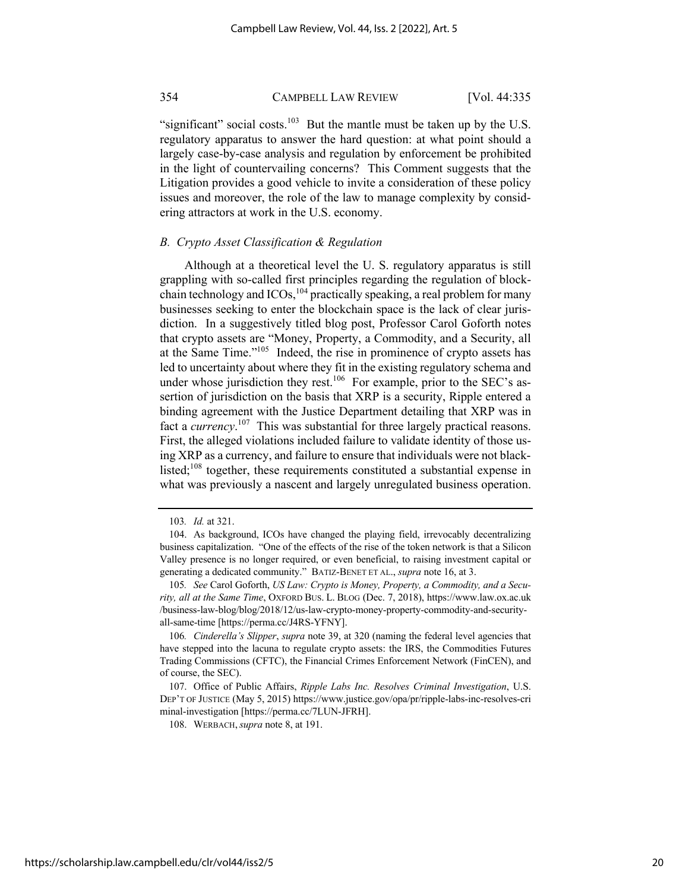"significant" social costs.[103] But the mantle must be taken up by the U.S. regulatory apparatus to answer the hard question: at what point should a largely case-by-case analysis and regulation by enforcement be prohibited in the light of countervailing concerns? This Comment suggests that the Litigation provides a good vehicle to invite a consideration of these policy issues and moreover, the role of the law to manage complexity by considering attractors at work in the U.S. economy.

### *B. Crypto Asset Classification & Regulation*

Although at a theoretical level the U. S. regulatory apparatus is still grappling with so-called first principles regarding the regulation of blockchain technology and ICOs,[104] practically speaking, a real problem for many businesses seeking to enter the blockchain space is the lack of clear jurisdiction. In a suggestively titled blog post, Professor Carol Goforth notes that crypto assets are "Money, Property, a Commodity, and a Security, all at the Same Time."[105] Indeed, the rise in prominence of crypto assets has led to uncertainty about where they fit in the existing regulatory schema and under whose jurisdiction they rest.[106] For example, prior to the SEC's assertion of jurisdiction on the basis that XRP is a security, Ripple entered a binding agreement with the Justice Department detailing that XRP was in fact a *currency*.[107] This was substantial for three largely practical reasons. First, the alleged violations included failure to validate identity of those using XRP as a currency, and failure to ensure that individuals were not blacklisted;[108] together, these requirements constituted a substantial expense in what was previously a nascent and largely unregulated business operation.

---

103. *Id.* at 321.

104. As background, ICOs have changed the playing field, irrevocably decentralizing business capitalization. "One of the effects of the rise of the token network is that a Silicon Valley presence is no longer required, or even beneficial, to raising investment capital or generating a dedicated community." BATIZ-BENET ET AL., *supra* note 16, at 3.

105. *See* Carol Goforth, *US Law: Crypto is Money, Property, a Commodity, and a Security, all at the Same Time*, OXFORD BUS. L. BLOG (Dec. 7, 2018), https://www.law.ox.ac.uk/business-law-blog/blog/2018/12/us-law-crypto-money-property-commodity-and-security-all-same-time [https://perma.cc/J4RS-YFNY].

106. *Cinderella's Slipper*, *supra* note 39, at 320 (naming the federal level agencies that have stepped into the lacuna to regulate crypto assets: the IRS, the Commodities Futures Trading Commissions (CFTC), the Financial Crimes Enforcement Network (FinCEN), and of course, the SEC).

107. Office of Public Affairs, *Ripple Labs Inc. Resolves Criminal Investigation*, U.S. DEP'T OF JUSTICE (May 5, 2015) https://www.justice.gov/opa/pr/ripple-labs-inc-resolves-criminal-investigation [https://perma.cc/7LUN-JFRH].

108. WERBACH, *supra* note 8, at 191.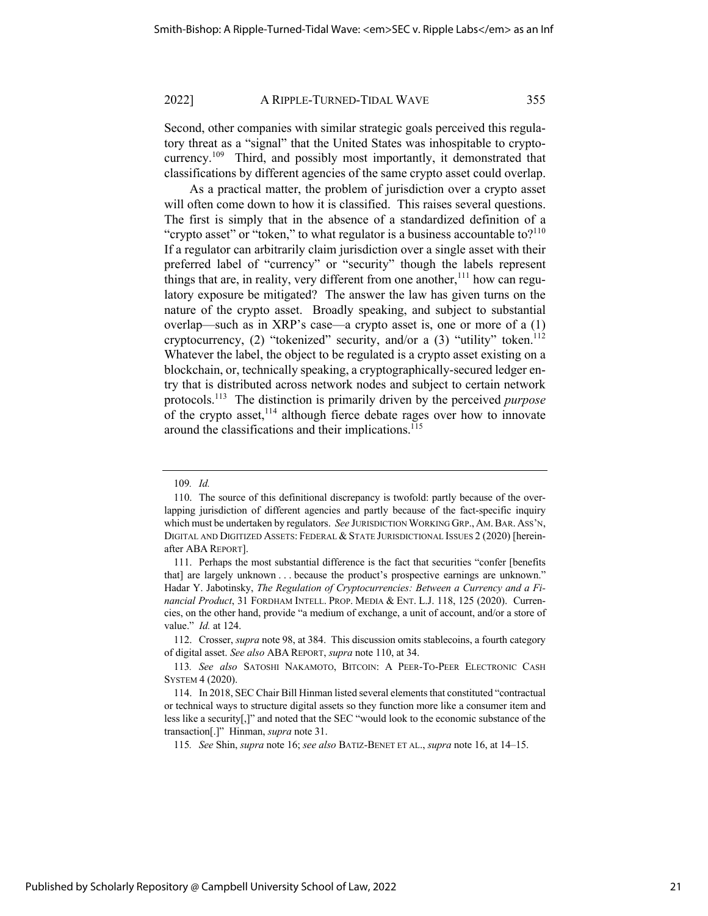Second, other companies with similar strategic goals perceived this regulatory threat as a "signal" that the United States was inhospitable to cryptocurrency.[109] Third, and possibly most importantly, it demonstrated that classifications by different agencies of the same crypto asset could overlap.

As a practical matter, the problem of jurisdiction over a crypto asset will often come down to how it is classified. This raises several questions. The first is simply that in the absence of a standardized definition of a "crypto asset" or "token," to what regulator is a business accountable to?[110] If a regulator can arbitrarily claim jurisdiction over a single asset with their preferred label of "currency" or "security" though the labels represent things that are, in reality, very different from one another,[111] how can regulatory exposure be mitigated? The answer the law has given turns on the nature of the crypto asset. Broadly speaking, and subject to substantial overlap—such as in XRP's case—a crypto asset is, one or more of a (1) cryptocurrency, (2) "tokenized" security, and/or a (3) "utility" token.[112] Whatever the label, the object to be regulated is a crypto asset existing on a blockchain, or, technically speaking, a cryptographically-secured ledger entry that is distributed across network nodes and subject to certain network protocols.[113] The distinction is primarily driven by the perceived *purpose* of the crypto asset,[114] although fierce debate rages over how to innovate around the classifications and their implications.[115]

---

109. *Id.*

110. The source of this definitional discrepancy is twofold: partly because of the overlapping jurisdiction of different agencies and partly because of the fact-specific inquiry which must be undertaken by regulators. *See* JURISDICTION WORKING GRP., AM. BAR. ASS'N, DIGITAL AND DIGITIZED ASSETS: FEDERAL & STATE JURISDICTIONAL ISSUES 2 (2020) [hereinafter ABA REPORT].

111. Perhaps the most substantial difference is the fact that securities "confer [benefits that] are largely unknown . . . because the product's prospective earnings are unknown." Hadar Y. Jabotinsky, *The Regulation of Cryptocurrencies: Between a Currency and a Financial Product*, 31 FORDHAM INTELL. PROP. MEDIA & ENT. L.J. 118, 125 (2020). Currencies, on the other hand, provide "a medium of exchange, a unit of account, and/or a store of value." *Id.* at 124.

112. Crosser, *supra* note 98, at 384. This discussion omits stablecoins, a fourth category of digital asset. *See also* ABA REPORT, *supra* note 110, at 34.

113. *See also* SATOSHI NAKAMOTO, BITCOIN: A PEER-TO-PEER ELECTRONIC CASH SYSTEM 4 (2020).

114. In 2018, SEC Chair Bill Hinman listed several elements that constituted "contractual or technical ways to structure digital assets so they function more like a consumer item and less like a security[,]" and noted that the SEC "would look to the economic substance of the transaction[.]" Hinman, *supra* note 31.

115. *See* Shin, *supra* note 16; *see also* BATIZ-BENET ET AL., *supra* note 16, at 14–15.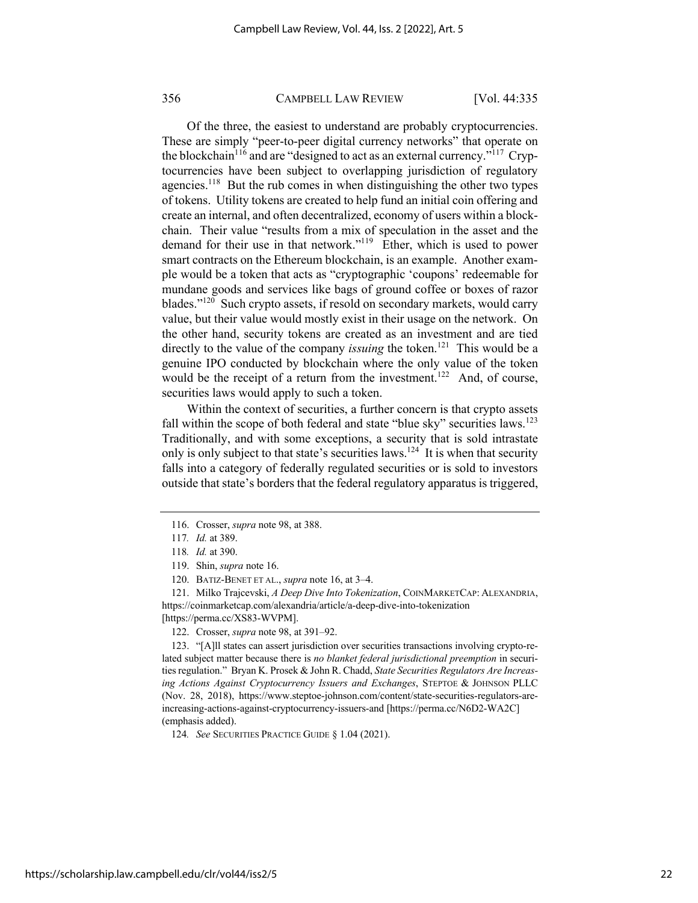Of the three, the easiest to understand are probably cryptocurrencies. These are simply "peer-to-peer digital currency networks" that operate on the blockchain[116] and are "designed to act as an external currency."[117] Cryptocurrencies have been subject to overlapping jurisdiction of regulatory agencies.[118] But the rub comes in when distinguishing the other two types of tokens. Utility tokens are created to help fund an initial coin offering and create an internal, and often decentralized, economy of users within a blockchain. Their value "results from a mix of speculation in the asset and the demand for their use in that network."[119] Ether, which is used to power smart contracts on the Ethereum blockchain, is an example. Another example would be a token that acts as "cryptographic 'coupons' redeemable for mundane goods and services like bags of ground coffee or boxes of razor blades."[120] Such crypto assets, if resold on secondary markets, would carry value, but their value would mostly exist in their usage on the network. On the other hand, security tokens are created as an investment and are tied directly to the value of the company *issuing* the token.[121] This would be a genuine IPO conducted by blockchain where the only value of the token would be the receipt of a return from the investment.[122] And, of course, securities laws would apply to such a token.

Within the context of securities, a further concern is that crypto assets fall within the scope of both federal and state "blue sky" securities laws.[123] Traditionally, and with some exceptions, a security that is sold intrastate only is only subject to that state's securities laws.[124] It is when that security falls into a category of federally regulated securities or is sold to investors outside that state's borders that the federal regulatory apparatus is triggered,

---

116. Crosser, *supra* note 98, at 388.

117. *Id.* at 389.

118. *Id.* at 390.

119. Shin, *supra* note 16.

120. BATIZ-BENET ET AL., *supra* note 16, at 3–4.

121. Milko Trajcevski, *A Deep Dive Into Tokenization*, COINMARKETCAP: ALEXANDRIA, https://coinmarketcap.com/alexandria/article/a-deep-dive-into-tokenization [https://perma.cc/XS83-WVPM].

122. Crosser, *supra* note 98, at 391–92.

123. "[A]ll states can assert jurisdiction over securities transactions involving crypto-related subject matter because there is *no blanket federal jurisdictional preemption* in securities regulation." Bryan K. Prosek & John R. Chadd, *State Securities Regulators Are Increasing Actions Against Cryptocurrency Issuers and Exchanges*, STEPTOE & JOHNSON PLLC (Nov. 28, 2018), https://www.steptoe-johnson.com/content/state-securities-regulators-are-increasing-actions-against-cryptocurrency-issuers-and [https://perma.cc/N6D2-WA2C] (emphasis added).

124. *See* SECURITIES PRACTICE GUIDE § 1.04 (2021).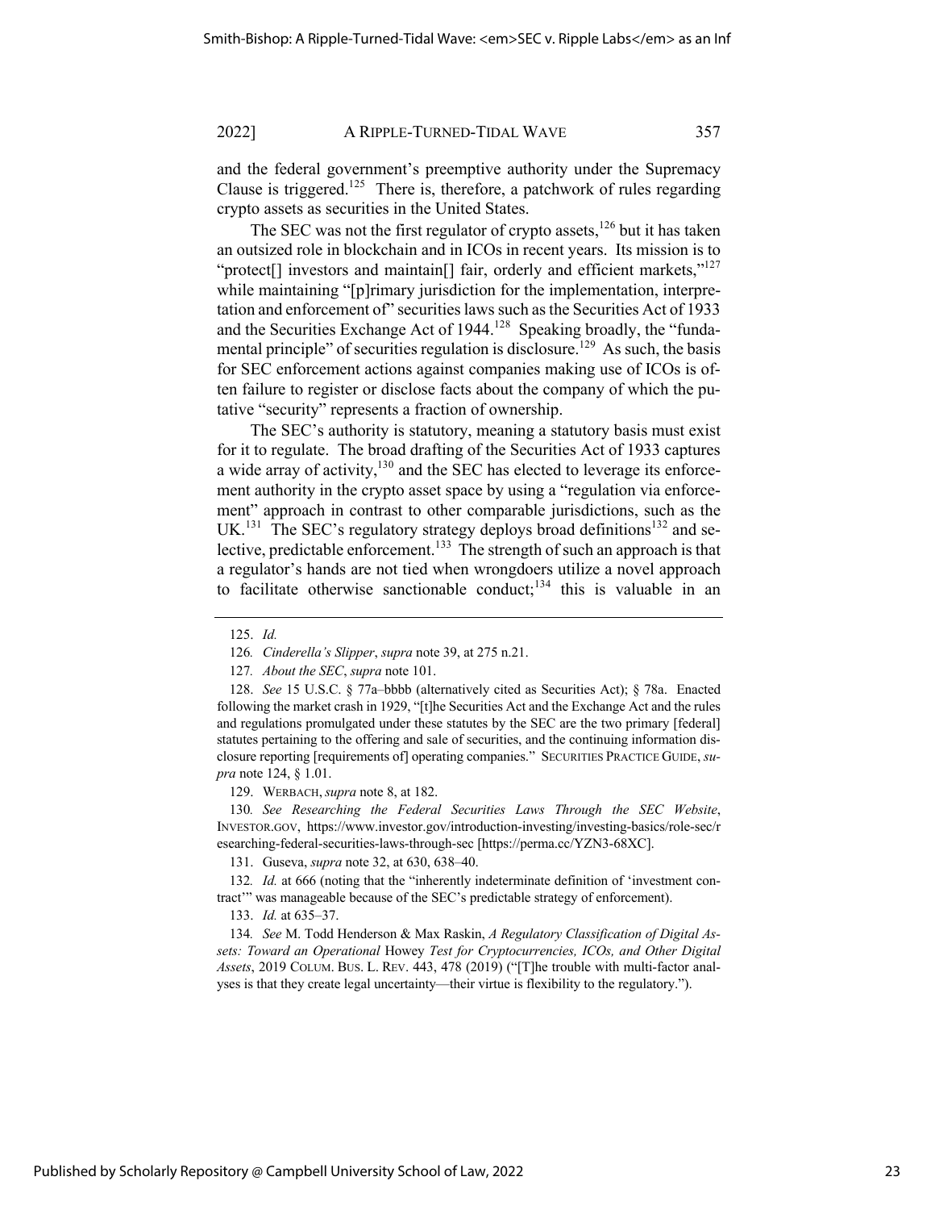and the federal government's preemptive authority under the Supremacy Clause is triggered.[125] There is, therefore, a patchwork of rules regarding crypto assets as securities in the United States.

The SEC was not the first regulator of crypto assets,[126] but it has taken an outsized role in blockchain and in ICOs in recent years. Its mission is to "protect[] investors and maintain[] fair, orderly and efficient markets,"[127] while maintaining "[p]rimary jurisdiction for the implementation, interpretation and enforcement of" securities laws such as the Securities Act of 1933 and the Securities Exchange Act of 1944.[128] Speaking broadly, the "fundamental principle" of securities regulation is disclosure.[129] As such, the basis for SEC enforcement actions against companies making use of ICOs is often failure to register or disclose facts about the company of which the putative "security" represents a fraction of ownership.

The SEC's authority is statutory, meaning a statutory basis must exist for it to regulate. The broad drafting of the Securities Act of 1933 captures a wide array of activity,[130] and the SEC has elected to leverage its enforcement authority in the crypto asset space by using a "regulation via enforcement" approach in contrast to other comparable jurisdictions, such as the UK.[131] The SEC's regulatory strategy deploys broad definitions[132] and selective, predictable enforcement.[133] The strength of such an approach is that a regulator's hands are not tied when wrongdoers utilize a novel approach to facilitate otherwise sanctionable conduct;[134] this is valuable in an

---

125. *Id.*

126. *Cinderella's Slipper*, *supra* note 39, at 275 n.21.

127. *About the SEC*, *supra* note 101.

128. *See* 15 U.S.C. § 77a–bbbb (alternatively cited as Securities Act); § 78a. Enacted following the market crash in 1929, "[t]he Securities Act and the Exchange Act and the rules and regulations promulgated under these statutes by the SEC are the two primary [federal] statutes pertaining to the offering and sale of securities, and the continuing information disclosure reporting [requirements of] operating companies." SECURITIES PRACTICE GUIDE, *supra* note 124, § 1.01.

129. WERBACH, *supra* note 8, at 182.

130. *See Researching the Federal Securities Laws Through the SEC Website*, INVESTOR.GOV, https://www.investor.gov/introduction-investing/investing-basics/role-sec/researching-federal-securities-laws-through-sec [https://perma.cc/YZN3-68XC].

131. Guseva, *supra* note 32, at 630, 638–40.

132. *Id.* at 666 (noting that the "inherently indeterminate definition of 'investment contract'" was manageable because of the SEC's predictable strategy of enforcement).

133. *Id.* at 635–37.

134. *See* M. Todd Henderson & Max Raskin, *A Regulatory Classification of Digital Assets: Toward an Operational* Howey *Test for Cryptocurrencies, ICOs, and Other Digital Assets*, 2019 COLUM. BUS. L. REV. 443, 478 (2019) ("[T]he trouble with multi-factor analyses is that they create legal uncertainty—their virtue is flexibility to the regulatory.").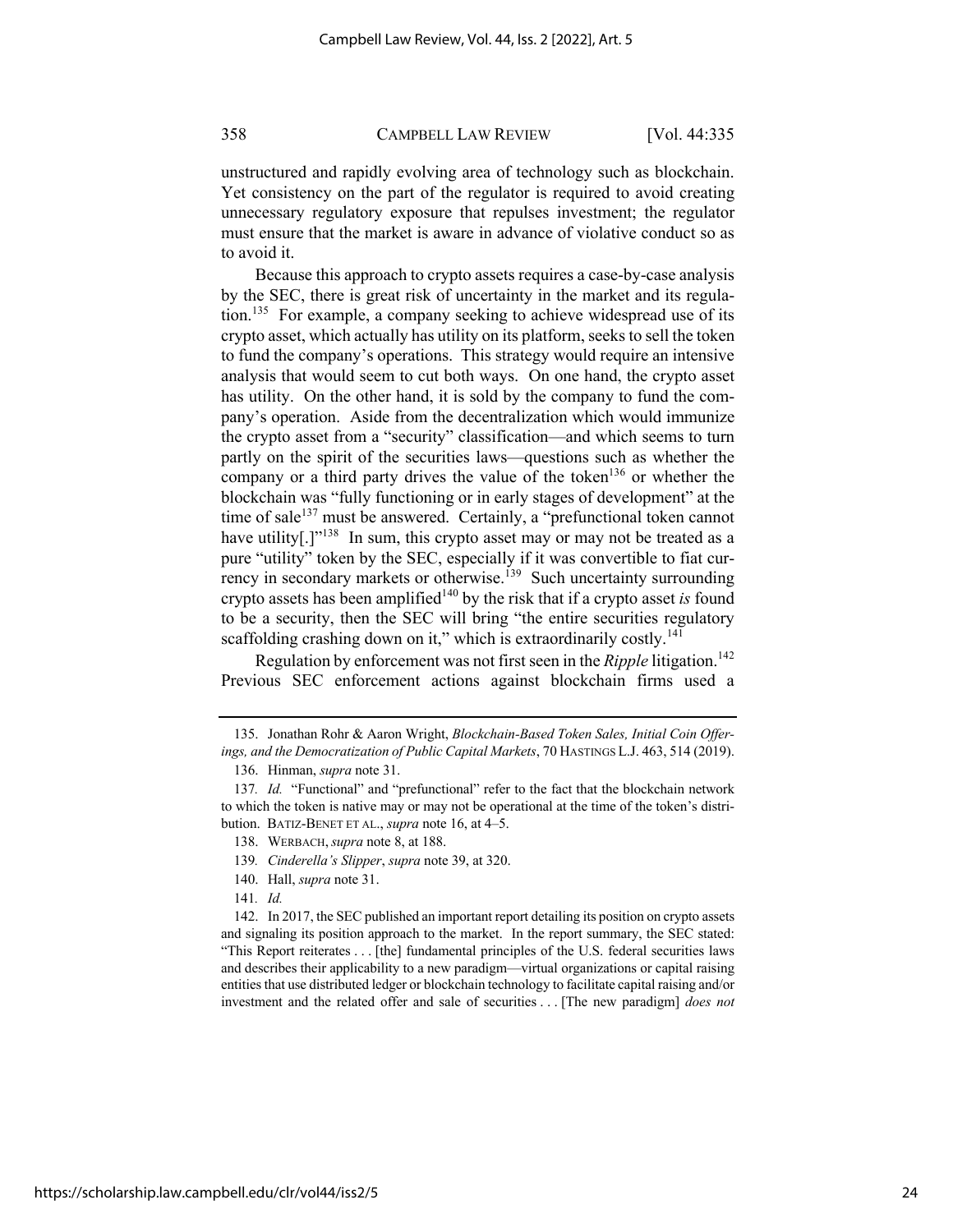unstructured and rapidly evolving area of technology such as blockchain. Yet consistency on the part of the regulator is required to avoid creating unnecessary regulatory exposure that repulses investment; the regulator must ensure that the market is aware in advance of violative conduct so as to avoid it.

Because this approach to crypto assets requires a case-by-case analysis by the SEC, there is great risk of uncertainty in the market and its regulation.[135] For example, a company seeking to achieve widespread use of its crypto asset, which actually has utility on its platform, seeks to sell the token to fund the company's operations. This strategy would require an intensive analysis that would seem to cut both ways. On one hand, the crypto asset has utility. On the other hand, it is sold by the company to fund the company's operation. Aside from the decentralization which would immunize the crypto asset from a "security" classification—and which seems to turn partly on the spirit of the securities laws—questions such as whether the company or a third party drives the value of the token[136] or whether the blockchain was "fully functioning or in early stages of development" at the time of sale[137] must be answered. Certainly, a "prefunctional token cannot have utility[.]"[138] In sum, this crypto asset may or may not be treated as a pure "utility" token by the SEC, especially if it was convertible to fiat currency in secondary markets or otherwise.[139] Such uncertainty surrounding crypto assets has been amplified[140] by the risk that if a crypto asset *is* found to be a security, then the SEC will bring "the entire securities regulatory scaffolding crashing down on it," which is extraordinarily costly.[141]

Regulation by enforcement was not first seen in the *Ripple* litigation.[142] Previous SEC enforcement actions against blockchain firms used a

---

135. Jonathan Rohr & Aaron Wright, *Blockchain-Based Token Sales, Initial Coin Offerings, and the Democratization of Public Capital Markets*, 70 HASTINGS L.J. 463, 514 (2019).

136. Hinman, *supra* note 31.

137. *Id.* "Functional" and "prefunctional" refer to the fact that the blockchain network to which the token is native may or may not be operational at the time of the token's distribution. BATIZ-BENET ET AL., *supra* note 16, at 4–5.

138. WERBACH, *supra* note 8, at 188.

139. *Cinderella's Slipper*, *supra* note 39, at 320.

140. Hall, *supra* note 31.

141. *Id.*

142. In 2017, the SEC published an important report detailing its position on crypto assets and signaling its position approach to the market. In the report summary, the SEC stated: "This Report reiterates . . . [the] fundamental principles of the U.S. federal securities laws and describes their applicability to a new paradigm—virtual organizations or capital raising entities that use distributed ledger or blockchain technology to facilitate capital raising and/or investment and the related offer and sale of securities . . . [The new paradigm] *does not*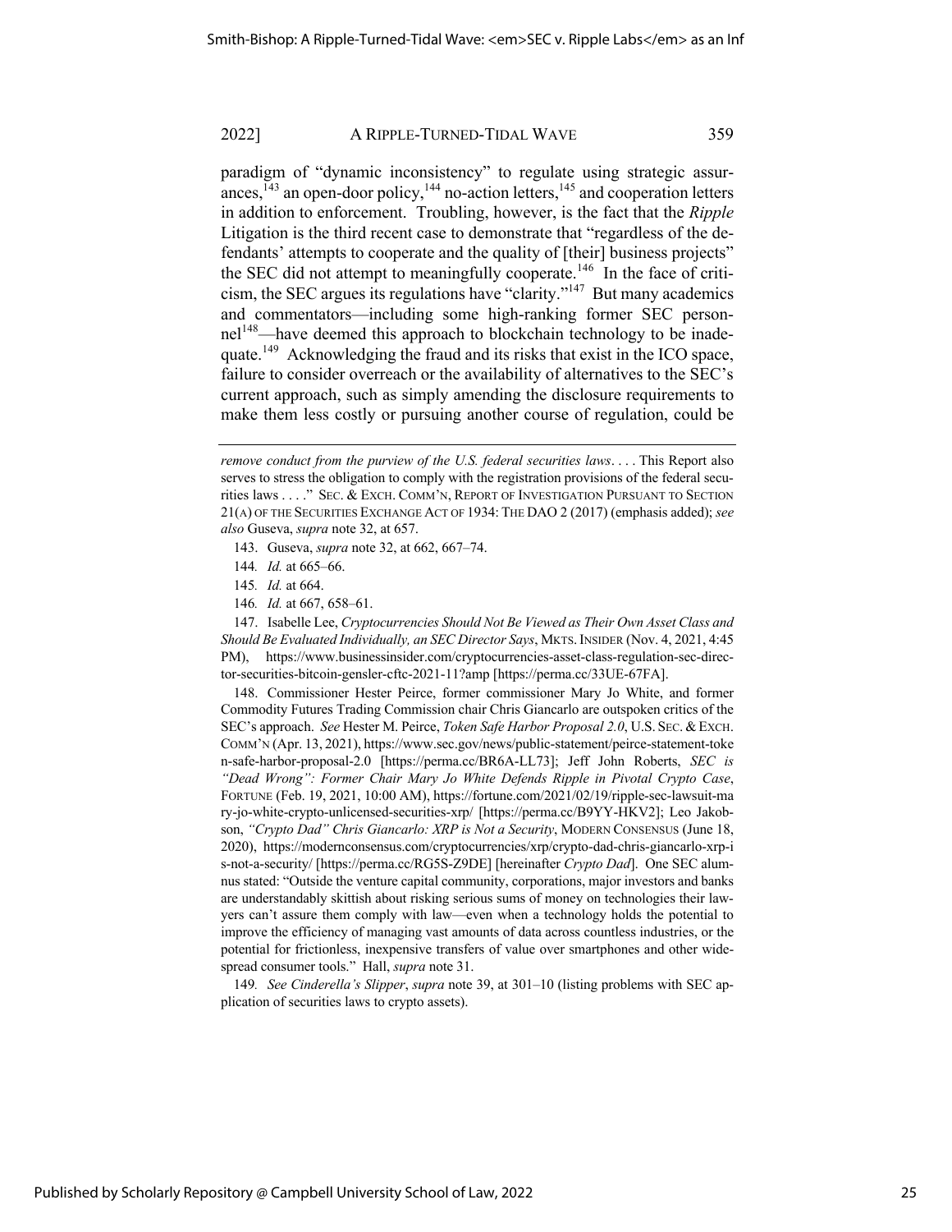paradigm of "dynamic inconsistency" to regulate using strategic assurances,[143] an open-door policy,[144] no-action letters,[145] and cooperation letters in addition to enforcement. Troubling, however, is the fact that the *Ripple* Litigation is the third recent case to demonstrate that "regardless of the defendants' attempts to cooperate and the quality of [their] business projects" the SEC did not attempt to meaningfully cooperate.[146] In the face of criticism, the SEC argues its regulations have "clarity."[147] But many academics and commentators—including some high-ranking former SEC personnel[148]—have deemed this approach to blockchain technology to be inadequate.[149] Acknowledging the fraud and its risks that exist in the ICO space, failure to consider overreach or the availability of alternatives to the SEC's current approach, such as simply amending the disclosure requirements to make them less costly or pursuing another course of regulation, could be

---

*remove conduct from the purview of the U.S. federal securities laws*. . . . This Report also serves to stress the obligation to comply with the registration provisions of the federal securities laws . . . ." SEC. & EXCH. COMM'N, REPORT OF INVESTIGATION PURSUANT TO SECTION 21(A) OF THE SECURITIES EXCHANGE ACT OF 1934: THE DAO 2 (2017) (emphasis added); *see also* Guseva, *supra* note 32, at 657.

143. Guseva, *supra* note 32, at 662, 667–74.

144. *Id.* at 665–66.

145. *Id.* at 664.

146. *Id.* at 667, 658–61.

147. Isabelle Lee, *Cryptocurrencies Should Not Be Viewed as Their Own Asset Class and Should Be Evaluated Individually, an SEC Director Says*, MKTS. INSIDER (Nov. 4, 2021, 4:45 PM), https://www.businessinsider.com/cryptocurrencies-asset-class-regulation-sec-director-securities-bitcoin-gensler-cftc-2021-11?amp [https://perma.cc/33UE-67FA].

148. Commissioner Hester Peirce, former commissioner Mary Jo White, and former Commodity Futures Trading Commission chair Chris Giancarlo are outspoken critics of the SEC's approach. *See* Hester M. Peirce, *Token Safe Harbor Proposal 2.0*, U.S. SEC. & EXCH. COMM'N (Apr. 13, 2021), https://www.sec.gov/news/public-statement/peirce-statement-token-safe-harbor-proposal-2.0 [https://perma.cc/BR6A-LL73]; Jeff John Roberts, *SEC is "Dead Wrong": Former Chair Mary Jo White Defends Ripple in Pivotal Crypto Case*, FORTUNE (Feb. 19, 2021, 10:00 AM), https://fortune.com/2021/02/19/ripple-sec-lawsuit-mary-jo-white-crypto-unlicensed-securities-xrp/ [https://perma.cc/B9YY-HKV2]; Leo Jakobson, *"Crypto Dad" Chris Giancarlo: XRP is Not a Security*, MODERN CONSENSUS (June 18, 2020), https://modernconsensus.com/cryptocurrencies/xrp/crypto-dad-chris-giancarlo-xrp-is-not-a-security/ [https://perma.cc/RG5S-Z9DE] [hereinafter *Crypto Dad*]. One SEC alumnus stated: "Outside the venture capital community, corporations, major investors and banks are understandably skittish about risking serious sums of money on technologies their lawyers can't assure them comply with law—even when a technology holds the potential to improve the efficiency of managing vast amounts of data across countless industries, or the potential for frictionless, inexpensive transfers of value over smartphones and other widespread consumer tools." Hall, *supra* note 31.

149. *See Cinderella's Slipper*, *supra* note 39, at 301–10 (listing problems with SEC application of securities laws to crypto assets).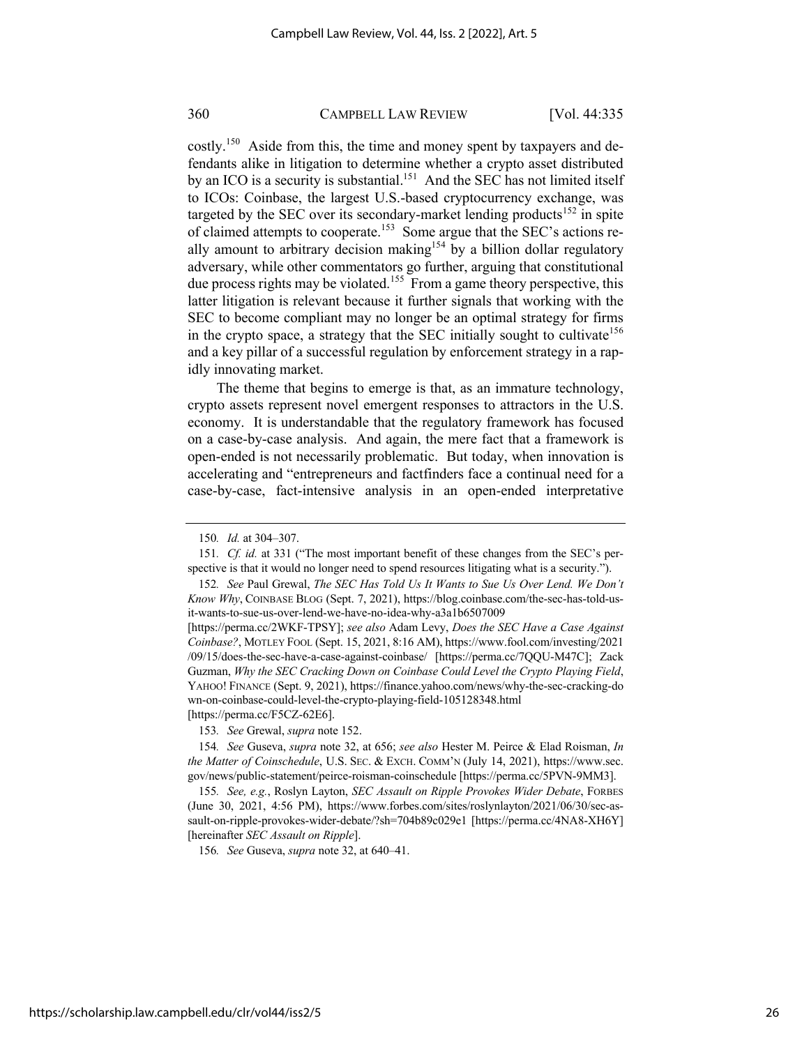costly.[150] Aside from this, the time and money spent by taxpayers and defendants alike in litigation to determine whether a crypto asset distributed by an ICO is a security is substantial.[151] And the SEC has not limited itself to ICOs: Coinbase, the largest U.S.-based cryptocurrency exchange, was targeted by the SEC over its secondary-market lending products[152] in spite of claimed attempts to cooperate.[153] Some argue that the SEC's actions really amount to arbitrary decision making[154] by a billion dollar regulatory adversary, while other commentators go further, arguing that constitutional due process rights may be violated.[155] From a game theory perspective, this latter litigation is relevant because it further signals that working with the SEC to become compliant may no longer be an optimal strategy for firms in the crypto space, a strategy that the SEC initially sought to cultivate[156] and a key pillar of a successful regulation by enforcement strategy in a rapidly innovating market.

The theme that begins to emerge is that, as an immature technology, crypto assets represent novel emergent responses to attractors in the U.S. economy. It is understandable that the regulatory framework has focused on a case-by-case analysis. And again, the mere fact that a framework is open-ended is not necessarily problematic. But today, when innovation is accelerating and "entrepreneurs and factfinders face a continual need for a case-by-case, fact-intensive analysis in an open-ended interpretative

---

150. *Id.* at 304–307.

151. *Cf. id.* at 331 ("The most important benefit of these changes from the SEC's perspective is that it would no longer need to spend resources litigating what is a security.").

152. *See* Paul Grewal, *The SEC Has Told Us It Wants to Sue Us Over Lend. We Don't Know Why*, COINBASE BLOG (Sept. 7, 2021), https://blog.coinbase.com/the-sec-has-told-us-it-wants-to-sue-us-over-lend-we-have-no-idea-why-a3a1b6507009 [https://perma.cc/2WKF-TPSY]; *see also* Adam Levy, *Does the SEC Have a Case Against Coinbase?*, MOTLEY FOOL (Sept. 15, 2021, 8:16 AM), https://www.fool.com/investing/2021/09/15/does-the-sec-have-a-case-against-coinbase/ [https://perma.cc/7QQU-M47C]; Zack Guzman, *Why the SEC Cracking Down on Coinbase Could Level the Crypto Playing Field*, YAHOO! FINANCE (Sept. 9, 2021), https://finance.yahoo.com/news/why-the-sec-cracking-down-on-coinbase-could-level-the-crypto-playing-field-105128348.html [https://perma.cc/F5CZ-62E6].

153. *See* Grewal, *supra* note 152.

154. *See* Guseva, *supra* note 32, at 656; *see also* Hester M. Peirce & Elad Roisman, *In the Matter of Coinschedule*, U.S. SEC. & EXCH. COMM'N (July 14, 2021), https://www.sec.gov/news/public-statement/peirce-roisman-coinschedule [https://perma.cc/5PVN-9MM3].

155. *See, e.g.*, Roslyn Layton, *SEC Assault on Ripple Provokes Wider Debate*, FORBES (June 30, 2021, 4:56 PM), https://www.forbes.com/sites/roslynlayton/2021/06/30/sec-assault-on-ripple-provokes-wider-debate/?sh=704b89c029e1 [https://perma.cc/4NA8-XH6Y] [hereinafter *SEC Assault on Ripple*].

156. *See* Guseva, *supra* note 32, at 640–41.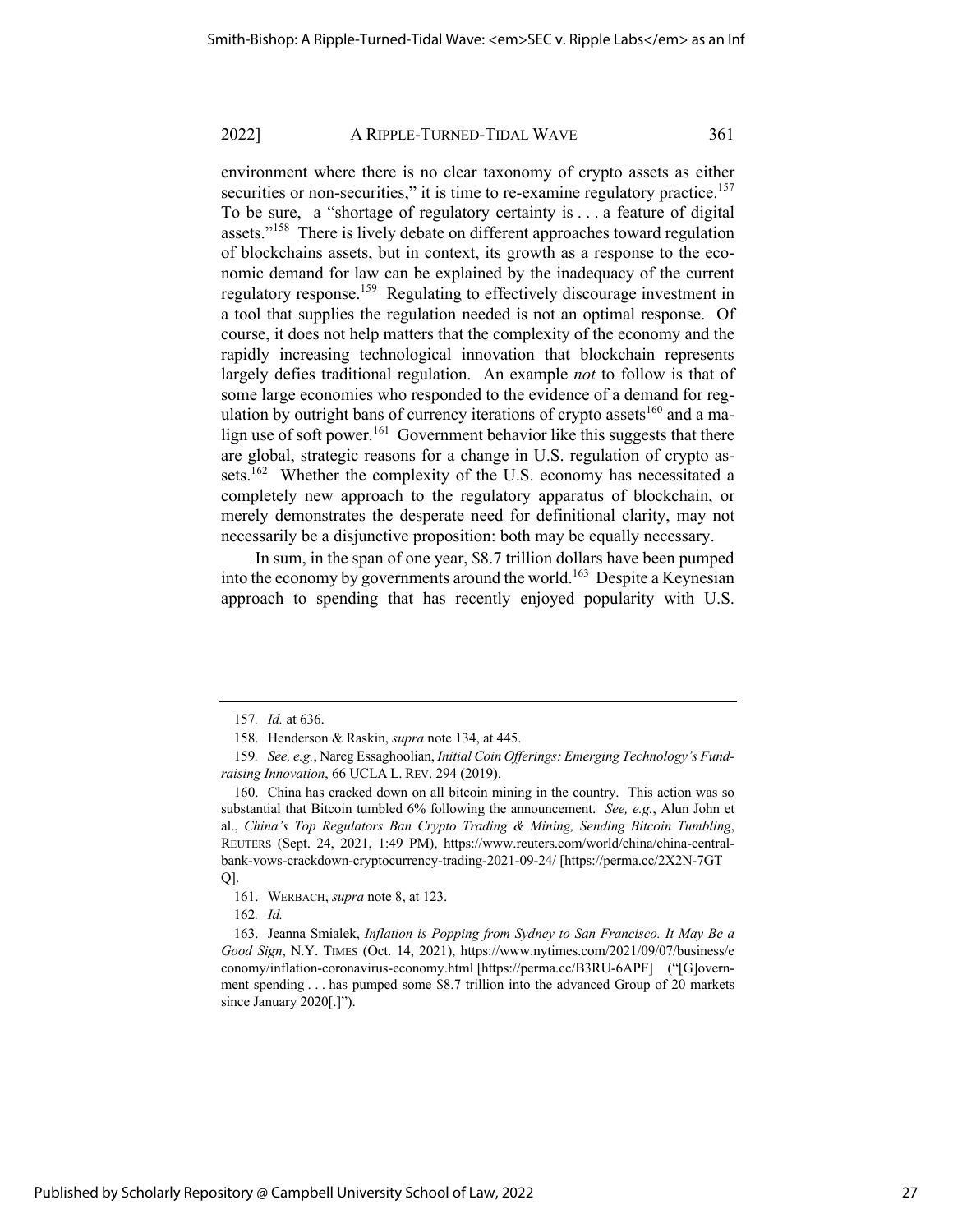environment where there is no clear taxonomy of crypto assets as either securities or non-securities," it is time to re-examine regulatory practice.[157] To be sure, a "shortage of regulatory certainty is . . . a feature of digital assets."[158] There is lively debate on different approaches toward regulation of blockchains assets, but in context, its growth as a response to the economic demand for law can be explained by the inadequacy of the current regulatory response.[159] Regulating to effectively discourage investment in a tool that supplies the regulation needed is not an optimal response. Of course, it does not help matters that the complexity of the economy and the rapidly increasing technological innovation that blockchain represents largely defies traditional regulation. An example *not* to follow is that of some large economies who responded to the evidence of a demand for regulation by outright bans of currency iterations of crypto assets[160] and a malign use of soft power.[161] Government behavior like this suggests that there are global, strategic reasons for a change in U.S. regulation of crypto assets.[162] Whether the complexity of the U.S. economy has necessitated a completely new approach to the regulatory apparatus of blockchain, or merely demonstrates the desperate need for definitional clarity, may not necessarily be a disjunctive proposition: both may be equally necessary.

In sum, in the span of one year, $8.7 trillion dollars have been pumped into the economy by governments around the world.[163] Despite a Keynesian approach to spending that has recently enjoyed popularity with U.S.

---

157. *Id.* at 636.

158. Henderson & Raskin, *supra* note 134, at 445.

159. *See, e.g.*, Nareg Essaghoolian, *Initial Coin Offerings: Emerging Technology's Fundraising Innovation*, 66 UCLA L. REV. 294 (2019).

160. China has cracked down on all bitcoin mining in the country. This action was so substantial that Bitcoin tumbled 6% following the announcement. *See, e.g.*, Alun John et al., *China's Top Regulators Ban Crypto Trading & Mining, Sending Bitcoin Tumbling*, REUTERS (Sept. 24, 2021, 1:49 PM), https://www.reuters.com/world/china/china-central-bank-vows-crackdown-cryptocurrency-trading-2021-09-24/ [https://perma.cc/2X2N-7GTQ].

161. WERBACH, *supra* note 8, at 123.

162. *Id.*

163. Jeanna Smialek, *Inflation is Popping from Sydney to San Francisco. It May Be a Good Sign*, N.Y. TIMES (Oct. 14, 2021), https://www.nytimes.com/2021/09/07/business/economy/inflation-coronavirus-economy.html [https://perma.cc/B3RU-6APF] ("[G]overnment spending . . . has pumped some $8.7 trillion into the advanced Group of 20 markets since January 2020[.]").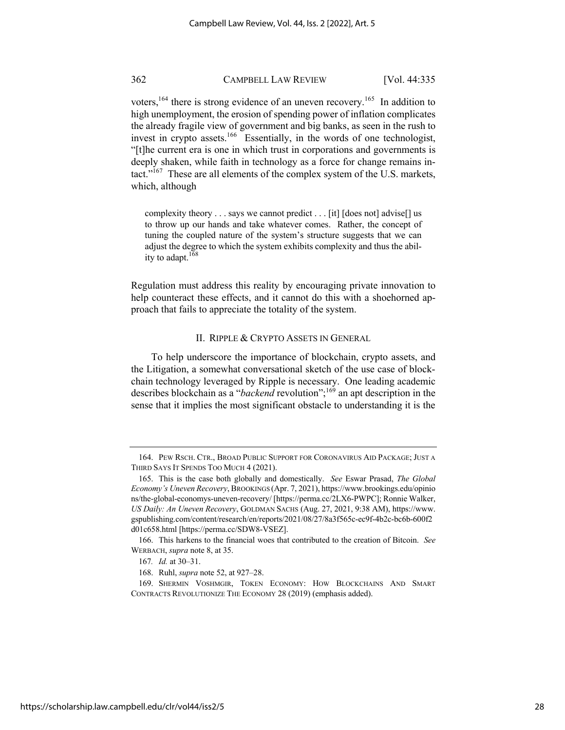voters,[164] there is strong evidence of an uneven recovery.[165] In addition to high unemployment, the erosion of spending power of inflation complicates the already fragile view of government and big banks, as seen in the rush to invest in crypto assets.[166] Essentially, in the words of one technologist, "[t]he current era is one in which trust in corporations and governments is deeply shaken, while faith in technology as a force for change remains intact."[167] These are all elements of the complex system of the U.S. markets, which, although

> complexity theory . . . says we cannot predict . . . [it] [does not] advise[] us to throw up our hands and take whatever comes. Rather, the concept of tuning the coupled nature of the system's structure suggests that we can adjust the degree to which the system exhibits complexity and thus the ability to adapt.[168]

Regulation must address this reality by encouraging private innovation to help counteract these effects, and it cannot do this with a shoehorned approach that fails to appreciate the totality of the system.

## II. Ripple & Crypto Assets in General

To help underscore the importance of blockchain, crypto assets, and the Litigation, a somewhat conversational sketch of the use case of blockchain technology leveraged by Ripple is necessary. One leading academic describes blockchain as a "*backend* revolution";[169] an apt description in the sense that it implies the most significant obstacle to understanding it is the

---

164. Pew Rsch. Ctr., Broad Public Support for Coronavirus Aid Package; Just a Third Says It Spends Too Much 4 (2021).

165. This is the case both globally and domestically. *See* Eswar Prasad, *The Global Economy's Uneven Recovery*, Brookings (Apr. 7, 2021), https://www.brookings.edu/opinions/the-global-economys-uneven-recovery/ [https://perma.cc/2LX6-PWPC]; Ronnie Walker, *US Daily: An Uneven Recovery*, Goldman Sachs (Aug. 27, 2021, 9:38 AM), https://www.gspublishing.com/content/research/en/reports/2021/08/27/8a3f565c-ec9f-4b2c-bc6b-600f2d01c658.html [https://perma.cc/SDW8-VSEZ].

166. This harkens to the financial woes that contributed to the creation of Bitcoin. *See* Werbach, *supra* note 8, at 35.

167. *Id.* at 30–31.

168. Ruhl, *supra* note 52, at 927–28.

169. Shermin Voshmgir, Token Economy: How Blockchains And Smart Contracts Revolutionize The Economy 28 (2019) (emphasis added).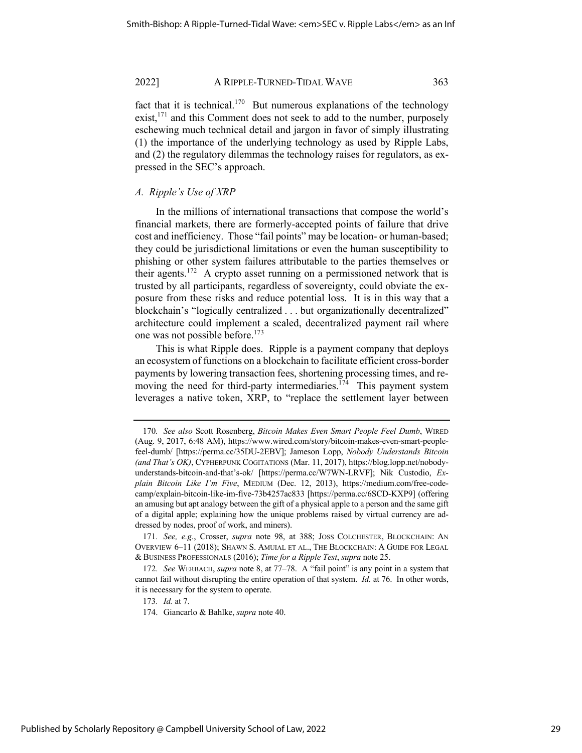fact that it is technical.[170] But numerous explanations of the technology exist,[171] and this Comment does not seek to add to the number, purposely eschewing much technical detail and jargon in favor of simply illustrating (1) the importance of the underlying technology as used by Ripple Labs, and (2) the regulatory dilemmas the technology raises for regulators, as expressed in the SEC's approach.

### *A. Ripple's Use of XRP*

In the millions of international transactions that compose the world's financial markets, there are formerly-accepted points of failure that drive cost and inefficiency. Those "fail points" may be location- or human-based; they could be jurisdictional limitations or even the human susceptibility to phishing or other system failures attributable to the parties themselves or their agents.[172] A crypto asset running on a permissioned network that is trusted by all participants, regardless of sovereignty, could obviate the exposure from these risks and reduce potential loss. It is in this way that a blockchain's "logically centralized . . . but organizationally decentralized" architecture could implement a scaled, decentralized payment rail where one was not possible before.[173]

This is what Ripple does. Ripple is a payment company that deploys an ecosystem of functions on a blockchain to facilitate efficient cross-border payments by lowering transaction fees, shortening processing times, and removing the need for third-party intermediaries.[174] This payment system leverages a native token, XRP, to "replace the settlement layer between

---

170. *See also* Scott Rosenberg, *Bitcoin Makes Even Smart People Feel Dumb*, WIRED (Aug. 9, 2017, 6:48 AM), https://www.wired.com/story/bitcoin-makes-even-smart-people-feel-dumb/ [https://perma.cc/35DU-2EBV]; Jameson Lopp, *Nobody Understands Bitcoin (and That's OK)*, CYPHERPUNK COGITATIONS (Mar. 11, 2017), https://blog.lopp.net/nobody-understands-bitcoin-and-that's-ok/ [https://perma.cc/W7WN-LRVF]; Nik Custodio, *Explain Bitcoin Like I'm Five*, MEDIUM (Dec. 12, 2013), https://medium.com/free-code-camp/explain-bitcoin-like-im-five-73b4257ac833 [https://perma.cc/6SCD-KXP9] (offering an amusing but apt analogy between the gift of a physical apple to a person and the same gift of a digital apple; explaining how the unique problems raised by virtual currency are addressed by nodes, proof of work, and miners).

171. *See, e.g.*, Crosser, *supra* note 98, at 388; JOSS COLCHESTER, BLOCKCHAIN: AN OVERVIEW 6–11 (2018); SHAWN S. AMUIAL ET AL., THE BLOCKCHAIN: A GUIDE FOR LEGAL & BUSINESS PROFESSIONALS (2016); *Time for a Ripple Test*, *supra* note 25.

172. *See* WERBACH, *supra* note 8, at 77–78. A "fail point" is any point in a system that cannot fail without disrupting the entire operation of that system. *Id.* at 76. In other words, it is necessary for the system to operate.

173. *Id.* at 7.

174. Giancarlo & Bahlke, *supra* note 40.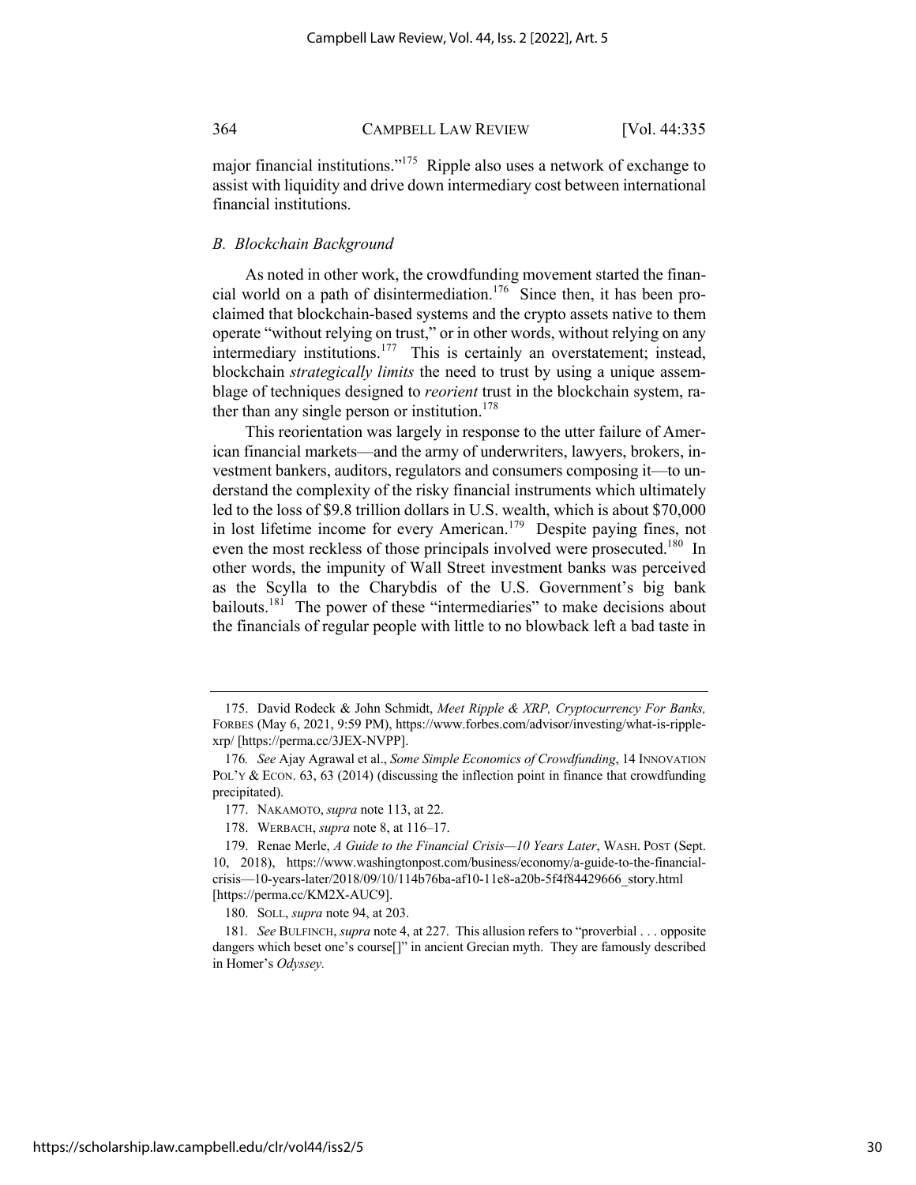major financial institutions."[175] Ripple also uses a network of exchange to assist with liquidity and drive down intermediary cost between international financial institutions.

### *B. Blockchain Background*

As noted in other work, the crowdfunding movement started the financial world on a path of disintermediation.[176] Since then, it has been proclaimed that blockchain-based systems and the crypto assets native to them operate "without relying on trust," or in other words, without relying on any intermediary institutions.[177] This is certainly an overstatement; instead, blockchain *strategically limits* the need to trust by using a unique assemblage of techniques designed to *reorient* trust in the blockchain system, rather than any single person or institution.[178]

This reorientation was largely in response to the utter failure of American financial markets—and the army of underwriters, lawyers, brokers, investment bankers, auditors, regulators and consumers composing it—to understand the complexity of the risky financial instruments which ultimately led to the loss of $9.8 trillion dollars in U.S. wealth, which is about $70,000 in lost lifetime income for every American.[179] Despite paying fines, not even the most reckless of those principals involved were prosecuted.[180] In other words, the impunity of Wall Street investment banks was perceived as the Scylla to the Charybdis of the U.S. Government's big bank bailouts.[181] The power of these "intermediaries" to make decisions about the financials of regular people with little to no blowback left a bad taste in

---

175. David Rodeck & John Schmidt, *Meet Ripple & XRP, Cryptocurrency For Banks,* FORBES (May 6, 2021, 9:59 PM), https://www.forbes.com/advisor/investing/what-is-ripple-xrp/ [https://perma.cc/3JEX-NVPP].

176. *See* Ajay Agrawal et al., *Some Simple Economics of Crowdfunding*, 14 INNOVATION POL'Y & ECON. 63, 63 (2014) (discussing the inflection point in finance that crowdfunding precipitated).

177. NAKAMOTO, *supra* note 113, at 22.

178. WERBACH, *supra* note 8, at 116–17.

179. Renae Merle, *A Guide to the Financial Crisis—10 Years Later*, WASH. POST (Sept. 10, 2018), https://www.washingtonpost.com/business/economy/a-guide-to-the-financial-crisis—10-years-later/2018/09/10/114b76ba-af10-11e8-a20b-5f4f84429666_story.html [https://perma.cc/KM2X-AUC9].

180. SOLL, *supra* note 94, at 203.

181. *See* BULFINCH, *supra* note 4, at 227. This allusion refers to "proverbial . . . opposite dangers which beset one's course[]" in ancient Grecian myth. They are famously described in Homer's *Odyssey.*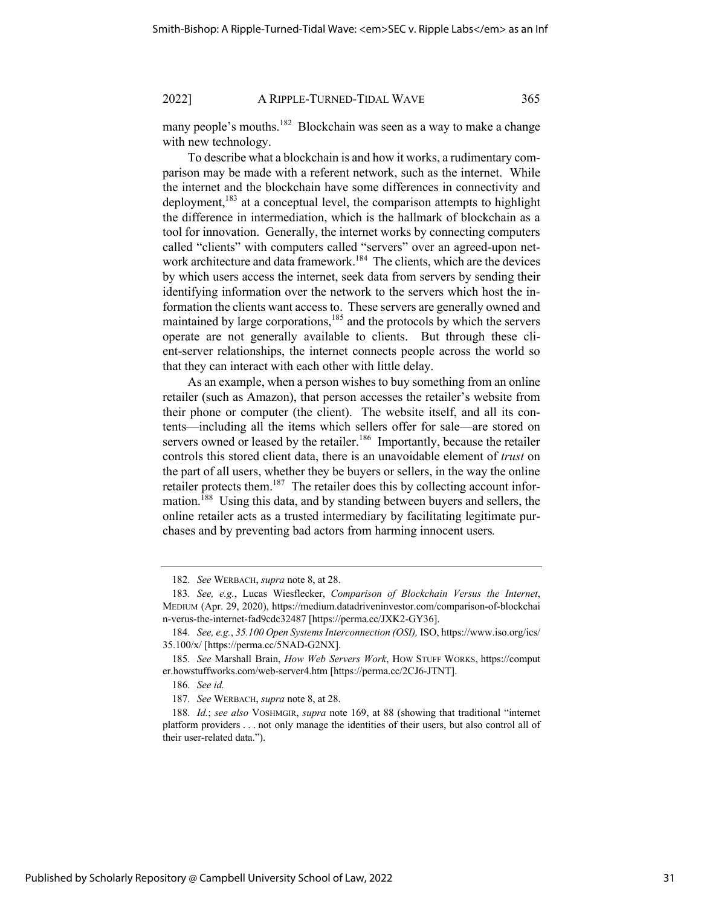many people's mouths.[182] Blockchain was seen as a way to make a change with new technology.

To describe what a blockchain is and how it works, a rudimentary comparison may be made with a referent network, such as the internet. While the internet and the blockchain have some differences in connectivity and deployment,[183] at a conceptual level, the comparison attempts to highlight the difference in intermediation, which is the hallmark of blockchain as a tool for innovation. Generally, the internet works by connecting computers called "clients" with computers called "servers" over an agreed-upon network architecture and data framework.[184] The clients, which are the devices by which users access the internet, seek data from servers by sending their identifying information over the network to the servers which host the information the clients want access to. These servers are generally owned and maintained by large corporations,[185] and the protocols by which the servers operate are not generally available to clients. But through these client-server relationships, the internet connects people across the world so that they can interact with each other with little delay.

As an example, when a person wishes to buy something from an online retailer (such as Amazon), that person accesses the retailer's website from their phone or computer (the client). The website itself, and all its contents—including all the items which sellers offer for sale—are stored on servers owned or leased by the retailer.[186] Importantly, because the retailer controls this stored client data, there is an unavoidable element of *trust* on the part of all users, whether they be buyers or sellers, in the way the online retailer protects them.[187] The retailer does this by collecting account information.[188] Using this data, and by standing between buyers and sellers, the online retailer acts as a trusted intermediary by facilitating legitimate purchases and by preventing bad actors from harming innocent users.

---

182. *See* WERBACH, *supra* note 8, at 28.

183. *See, e.g.*, Lucas Wiesflecker, *Comparison of Blockchain Versus the Internet*, MEDIUM (Apr. 29, 2020), https://medium.datadriveninvestor.com/comparison-of-blockchain-verus-the-internet-fad9cdc32487 [https://perma.cc/JXK2-GY36].

184. *See, e.g.*, *35.100 Open Systems Interconnection (OSI),* ISO, https://www.iso.org/ics/35.100/x/ [https://perma.cc/5NAD-G2NX].

185. *See* Marshall Brain, *How Web Servers Work*, HOW STUFF WORKS, https://computer.howstuffworks.com/web-server4.htm [https://perma.cc/2CJ6-JTNT].

186. *See id.*

187. *See* WERBACH, *supra* note 8, at 28.

188. *Id.*; *see also* VOSHMGIR, *supra* note 169, at 88 (showing that traditional "internet platform providers . . . not only manage the identities of their users, but also control all of their user-related data.").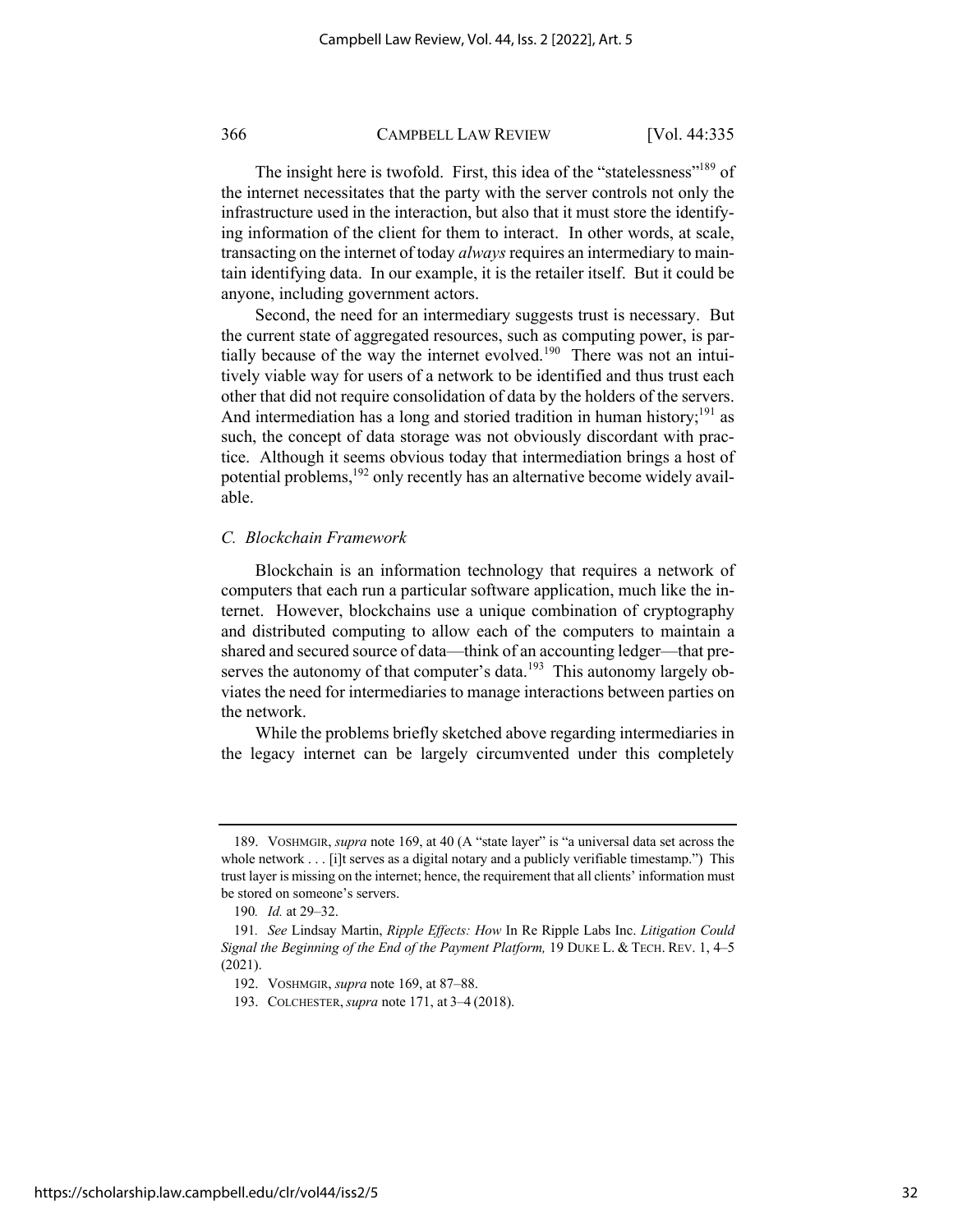The insight here is twofold. First, this idea of the "statelessness"[189] of the internet necessitates that the party with the server controls not only the infrastructure used in the interaction, but also that it must store the identifying information of the client for them to interact. In other words, at scale, transacting on the internet of today *always* requires an intermediary to maintain identifying data. In our example, it is the retailer itself. But it could be anyone, including government actors.

Second, the need for an intermediary suggests trust is necessary. But the current state of aggregated resources, such as computing power, is partially because of the way the internet evolved.[190] There was not an intuitively viable way for users of a network to be identified and thus trust each other that did not require consolidation of data by the holders of the servers. And intermediation has a long and storied tradition in human history;[191] as such, the concept of data storage was not obviously discordant with practice. Although it seems obvious today that intermediation brings a host of potential problems,[192] only recently has an alternative become widely available.

### *C. Blockchain Framework*

Blockchain is an information technology that requires a network of computers that each run a particular software application, much like the internet. However, blockchains use a unique combination of cryptography and distributed computing to allow each of the computers to maintain a shared and secured source of data—think of an accounting ledger—that preserves the autonomy of that computer's data.[193] This autonomy largely obviates the need for intermediaries to manage interactions between parties on the network.

While the problems briefly sketched above regarding intermediaries in the legacy internet can be largely circumvented under this completely

---

189. VOSHMGIR, *supra* note 169, at 40 (A "state layer" is "a universal data set across the whole network . . . [i]t serves as a digital notary and a publicly verifiable timestamp.") This trust layer is missing on the internet; hence, the requirement that all clients' information must be stored on someone's servers.

190. *Id.* at 29–32.

191. *See* Lindsay Martin, *Ripple Effects: How* In Re Ripple Labs Inc. *Litigation Could Signal the Beginning of the End of the Payment Platform,* 19 DUKE L. & TECH. REV. 1, 4–5 (2021).

192. VOSHMGIR, *supra* note 169, at 87–88.

193. COLCHESTER, *supra* note 171, at 3–4 (2018).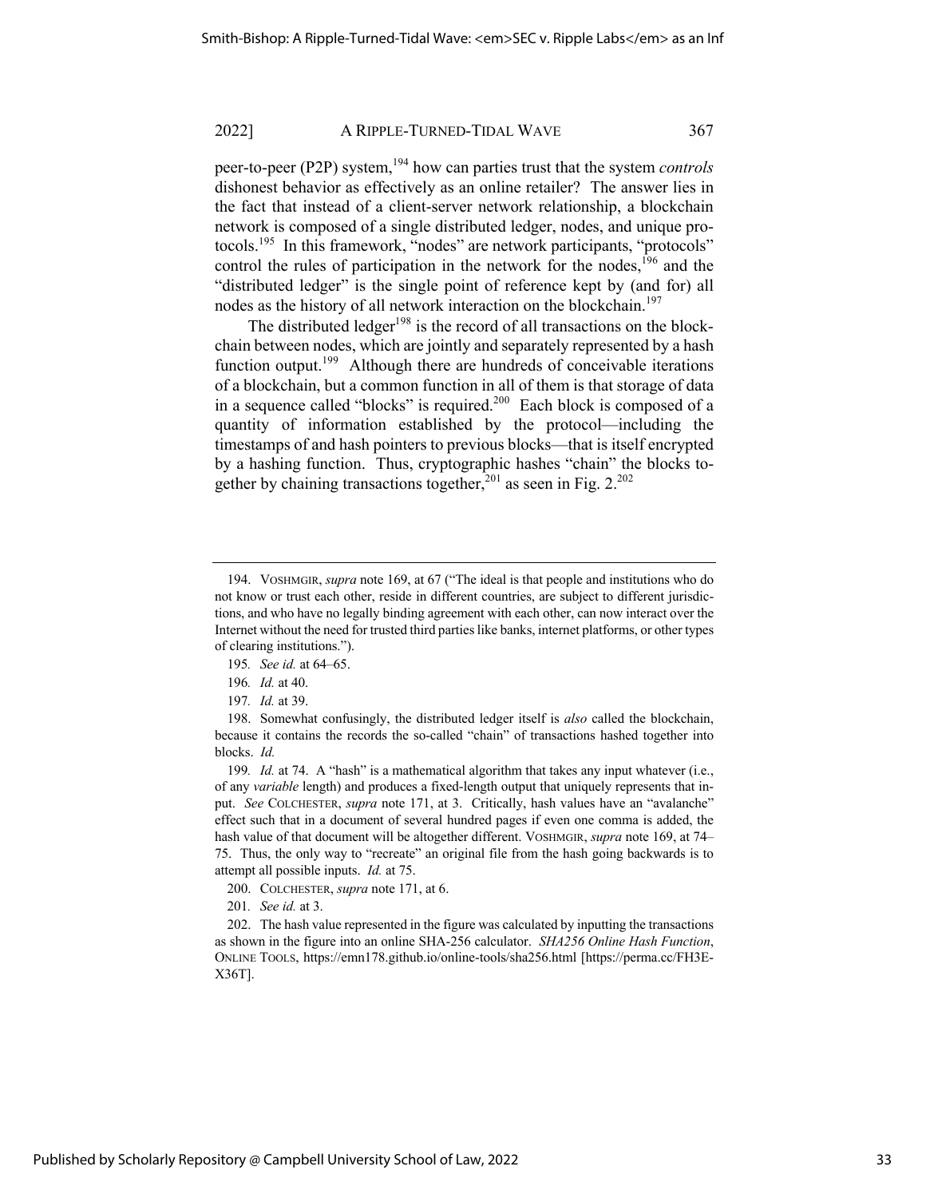peer-to-peer (P2P) system,[194] how can parties trust that the system *controls* dishonest behavior as effectively as an online retailer? The answer lies in the fact that instead of a client-server network relationship, a blockchain network is composed of a single distributed ledger, nodes, and unique protocols.[195] In this framework, "nodes" are network participants, "protocols" control the rules of participation in the network for the nodes,[196] and the "distributed ledger" is the single point of reference kept by (and for) all nodes as the history of all network interaction on the blockchain.[197]

The distributed ledger[198] is the record of all transactions on the blockchain between nodes, which are jointly and separately represented by a hash function output.[199] Although there are hundreds of conceivable iterations of a blockchain, but a common function in all of them is that storage of data in a sequence called "blocks" is required.[200] Each block is composed of a quantity of information established by the protocol—including the timestamps of and hash pointers to previous blocks—that is itself encrypted by a hashing function. Thus, cryptographic hashes "chain" the blocks together by chaining transactions together,[201] as seen in Fig. 2.[202]

---

194. VOSHMGIR, *supra* note 169, at 67 ("The ideal is that people and institutions who do not know or trust each other, reside in different countries, are subject to different jurisdictions, and who have no legally binding agreement with each other, can now interact over the Internet without the need for trusted third parties like banks, internet platforms, or other types of clearing institutions.").

195. *See id.* at 64–65.

196. *Id.* at 40.

197. *Id.* at 39.

198. Somewhat confusingly, the distributed ledger itself is *also* called the blockchain, because it contains the records the so-called "chain" of transactions hashed together into blocks. *Id.*

199. *Id.* at 74. A "hash" is a mathematical algorithm that takes any input whatever (i.e., of any *variable* length) and produces a fixed-length output that uniquely represents that input. *See* COLCHESTER, *supra* note 171, at 3. Critically, hash values have an "avalanche" effect such that in a document of several hundred pages if even one comma is added, the hash value of that document will be altogether different. VOSHMGIR, *supra* note 169, at 74–75. Thus, the only way to "recreate" an original file from the hash going backwards is to attempt all possible inputs. *Id.* at 75.

200. COLCHESTER, *supra* note 171, at 6.

201. *See id.* at 3.

202. The hash value represented in the figure was calculated by inputting the transactions as shown in the figure into an online SHA-256 calculator. *SHA256 Online Hash Function*, ONLINE TOOLS, https://emn178.github.io/online-tools/sha256.html [https://perma.cc/FH3E-X36T].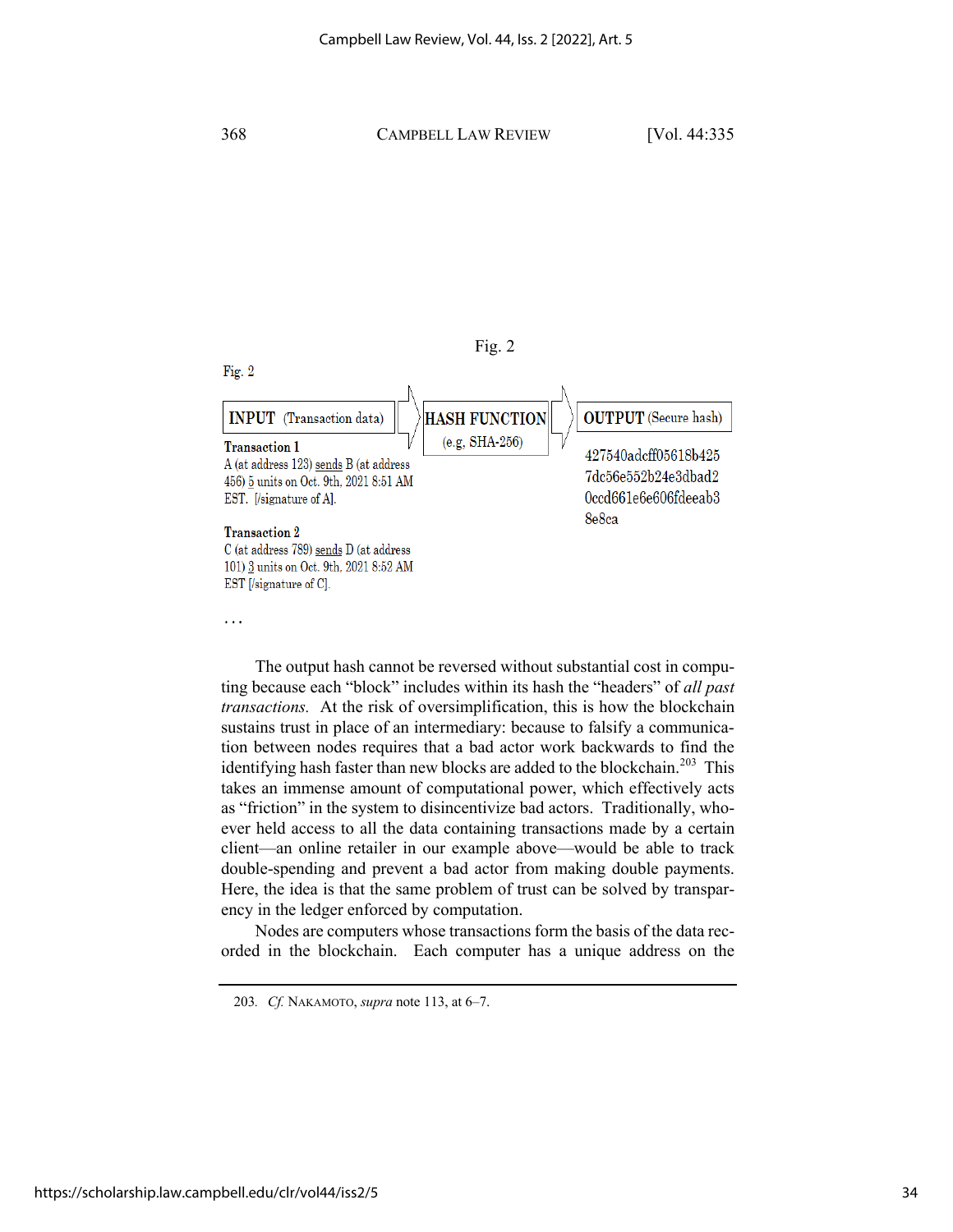Fig. 2

Fig. 2

**INPUT** (Transaction data) → **HASH FUNCTION** (e.g, SHA-256) → **OUTPUT** (Secure hash)

**Transaction 1**
A (at address 123) sends B (at address 456) 5 units on Oct. 9th, 2021 8:51 AM EST. [/signature of A].

**Transaction 2**
C (at address 789) sends D (at address 101) 3 units on Oct. 9th, 2021 8:52 AM EST [/signature of C].

. . .

427540adcff05618b425
7dc56e552b24e3dbad2
0ccd661e6e606fdeeab3
8e8ca

The output hash cannot be reversed without substantial cost in computing because each "block" includes within its hash the "headers" of *all past transactions*. At the risk of oversimplification, this is how the blockchain sustains trust in place of an intermediary: because to falsify a communication between nodes requires that a bad actor work backwards to find the identifying hash faster than new blocks are added to the blockchain.[203] This takes an immense amount of computational power, which effectively acts as "friction" in the system to disincentivize bad actors. Traditionally, whoever held access to all the data containing transactions made by a certain client—an online retailer in our example above—would be able to track double-spending and prevent a bad actor from making double payments. Here, the idea is that the same problem of trust can be solved by transparency in the ledger enforced by computation.

Nodes are computers whose transactions form the basis of the data recorded in the blockchain. Each computer has a unique address on the

203. *Cf.* NAKAMOTO, *supra* note 113, at 6–7.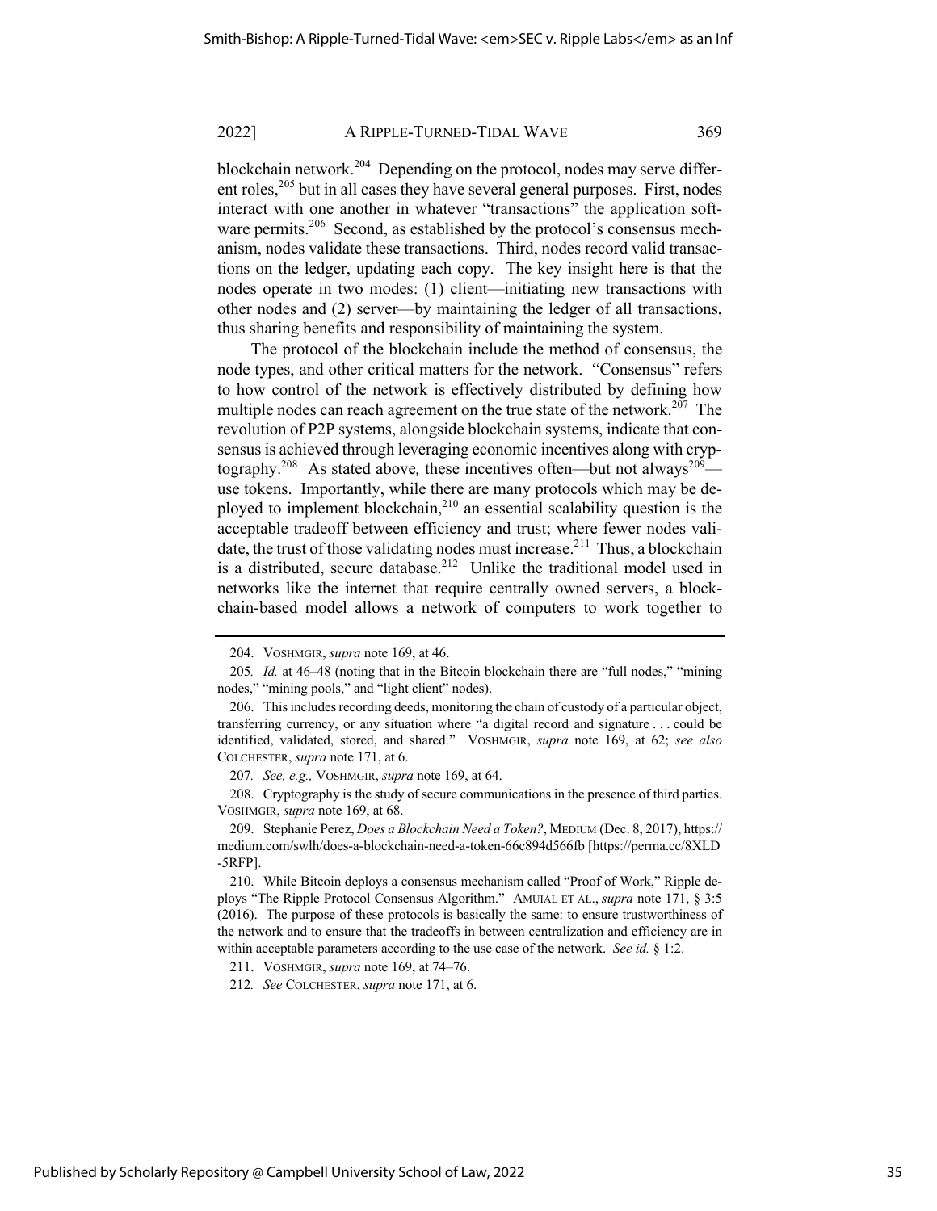blockchain network.[204] Depending on the protocol, nodes may serve different roles,[205] but in all cases they have several general purposes. First, nodes interact with one another in whatever "transactions" the application software permits.[206] Second, as established by the protocol's consensus mechanism, nodes validate these transactions. Third, nodes record valid transactions on the ledger, updating each copy. The key insight here is that the nodes operate in two modes: (1) client—initiating new transactions with other nodes and (2) server—by maintaining the ledger of all transactions, thus sharing benefits and responsibility of maintaining the system.

The protocol of the blockchain include the method of consensus, the node types, and other critical matters for the network. "Consensus" refers to how control of the network is effectively distributed by defining how multiple nodes can reach agreement on the true state of the network.[207] The revolution of P2P systems, alongside blockchain systems, indicate that consensus is achieved through leveraging economic incentives along with cryptography.[208] As stated above*,* these incentives often—but not always[209]—use tokens. Importantly, while there are many protocols which may be deployed to implement blockchain,[210] an essential scalability question is the acceptable tradeoff between efficiency and trust; where fewer nodes validate, the trust of those validating nodes must increase.[211] Thus, a blockchain is a distributed, secure database.[212] Unlike the traditional model used in networks like the internet that require centrally owned servers, a blockchain-based model allows a network of computers to work together to

---

204. VOSHMGIR, *supra* note 169, at 46.

205*. Id.* at 46–48 (noting that in the Bitcoin blockchain there are "full nodes," "mining nodes," "mining pools," and "light client" nodes).

206. This includes recording deeds, monitoring the chain of custody of a particular object, transferring currency, or any situation where "a digital record and signature . . . could be identified, validated, stored, and shared." VOSHMGIR, *supra* note 169, at 62; *see also* COLCHESTER, *supra* note 171, at 6.

207*. See, e.g.,* VOSHMGIR, *supra* note 169, at 64.

208. Cryptography is the study of secure communications in the presence of third parties. VOSHMGIR, *supra* note 169, at 68.

209. Stephanie Perez, *Does a Blockchain Need a Token?*, MEDIUM (Dec. 8, 2017), https://medium.com/swlh/does-a-blockchain-need-a-token-66c894d566fb [https://perma.cc/8XLD-5RFP].

210. While Bitcoin deploys a consensus mechanism called "Proof of Work," Ripple deploys "The Ripple Protocol Consensus Algorithm." AMUIAL ET AL., *supra* note 171, § 3:5 (2016). The purpose of these protocols is basically the same: to ensure trustworthiness of the network and to ensure that the tradeoffs in between centralization and efficiency are in within acceptable parameters according to the use case of the network. *See id.* § 1:2.

211. VOSHMGIR, *supra* note 169, at 74–76.

212*. See* COLCHESTER, *supra* note 171, at 6.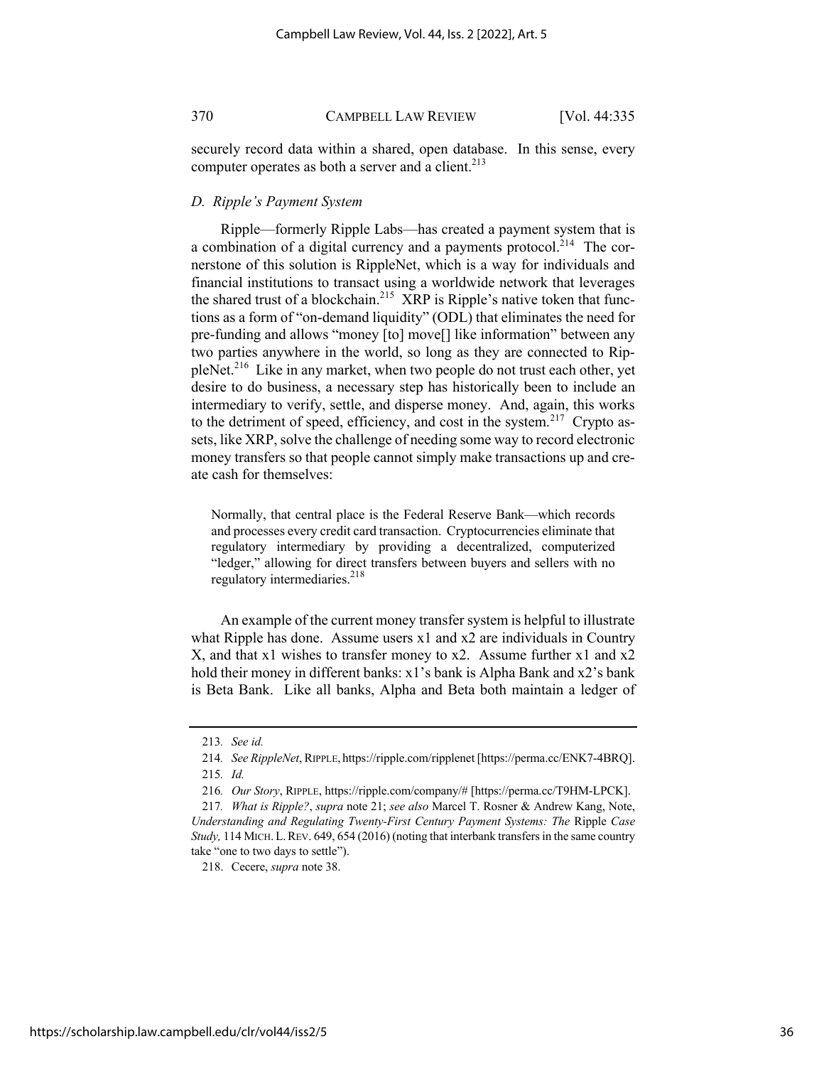securely record data within a shared, open database. In this sense, every computer operates as both a server and a client.[213]

### *D. Ripple's Payment System*

Ripple—formerly Ripple Labs—has created a payment system that is a combination of a digital currency and a payments protocol.[214] The cornerstone of this solution is RippleNet, which is a way for individuals and financial institutions to transact using a worldwide network that leverages the shared trust of a blockchain.[215] XRP is Ripple's native token that functions as a form of "on-demand liquidity" (ODL) that eliminates the need for pre-funding and allows "money [to] move[] like information" between any two parties anywhere in the world, so long as they are connected to RippleNet.[216] Like in any market, when two people do not trust each other, yet desire to do business, a necessary step has historically been to include an intermediary to verify, settle, and disperse money. And, again, this works to the detriment of speed, efficiency, and cost in the system.[217] Crypto assets, like XRP, solve the challenge of needing some way to record electronic money transfers so that people cannot simply make transactions up and create cash for themselves:

> Normally, that central place is the Federal Reserve Bank—which records and processes every credit card transaction. Cryptocurrencies eliminate that regulatory intermediary by providing a decentralized, computerized "ledger," allowing for direct transfers between buyers and sellers with no regulatory intermediaries.[218]

An example of the current money transfer system is helpful to illustrate what Ripple has done. Assume users x1 and x2 are individuals in Country X, and that x1 wishes to transfer money to x2. Assume further x1 and x2 hold their money in different banks: x1's bank is Alpha Bank and x2's bank is Beta Bank. Like all banks, Alpha and Beta both maintain a ledger of

---

213. *See id.*

214. *See RippleNet*, RIPPLE, https://ripple.com/ripplenet [https://perma.cc/ENK7-4BRQ].

215. *Id.*

216. *Our Story*, RIPPLE, https://ripple.com/company/# [https://perma.cc/T9HM-LPCK].

217. *What is Ripple?*, *supra* note 21; *see also* Marcel T. Rosner & Andrew Kang, Note, *Understanding and Regulating Twenty-First Century Payment Systems: The* Ripple *Case Study,* 114 MICH. L. REV. 649, 654 (2016) (noting that interbank transfers in the same country take "one to two days to settle").

218. Cecere, *supra* note 38.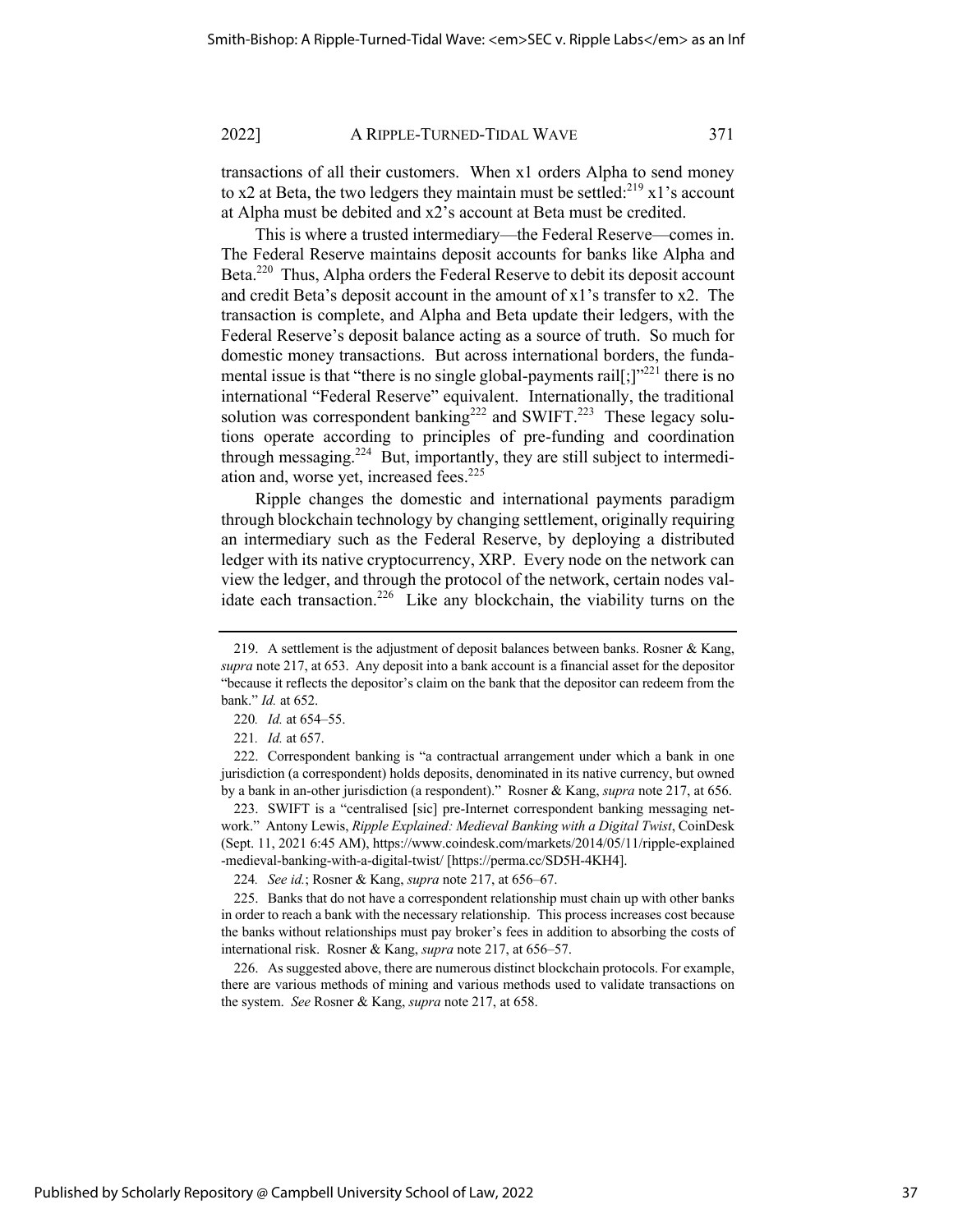transactions of all their customers. When x1 orders Alpha to send money to x2 at Beta, the two ledgers they maintain must be settled:[219] x1's account at Alpha must be debited and x2's account at Beta must be credited.

This is where a trusted intermediary—the Federal Reserve—comes in. The Federal Reserve maintains deposit accounts for banks like Alpha and Beta.[220] Thus, Alpha orders the Federal Reserve to debit its deposit account and credit Beta's deposit account in the amount of x1's transfer to x2. The transaction is complete, and Alpha and Beta update their ledgers, with the Federal Reserve's deposit balance acting as a source of truth. So much for domestic money transactions. But across international borders, the fundamental issue is that "there is no single global-payments rail[;]"[221] there is no international "Federal Reserve" equivalent. Internationally, the traditional solution was correspondent banking[222] and SWIFT.[223] These legacy solutions operate according to principles of pre-funding and coordination through messaging.[224] But, importantly, they are still subject to intermediation and, worse yet, increased fees.[225]

Ripple changes the domestic and international payments paradigm through blockchain technology by changing settlement, originally requiring an intermediary such as the Federal Reserve, by deploying a distributed ledger with its native cryptocurrency, XRP. Every node on the network can view the ledger, and through the protocol of the network, certain nodes validate each transaction.[226] Like any blockchain, the viability turns on the

---

219. A settlement is the adjustment of deposit balances between banks. Rosner & Kang, *supra* note 217, at 653. Any deposit into a bank account is a financial asset for the depositor "because it reflects the depositor's claim on the bank that the depositor can redeem from the bank." *Id.* at 652.

220. *Id.* at 654–55.

221. *Id.* at 657.

222. Correspondent banking is "a contractual arrangement under which a bank in one jurisdiction (a correspondent) holds deposits, denominated in its native currency, but owned by a bank in an-other jurisdiction (a respondent)." Rosner & Kang, *supra* note 217, at 656.

223. SWIFT is a "centralised [sic] pre-Internet correspondent banking messaging network." Antony Lewis, *Ripple Explained: Medieval Banking with a Digital Twist*, CoinDesk (Sept. 11, 2021 6:45 AM), https://www.coindesk.com/markets/2014/05/11/ripple-explained-medieval-banking-with-a-digital-twist/ [https://perma.cc/SD5H-4KH4].

224. *See id.*; Rosner & Kang, *supra* note 217, at 656–67.

225. Banks that do not have a correspondent relationship must chain up with other banks in order to reach a bank with the necessary relationship. This process increases cost because the banks without relationships must pay broker's fees in addition to absorbing the costs of international risk. Rosner & Kang, *supra* note 217, at 656–57.

226. As suggested above, there are numerous distinct blockchain protocols. For example, there are various methods of mining and various methods used to validate transactions on the system. *See* Rosner & Kang, *supra* note 217, at 658.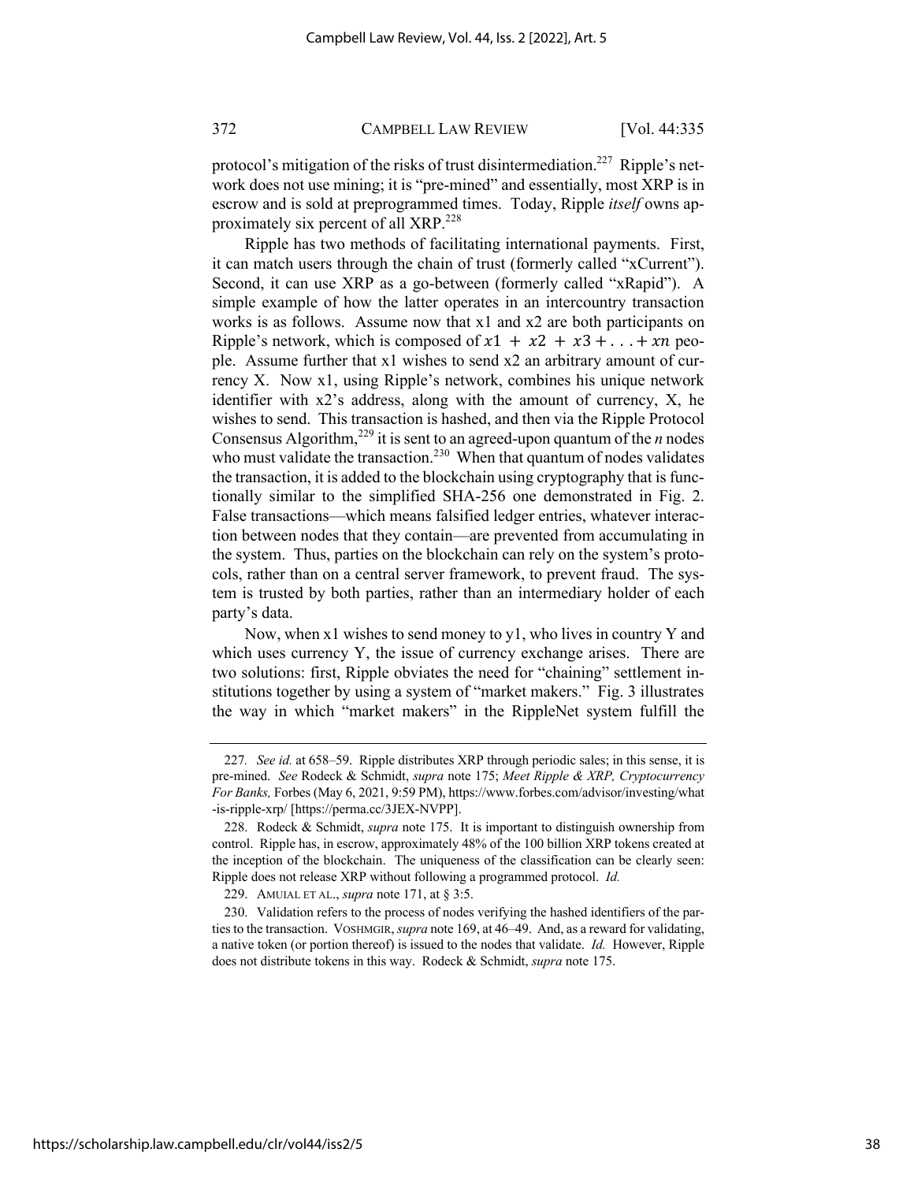protocol's mitigation of the risks of trust disintermediation.[227] Ripple's network does not use mining; it is "pre-mined" and essentially, most XRP is in escrow and is sold at preprogrammed times. Today, Ripple *itself* owns approximately six percent of all XRP.[228]

Ripple has two methods of facilitating international payments. First, it can match users through the chain of trust (formerly called "xCurrent"). Second, it can use XRP as a go-between (formerly called "xRapid"). A simple example of how the latter operates in an intercountry transaction works is as follows. Assume now that x1 and x2 are both participants on Ripple's network, which is composed of $x1 + x2 + x3 + \ldots + xn$ people. Assume further that x1 wishes to send x2 an arbitrary amount of currency X. Now x1, using Ripple's network, combines his unique network identifier with x2's address, along with the amount of currency, X, he wishes to send. This transaction is hashed, and then via the Ripple Protocol Consensus Algorithm,[229] it is sent to an agreed-upon quantum of the *n* nodes who must validate the transaction.[230] When that quantum of nodes validates the transaction, it is added to the blockchain using cryptography that is functionally similar to the simplified SHA-256 one demonstrated in Fig. 2. False transactions—which means falsified ledger entries, whatever interaction between nodes that they contain—are prevented from accumulating in the system. Thus, parties on the blockchain can rely on the system's protocols, rather than on a central server framework, to prevent fraud. The system is trusted by both parties, rather than an intermediary holder of each party's data.

Now, when x1 wishes to send money to y1, who lives in country Y and which uses currency Y, the issue of currency exchange arises. There are two solutions: first, Ripple obviates the need for "chaining" settlement institutions together by using a system of "market makers." Fig. 3 illustrates the way in which "market makers" in the RippleNet system fulfill the

---

227. *See id.* at 658–59. Ripple distributes XRP through periodic sales; in this sense, it is pre-mined. *See* Rodeck & Schmidt, *supra* note 175; *Meet Ripple & XRP, Cryptocurrency For Banks,* Forbes (May 6, 2021, 9:59 PM), https://www.forbes.com/advisor/investing/what-is-ripple-xrp/ [https://perma.cc/3JEX-NVPP].

228. Rodeck & Schmidt, *supra* note 175. It is important to distinguish ownership from control. Ripple has, in escrow, approximately 48% of the 100 billion XRP tokens created at the inception of the blockchain. The uniqueness of the classification can be clearly seen: Ripple does not release XRP without following a programmed protocol. *Id.*

229. AMUIAL ET AL., *supra* note 171, at § 3:5.

230. Validation refers to the process of nodes verifying the hashed identifiers of the parties to the transaction. VOSHMGIR, *supra* note 169, at 46–49. And, as a reward for validating, a native token (or portion thereof) is issued to the nodes that validate. *Id.* However, Ripple does not distribute tokens in this way. Rodeck & Schmidt, *supra* note 175.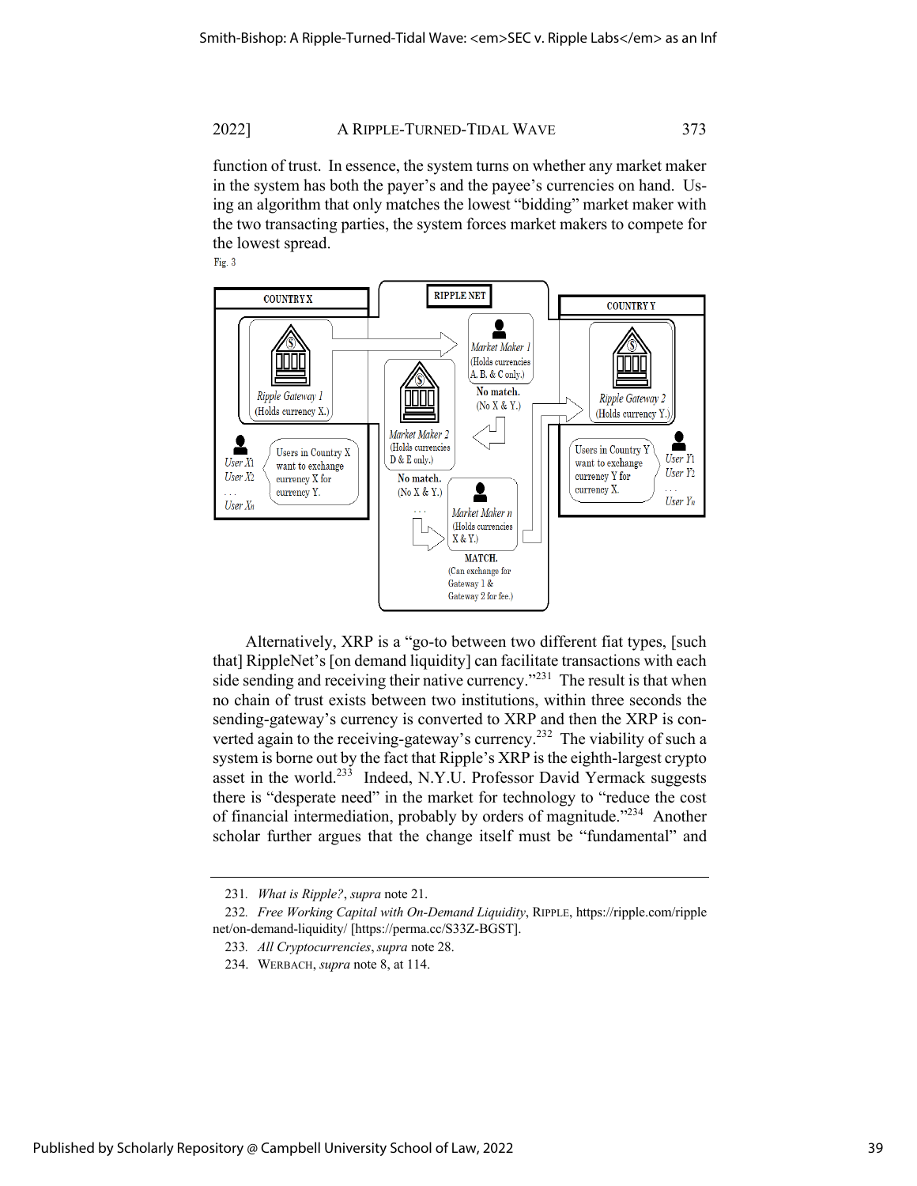function of trust. In essence, the system turns on whether any market maker in the system has both the payer's and the payee's currencies on hand. Using an algorithm that only matches the lowest "bidding" market maker with the two transacting parties, the system forces market makers to compete for the lowest spread.

Fig. 3

Alternatively, XRP is a "go-to between two different fiat types, [such that] RippleNet's [on demand liquidity] can facilitate transactions with each side sending and receiving their native currency."[231] The result is that when no chain of trust exists between two institutions, within three seconds the sending-gateway's currency is converted to XRP and then the XRP is converted again to the receiving-gateway's currency.[232] The viability of such a system is borne out by the fact that Ripple's XRP is the eighth-largest crypto asset in the world.[233] Indeed, N.Y.U. Professor David Yermack suggests there is "desperate need" in the market for technology to "reduce the cost of financial intermediation, probably by orders of magnitude."[234] Another scholar further argues that the change itself must be "fundamental" and

---

231. *What is Ripple?*, *supra* note 21.

232. *Free Working Capital with On-Demand Liquidity*, RIPPLE, https://ripple.com/ripplenet/on-demand-liquidity/ [https://perma.cc/S33Z-BGST].

233. *All Cryptocurrencies*, *supra* note 28.

234. WERBACH, *supra* note 8, at 114.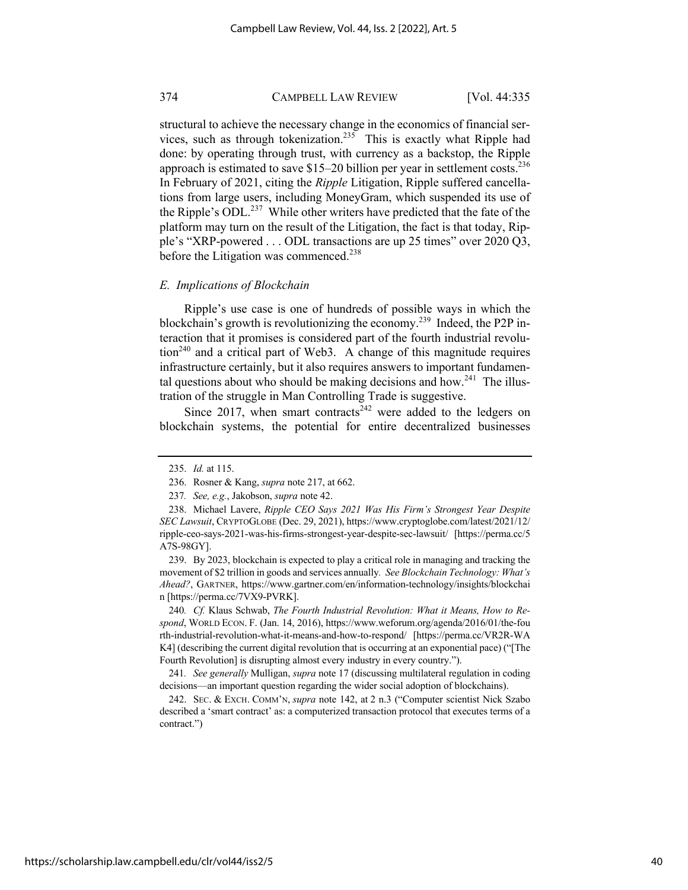structural to achieve the necessary change in the economics of financial services, such as through tokenization.[235] This is exactly what Ripple had done: by operating through trust, with currency as a backstop, the Ripple approach is estimated to save $15–20 billion per year in settlement costs.[236] In February of 2021, citing the *Ripple* Litigation, Ripple suffered cancellations from large users, including MoneyGram, which suspended its use of the Ripple's ODL.[237] While other writers have predicted that the fate of the platform may turn on the result of the Litigation, the fact is that today, Ripple's "XRP-powered . . . ODL transactions are up 25 times" over 2020 Q3, before the Litigation was commenced.[238]

### *E. Implications of Blockchain*

Ripple's use case is one of hundreds of possible ways in which the blockchain's growth is revolutionizing the economy.[239] Indeed, the P2P interaction that it promises is considered part of the fourth industrial revolution[240] and a critical part of Web3. A change of this magnitude requires infrastructure certainly, but it also requires answers to important fundamental questions about who should be making decisions and how.[241] The illustration of the struggle in Man Controlling Trade is suggestive.

Since 2017, when smart contracts[242] were added to the ledgers on blockchain systems, the potential for entire decentralized businesses

---

235. *Id.* at 115.

236. Rosner & Kang, *supra* note 217, at 662.

237. *See, e.g.*, Jakobson, *supra* note 42.

238. Michael Lavere, *Ripple CEO Says 2021 Was His Firm's Strongest Year Despite SEC Lawsuit*, CRYPTOGLOBE (Dec. 29, 2021), https://www.cryptoglobe.com/latest/2021/12/ripple-ceo-says-2021-was-his-firms-strongest-year-despite-sec-lawsuit/ [https://perma.cc/5A7S-98GY].

239. By 2023, blockchain is expected to play a critical role in managing and tracking the movement of $2 trillion in goods and services annually. *See Blockchain Technology: What's Ahead?*, GARTNER, https://www.gartner.com/en/information-technology/insights/blockchain [https://perma.cc/7VX9-PVRK].

240. *Cf.* Klaus Schwab, *The Fourth Industrial Revolution: What it Means, How to Respond*, WORLD ECON. F. (Jan. 14, 2016), https://www.weforum.org/agenda/2016/01/the-fourth-industrial-revolution-what-it-means-and-how-to-respond/ [https://perma.cc/VR2R-WAK4] (describing the current digital revolution that is occurring at an exponential pace) ("[The Fourth Revolution] is disrupting almost every industry in every country.").

241. *See generally* Mulligan, *supra* note 17 (discussing multilateral regulation in coding decisions—an important question regarding the wider social adoption of blockchains).

242. SEC. & EXCH. COMM'N, *supra* note 142, at 2 n.3 ("Computer scientist Nick Szabo described a 'smart contract' as: a computerized transaction protocol that executes terms of a contract.")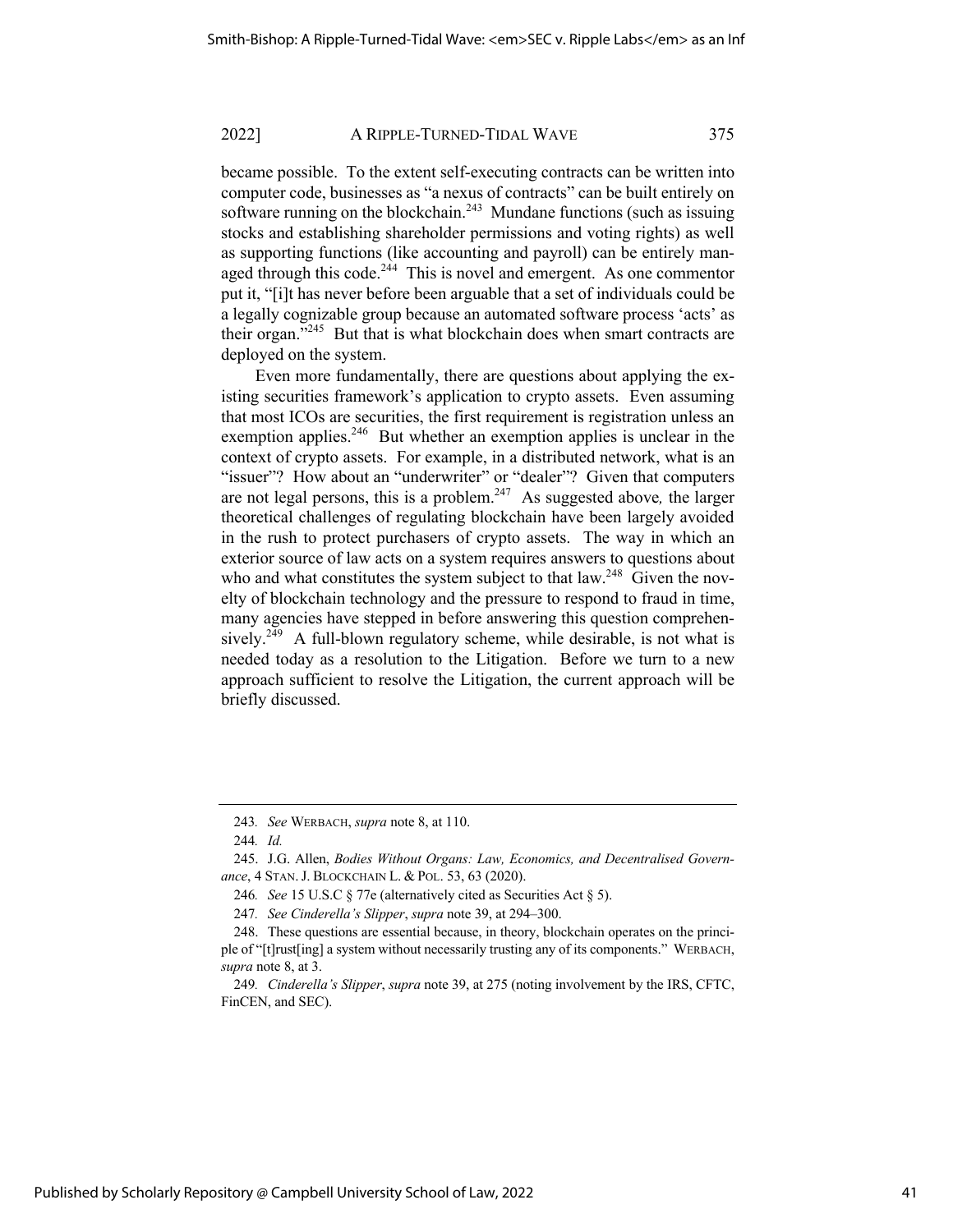became possible. To the extent self-executing contracts can be written into computer code, businesses as "a nexus of contracts" can be built entirely on software running on the blockchain.[243] Mundane functions (such as issuing stocks and establishing shareholder permissions and voting rights) as well as supporting functions (like accounting and payroll) can be entirely managed through this code.[244] This is novel and emergent. As one commentor put it, "[i]t has never before been arguable that a set of individuals could be a legally cognizable group because an automated software process 'acts' as their organ."[245] But that is what blockchain does when smart contracts are deployed on the system.

Even more fundamentally, there are questions about applying the existing securities framework's application to crypto assets. Even assuming that most ICOs are securities, the first requirement is registration unless an exemption applies.[246] But whether an exemption applies is unclear in the context of crypto assets. For example, in a distributed network, what is an "issuer"? How about an "underwriter" or "dealer"? Given that computers are not legal persons, this is a problem.[247] As suggested above*,* the larger theoretical challenges of regulating blockchain have been largely avoided in the rush to protect purchasers of crypto assets. The way in which an exterior source of law acts on a system requires answers to questions about who and what constitutes the system subject to that law.[248] Given the novelty of blockchain technology and the pressure to respond to fraud in time, many agencies have stepped in before answering this question comprehensively.[249] A full-blown regulatory scheme, while desirable, is not what is needed today as a resolution to the Litigation. Before we turn to a new approach sufficient to resolve the Litigation, the current approach will be briefly discussed.

---

243. *See* WERBACH, *supra* note 8, at 110.

244. *Id.*

245. J.G. Allen, *Bodies Without Organs: Law, Economics, and Decentralised Governance*, 4 STAN. J. BLOCKCHAIN L. & POL. 53, 63 (2020).

246. *See* 15 U.S.C § 77e (alternatively cited as Securities Act § 5).

247. *See Cinderella's Slipper*, *supra* note 39, at 294–300.

248. These questions are essential because, in theory, blockchain operates on the principle of "[t]rust[ing] a system without necessarily trusting any of its components." WERBACH, *supra* note 8, at 3.

249. *Cinderella's Slipper*, *supra* note 39, at 275 (noting involvement by the IRS, CFTC, FinCEN, and SEC).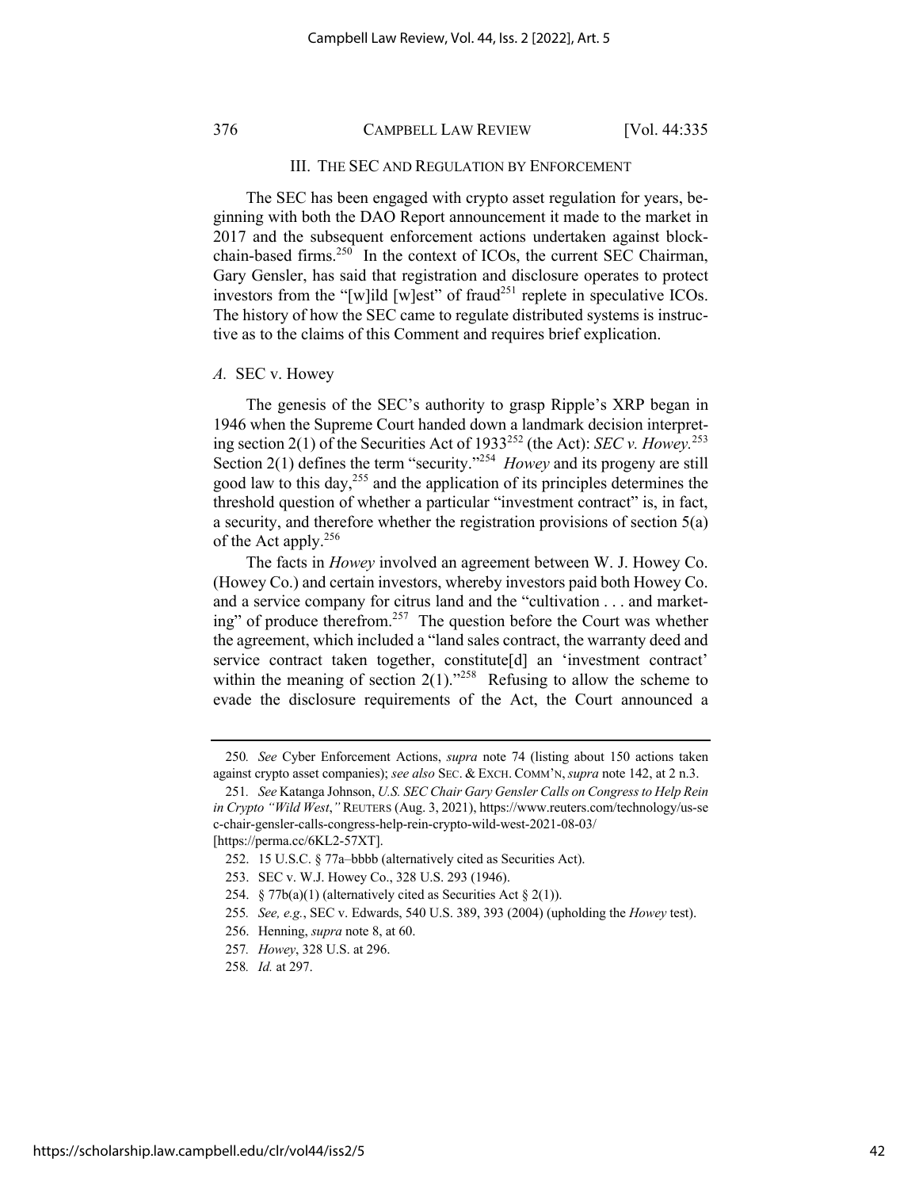## III. THE SEC AND REGULATION BY ENFORCEMENT

The SEC has been engaged with crypto asset regulation for years, beginning with both the DAO Report announcement it made to the market in 2017 and the subsequent enforcement actions undertaken against blockchain-based firms.[250] In the context of ICOs, the current SEC Chairman, Gary Gensler, has said that registration and disclosure operates to protect investors from the "[w]ild [w]est" of fraud[251] replete in speculative ICOs. The history of how the SEC came to regulate distributed systems is instructive as to the claims of this Comment and requires brief explication.

### *A.* SEC v. Howey

The genesis of the SEC's authority to grasp Ripple's XRP began in 1946 when the Supreme Court handed down a landmark decision interpreting section 2(1) of the Securities Act of 1933[252] (the Act): *SEC v. Howey.*[253] Section 2(1) defines the term "security."[254] *Howey* and its progeny are still good law to this day,[255] and the application of its principles determines the threshold question of whether a particular "investment contract" is, in fact, a security, and therefore whether the registration provisions of section 5(a) of the Act apply.[256]

The facts in *Howey* involved an agreement between W. J. Howey Co. (Howey Co.) and certain investors, whereby investors paid both Howey Co. and a service company for citrus land and the "cultivation . . . and marketing" of produce therefrom.[257] The question before the Court was whether the agreement, which included a "land sales contract, the warranty deed and service contract taken together, constitute[d] an 'investment contract' within the meaning of section 2(1)."[258] Refusing to allow the scheme to evade the disclosure requirements of the Act, the Court announced a

---

250. *See* Cyber Enforcement Actions, *supra* note 74 (listing about 150 actions taken against crypto asset companies); *see also* SEC. & EXCH. COMM'N, *supra* note 142, at 2 n.3.

251. *See* Katanga Johnson, *U.S. SEC Chair Gary Gensler Calls on Congress to Help Rein in Crypto "Wild West*,*"* REUTERS (Aug. 3, 2021), https://www.reuters.com/technology/us-sec-chair-gensler-calls-congress-help-rein-crypto-wild-west-2021-08-03/ [https://perma.cc/6KL2-57XT].

252. 15 U.S.C. § 77a–bbbb (alternatively cited as Securities Act).

253. SEC v. W.J. Howey Co., 328 U.S. 293 (1946).

254. § 77b(a)(1) (alternatively cited as Securities Act § 2(1)).

255. *See, e.g.*, SEC v. Edwards, 540 U.S. 389, 393 (2004) (upholding the *Howey* test).

256. Henning, *supra* note 8, at 60.

257. *Howey*, 328 U.S. at 296.

258. *Id.* at 297.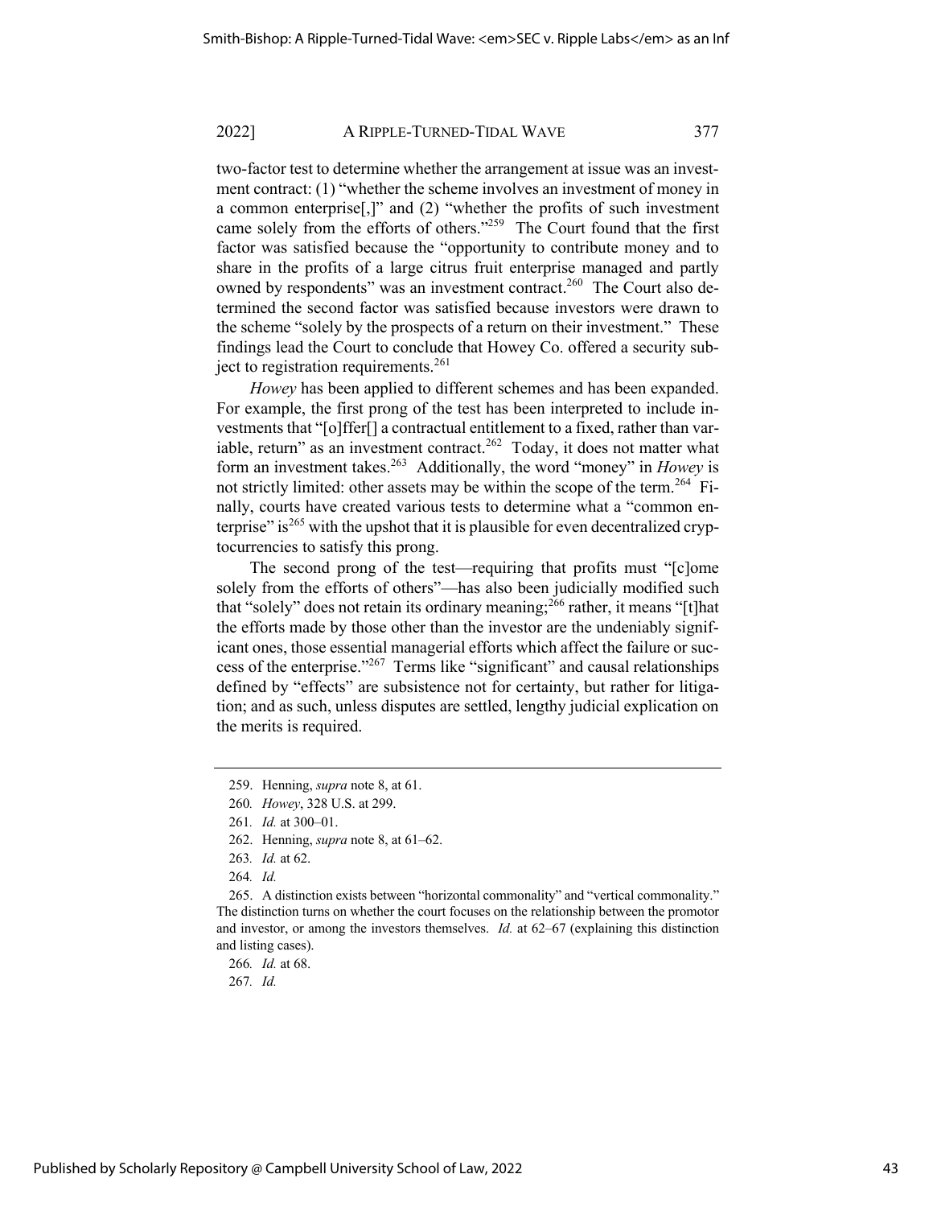two-factor test to determine whether the arrangement at issue was an investment contract: (1) "whether the scheme involves an investment of money in a common enterprise[,]" and (2) "whether the profits of such investment came solely from the efforts of others."[259] The Court found that the first factor was satisfied because the "opportunity to contribute money and to share in the profits of a large citrus fruit enterprise managed and partly owned by respondents" was an investment contract.[260] The Court also determined the second factor was satisfied because investors were drawn to the scheme "solely by the prospects of a return on their investment." These findings lead the Court to conclude that Howey Co. offered a security subject to registration requirements.[261]

*Howey* has been applied to different schemes and has been expanded. For example, the first prong of the test has been interpreted to include investments that "[o]ffer[] a contractual entitlement to a fixed, rather than variable, return" as an investment contract.[262] Today, it does not matter what form an investment takes.[263] Additionally, the word "money" in *Howey* is not strictly limited: other assets may be within the scope of the term.[264] Finally, courts have created various tests to determine what a "common enterprise" is[265] with the upshot that it is plausible for even decentralized cryptocurrencies to satisfy this prong.

The second prong of the test—requiring that profits must "[c]ome solely from the efforts of others"—has also been judicially modified such that "solely" does not retain its ordinary meaning;[266] rather, it means "[t]hat the efforts made by those other than the investor are the undeniably significant ones, those essential managerial efforts which affect the failure or success of the enterprise."[267] Terms like "significant" and causal relationships defined by "effects" are subsistence not for certainty, but rather for litigation; and as such, unless disputes are settled, lengthy judicial explication on the merits is required.

---

259. Henning, *supra* note 8, at 61.

260. *Howey*, 328 U.S. at 299.

261. *Id.* at 300–01.

262. Henning, *supra* note 8, at 61–62.

263. *Id.* at 62.

264. *Id.*

265. A distinction exists between "horizontal commonality" and "vertical commonality." The distinction turns on whether the court focuses on the relationship between the promotor and investor, or among the investors themselves. *Id.* at 62–67 (explaining this distinction and listing cases).

266. *Id.* at 68.

267. *Id.*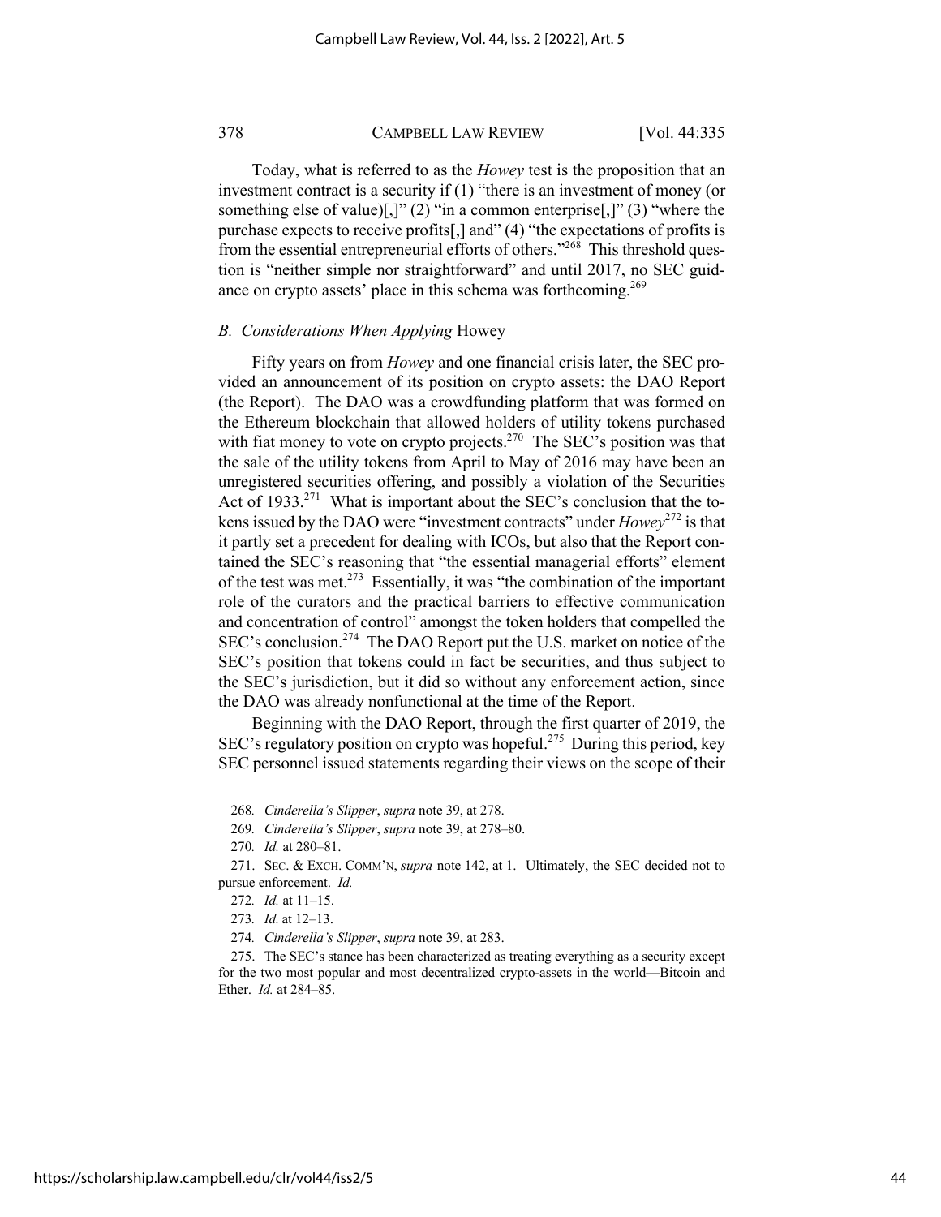Today, what is referred to as the *Howey* test is the proposition that an investment contract is a security if (1) "there is an investment of money (or something else of value)[,]" (2) "in a common enterprise[,]" (3) "where the purchase expects to receive profits[,] and" (4) "the expectations of profits is from the essential entrepreneurial efforts of others."[268] This threshold question is "neither simple nor straightforward" and until 2017, no SEC guidance on crypto assets' place in this schema was forthcoming.[269]

### *B. Considerations When Applying* Howey

Fifty years on from *Howey* and one financial crisis later, the SEC provided an announcement of its position on crypto assets: the DAO Report (the Report). The DAO was a crowdfunding platform that was formed on the Ethereum blockchain that allowed holders of utility tokens purchased with fiat money to vote on crypto projects.[270] The SEC's position was that the sale of the utility tokens from April to May of 2016 may have been an unregistered securities offering, and possibly a violation of the Securities Act of 1933.[271] What is important about the SEC's conclusion that the tokens issued by the DAO were "investment contracts" under *Howey*[272] is that it partly set a precedent for dealing with ICOs, but also that the Report contained the SEC's reasoning that "the essential managerial efforts" element of the test was met.[273] Essentially, it was "the combination of the important role of the curators and the practical barriers to effective communication and concentration of control" amongst the token holders that compelled the SEC's conclusion.[274] The DAO Report put the U.S. market on notice of the SEC's position that tokens could in fact be securities, and thus subject to the SEC's jurisdiction, but it did so without any enforcement action, since the DAO was already nonfunctional at the time of the Report.

Beginning with the DAO Report, through the first quarter of 2019, the SEC's regulatory position on crypto was hopeful.[275] During this period, key SEC personnel issued statements regarding their views on the scope of their

---

268. *Cinderella's Slipper*, *supra* note 39, at 278.

269. *Cinderella's Slipper*, *supra* note 39, at 278–80.

270. *Id.* at 280–81.

271. SEC. & EXCH. COMM'N, *supra* note 142, at 1. Ultimately, the SEC decided not to pursue enforcement. *Id.*

272. *Id.* at 11–15.

273. *Id.* at 12–13.

274. *Cinderella's Slipper*, *supra* note 39, at 283.

275. The SEC's stance has been characterized as treating everything as a security except for the two most popular and most decentralized crypto-assets in the world—Bitcoin and Ether. *Id.* at 284–85.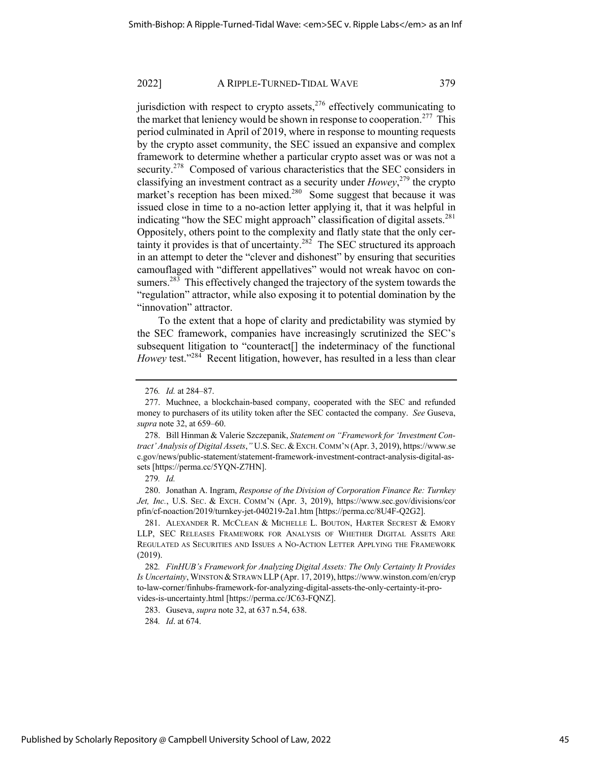jurisdiction with respect to crypto assets,[276] effectively communicating to the market that leniency would be shown in response to cooperation.[277] This period culminated in April of 2019, where in response to mounting requests by the crypto asset community, the SEC issued an expansive and complex framework to determine whether a particular crypto asset was or was not a security.[278] Composed of various characteristics that the SEC considers in classifying an investment contract as a security under *Howey*,[279] the crypto market's reception has been mixed.[280] Some suggest that because it was issued close in time to a no-action letter applying it, that it was helpful in indicating "how the SEC might approach" classification of digital assets.[281] Oppositely, others point to the complexity and flatly state that the only certainty it provides is that of uncertainty.[282] The SEC structured its approach in an attempt to deter the "clever and dishonest" by ensuring that securities camouflaged with "different appellatives" would not wreak havoc on consumers.[283] This effectively changed the trajectory of the system towards the "regulation" attractor, while also exposing it to potential domination by the "innovation" attractor.

To the extent that a hope of clarity and predictability was stymied by the SEC framework, companies have increasingly scrutinized the SEC's subsequent litigation to "counteract[] the indeterminacy of the functional *Howey* test."[284] Recent litigation, however, has resulted in a less than clear

---

276. *Id.* at 284–87.

277. Muchnee, a blockchain-based company, cooperated with the SEC and refunded money to purchasers of its utility token after the SEC contacted the company. *See* Guseva, *supra* note 32, at 659–60.

278. Bill Hinman & Valerie Szczepanik, *Statement on "Framework for 'Investment Contract' Analysis of Digital Assets*,*"* U.S. SEC. & EXCH. COMM'N (Apr. 3, 2019), https://www.sec.gov/news/public-statement/statement-framework-investment-contract-analysis-digital-assets [https://perma.cc/5YQN-Z7HN].

279. *Id.*

280. Jonathan A. Ingram, *Response of the Division of Corporation Finance Re: Turnkey Jet, Inc.*, U.S. SEC. & EXCH. COMM'N (Apr. 3, 2019), https://www.sec.gov/divisions/corpfin/cf-noaction/2019/turnkey-jet-040219-2a1.htm [https://perma.cc/8U4F-Q2G2].

281. ALEXANDER R. MCCLEAN & MICHELLE L. BOUTON, HARTER SECREST & EMORY LLP, SEC RELEASES FRAMEWORK FOR ANALYSIS OF WHETHER DIGITAL ASSETS ARE REGULATED AS SECURITIES AND ISSUES A NO-ACTION LETTER APPLYING THE FRAMEWORK (2019).

282. *FinHUB's Framework for Analyzing Digital Assets: The Only Certainty It Provides Is Uncertainty*, WINSTON & STRAWN LLP (Apr. 17, 2019), https://www.winston.com/en/crypto-law-corner/finhubs-framework-for-analyzing-digital-assets-the-only-certainty-it-provides-is-uncertainty.html [https://perma.cc/JC63-FQNZ].

283. Guseva, *supra* note 32, at 637 n.54, 638.

284. *Id*. at 674.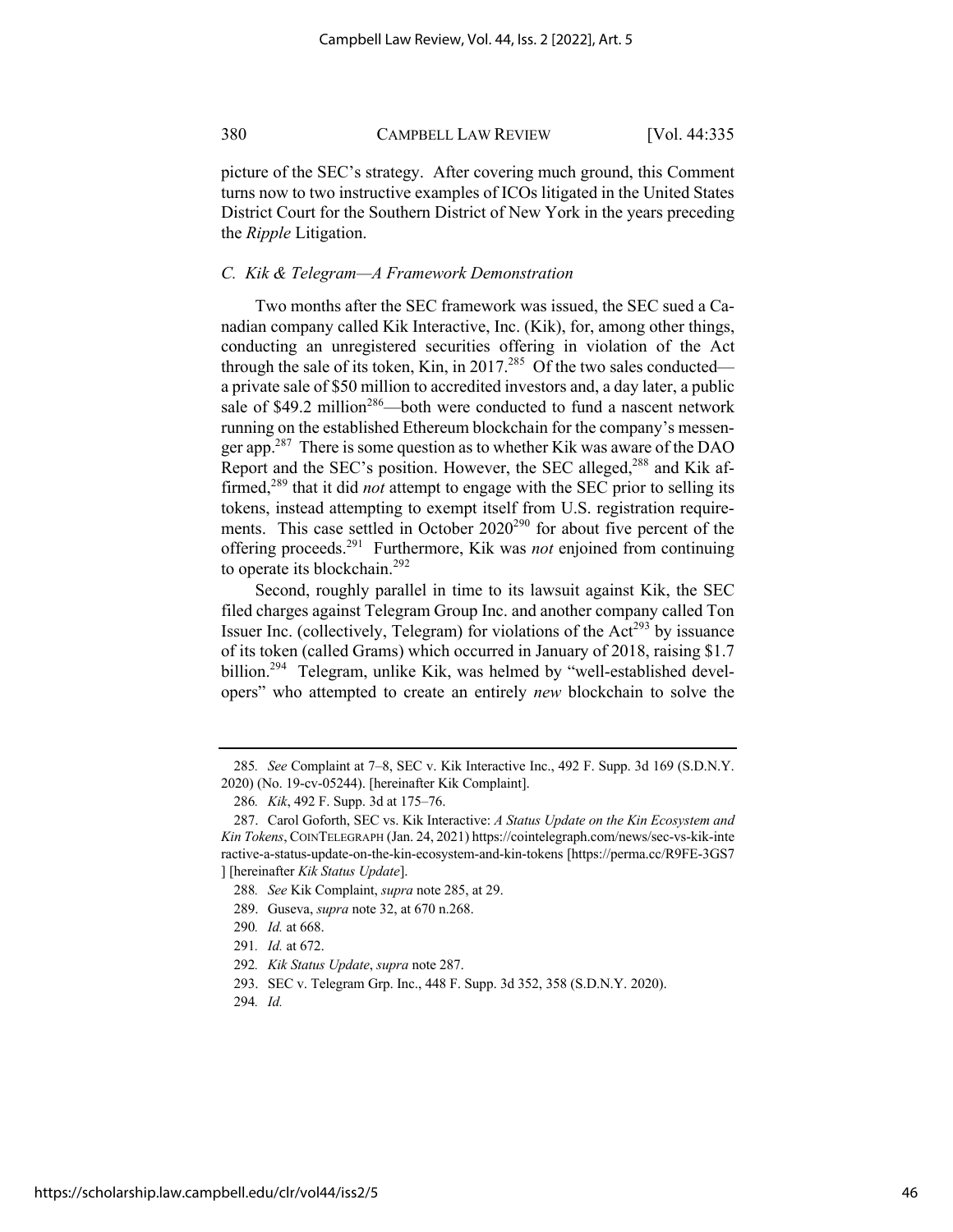picture of the SEC's strategy. After covering much ground, this Comment turns now to two instructive examples of ICOs litigated in the United States District Court for the Southern District of New York in the years preceding the *Ripple* Litigation.

### *C. Kik & Telegram—A Framework Demonstration*

Two months after the SEC framework was issued, the SEC sued a Canadian company called Kik Interactive, Inc. (Kik), for, among other things, conducting an unregistered securities offering in violation of the Act through the sale of its token, Kin, in 2017.[285] Of the two sales conducted—a private sale of $50 million to accredited investors and, a day later, a public sale of $49.2 million[286]—both were conducted to fund a nascent network running on the established Ethereum blockchain for the company's messenger app.[287] There is some question as to whether Kik was aware of the DAO Report and the SEC's position. However, the SEC alleged,[288] and Kik affirmed,[289] that it did *not* attempt to engage with the SEC prior to selling its tokens, instead attempting to exempt itself from U.S. registration requirements. This case settled in October 2020[290] for about five percent of the offering proceeds.[291] Furthermore, Kik was *not* enjoined from continuing to operate its blockchain.[292]

Second, roughly parallel in time to its lawsuit against Kik, the SEC filed charges against Telegram Group Inc. and another company called Ton Issuer Inc. (collectively, Telegram) for violations of the Act[293] by issuance of its token (called Grams) which occurred in January of 2018, raising $1.7 billion.[294] Telegram, unlike Kik, was helmed by "well-established developers" who attempted to create an entirely *new* blockchain to solve the

---

285. *See* Complaint at 7–8, SEC v. Kik Interactive Inc., 492 F. Supp. 3d 169 (S.D.N.Y. 2020) (No. 19-cv-05244). [hereinafter Kik Complaint].

286. *Kik*, 492 F. Supp. 3d at 175–76.

287. Carol Goforth, SEC vs. Kik Interactive: *A Status Update on the Kin Ecosystem and Kin Tokens*, COINTELEGRAPH (Jan. 24, 2021) https://cointelegraph.com/news/sec-vs-kik-interactive-a-status-update-on-the-kin-ecosystem-and-kin-tokens [https://perma.cc/R9FE-3GS7] [hereinafter *Kik Status Update*].

288. *See* Kik Complaint, *supra* note 285, at 29.

289. Guseva, *supra* note 32, at 670 n.268.

290. *Id.* at 668.

291. *Id.* at 672.

292. *Kik Status Update*, *supra* note 287.

293. SEC v. Telegram Grp. Inc., 448 F. Supp. 3d 352, 358 (S.D.N.Y. 2020).

294. *Id.*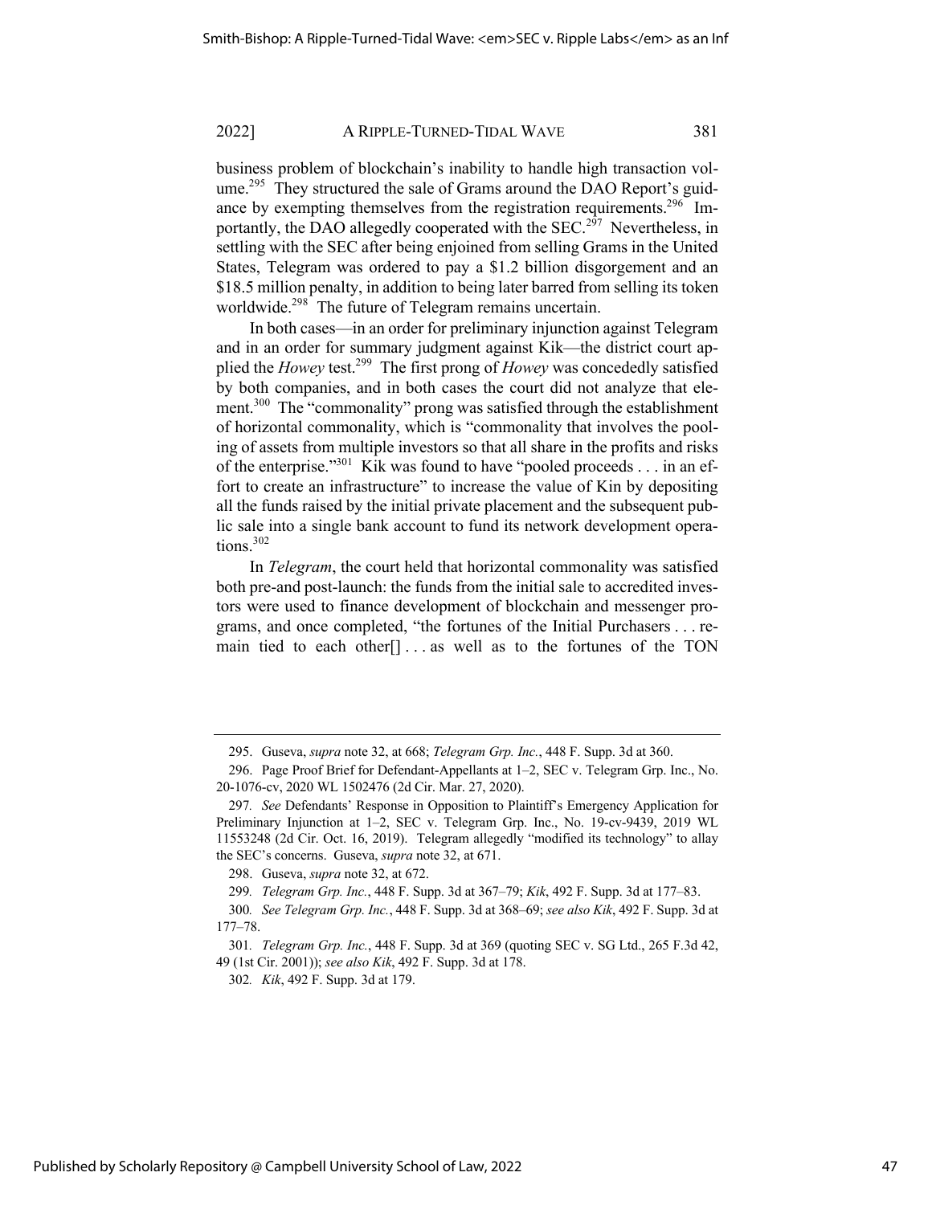business problem of blockchain's inability to handle high transaction volume.[295] They structured the sale of Grams around the DAO Report's guidance by exempting themselves from the registration requirements.[296] Importantly, the DAO allegedly cooperated with the SEC.[297] Nevertheless, in settling with the SEC after being enjoined from selling Grams in the United States, Telegram was ordered to pay a $1.2 billion disgorgement and an $18.5 million penalty, in addition to being later barred from selling its token worldwide.[298] The future of Telegram remains uncertain.

In both cases—in an order for preliminary injunction against Telegram and in an order for summary judgment against Kik—the district court applied the *Howey* test.[299] The first prong of *Howey* was concededly satisfied by both companies, and in both cases the court did not analyze that element.[300] The "commonality" prong was satisfied through the establishment of horizontal commonality, which is "commonality that involves the pooling of assets from multiple investors so that all share in the profits and risks of the enterprise."[301] Kik was found to have "pooled proceeds . . . in an effort to create an infrastructure" to increase the value of Kin by depositing all the funds raised by the initial private placement and the subsequent public sale into a single bank account to fund its network development operations.[302]

In *Telegram*, the court held that horizontal commonality was satisfied both pre-and post-launch: the funds from the initial sale to accredited investors were used to finance development of blockchain and messenger programs, and once completed, "the fortunes of the Initial Purchasers . . . remain tied to each other[] . . . as well as to the fortunes of the TON

---

295. Guseva, *supra* note 32, at 668; *Telegram Grp. Inc.*, 448 F. Supp. 3d at 360.

296. Page Proof Brief for Defendant-Appellants at 1–2, SEC v. Telegram Grp. Inc., No. 20-1076-cv, 2020 WL 1502476 (2d Cir. Mar. 27, 2020).

297. *See* Defendants' Response in Opposition to Plaintiff's Emergency Application for Preliminary Injunction at 1–2, SEC v. Telegram Grp. Inc., No. 19-cv-9439, 2019 WL 11553248 (2d Cir. Oct. 16, 2019). Telegram allegedly "modified its technology" to allay the SEC's concerns. Guseva, *supra* note 32, at 671.

298. Guseva, *supra* note 32, at 672.

299. *Telegram Grp. Inc.*, 448 F. Supp. 3d at 367–79; *Kik*, 492 F. Supp. 3d at 177–83.

300. *See Telegram Grp. Inc.*, 448 F. Supp. 3d at 368–69; *see also Kik*, 492 F. Supp. 3d at 177–78.

301. *Telegram Grp. Inc.*, 448 F. Supp. 3d at 369 (quoting SEC v. SG Ltd., 265 F.3d 42, 49 (1st Cir. 2001)); *see also Kik*, 492 F. Supp. 3d at 178.

302. *Kik*, 492 F. Supp. 3d at 179.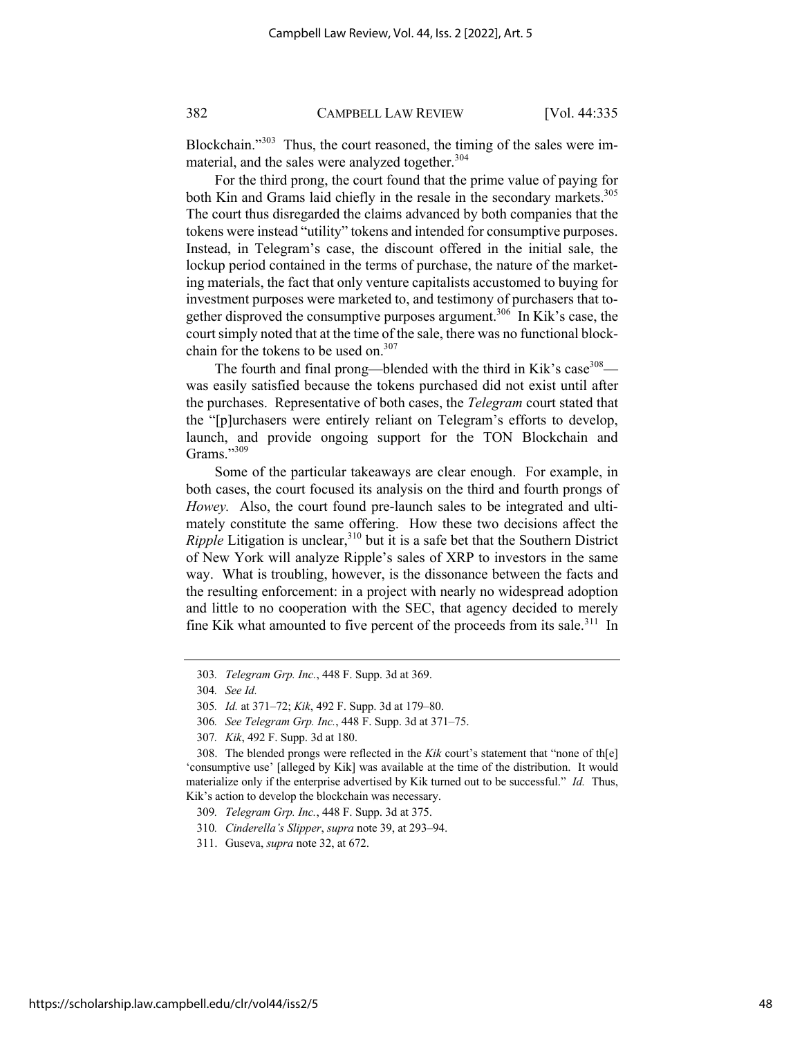Blockchain."[303] Thus, the court reasoned, the timing of the sales were immaterial, and the sales were analyzed together.[304]

For the third prong, the court found that the prime value of paying for both Kin and Grams laid chiefly in the resale in the secondary markets.[305] The court thus disregarded the claims advanced by both companies that the tokens were instead "utility" tokens and intended for consumptive purposes. Instead, in Telegram's case, the discount offered in the initial sale, the lockup period contained in the terms of purchase, the nature of the marketing materials, the fact that only venture capitalists accustomed to buying for investment purposes were marketed to, and testimony of purchasers that together disproved the consumptive purposes argument.[306] In Kik's case, the court simply noted that at the time of the sale, there was no functional blockchain for the tokens to be used on.[307]

The fourth and final prong—blended with the third in Kik's case[308]—was easily satisfied because the tokens purchased did not exist until after the purchases. Representative of both cases, the *Telegram* court stated that the "[p]urchasers were entirely reliant on Telegram's efforts to develop, launch, and provide ongoing support for the TON Blockchain and Grams."[309]

Some of the particular takeaways are clear enough. For example, in both cases, the court focused its analysis on the third and fourth prongs of *Howey.* Also, the court found pre-launch sales to be integrated and ultimately constitute the same offering. How these two decisions affect the *Ripple* Litigation is unclear,[310] but it is a safe bet that the Southern District of New York will analyze Ripple's sales of XRP to investors in the same way. What is troubling, however, is the dissonance between the facts and the resulting enforcement: in a project with nearly no widespread adoption and little to no cooperation with the SEC, that agency decided to merely fine Kik what amounted to five percent of the proceeds from its sale.[311] In

---

303. *Telegram Grp. Inc.*, 448 F. Supp. 3d at 369.

304. *See Id.*

305. *Id.* at 371–72; *Kik*, 492 F. Supp. 3d at 179–80.

306. *See Telegram Grp. Inc.*, 448 F. Supp. 3d at 371–75.

307. *Kik*, 492 F. Supp. 3d at 180.

308. The blended prongs were reflected in the *Kik* court's statement that "none of th[e] 'consumptive use' [alleged by Kik] was available at the time of the distribution. It would materialize only if the enterprise advertised by Kik turned out to be successful." *Id.* Thus, Kik's action to develop the blockchain was necessary.

309. *Telegram Grp. Inc.*, 448 F. Supp. 3d at 375.

310. *Cinderella's Slipper*, *supra* note 39, at 293–94.

311. Guseva, *supra* note 32, at 672.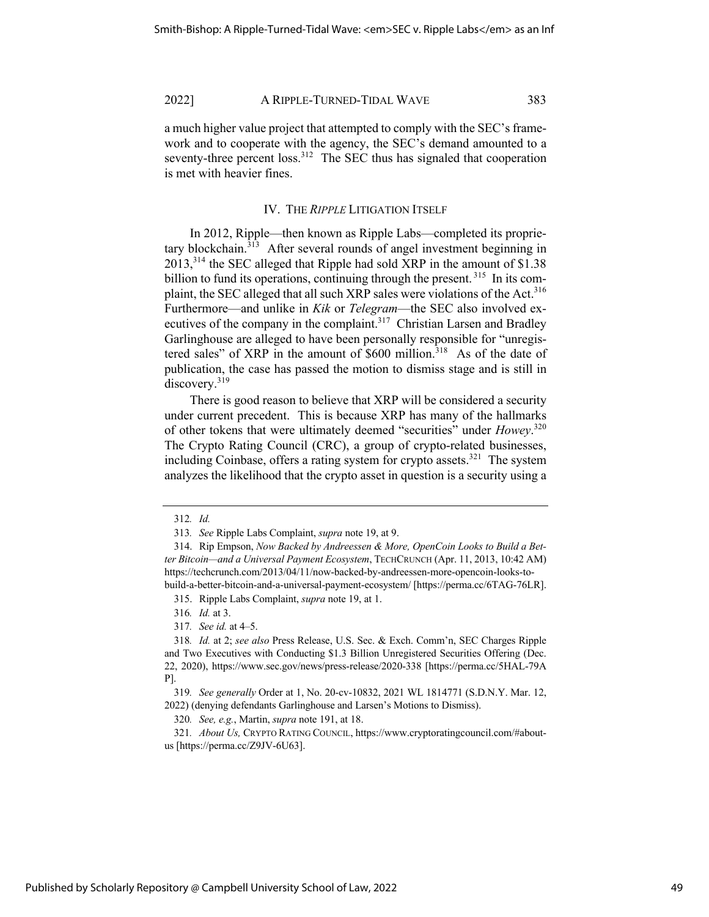a much higher value project that attempted to comply with the SEC's framework and to cooperate with the agency, the SEC's demand amounted to a seventy-three percent loss.[312] The SEC thus has signaled that cooperation is met with heavier fines.

## IV. THE *RIPPLE* LITIGATION ITSELF

In 2012, Ripple—then known as Ripple Labs—completed its proprietary blockchain.[313] After several rounds of angel investment beginning in 2013,[314] the SEC alleged that Ripple had sold XRP in the amount of $1.38 billion to fund its operations, continuing through the present.[315] In its complaint, the SEC alleged that all such XRP sales were violations of the Act.[316] Furthermore—and unlike in *Kik* or *Telegram*—the SEC also involved executives of the company in the complaint.[317] Christian Larsen and Bradley Garlinghouse are alleged to have been personally responsible for "unregistered sales" of XRP in the amount of $600 million.[318] As of the date of publication, the case has passed the motion to dismiss stage and is still in discovery.[319]

There is good reason to believe that XRP will be considered a security under current precedent. This is because XRP has many of the hallmarks of other tokens that were ultimately deemed "securities" under *Howey*.[320] The Crypto Rating Council (CRC), a group of crypto-related businesses, including Coinbase, offers a rating system for crypto assets.[321] The system analyzes the likelihood that the crypto asset in question is a security using a

---

312. *Id.*

313. *See* Ripple Labs Complaint, *supra* note 19, at 9.

314. Rip Empson, *Now Backed by Andreessen & More, OpenCoin Looks to Build a Better Bitcoin—and a Universal Payment Ecosystem*, TECHCRUNCH (Apr. 11, 2013, 10:42 AM) https://techcrunch.com/2013/04/11/now-backed-by-andreessen-more-opencoin-looks-to-build-a-better-bitcoin-and-a-universal-payment-ecosystem/ [https://perma.cc/6TAG-76LR].

315. Ripple Labs Complaint, *supra* note 19, at 1.

316. *Id.* at 3.

317. *See id.* at 4–5.

318. *Id.* at 2; *see also* Press Release, U.S. Sec. & Exch. Comm'n, SEC Charges Ripple and Two Executives with Conducting $1.3 Billion Unregistered Securities Offering (Dec. 22, 2020), https://www.sec.gov/news/press-release/2020-338 [https://perma.cc/5HAL-79AP].

319. *See generally* Order at 1, No. 20-cv-10832, 2021 WL 1814771 (S.D.N.Y. Mar. 12, 2022) (denying defendants Garlinghouse and Larsen's Motions to Dismiss).

320. *See, e.g.*, Martin, *supra* note 191, at 18.

321. *About Us,* CRYPTO RATING COUNCIL, https://www.cryptoratingcouncil.com/#about-us [https://perma.cc/Z9JV-6U63].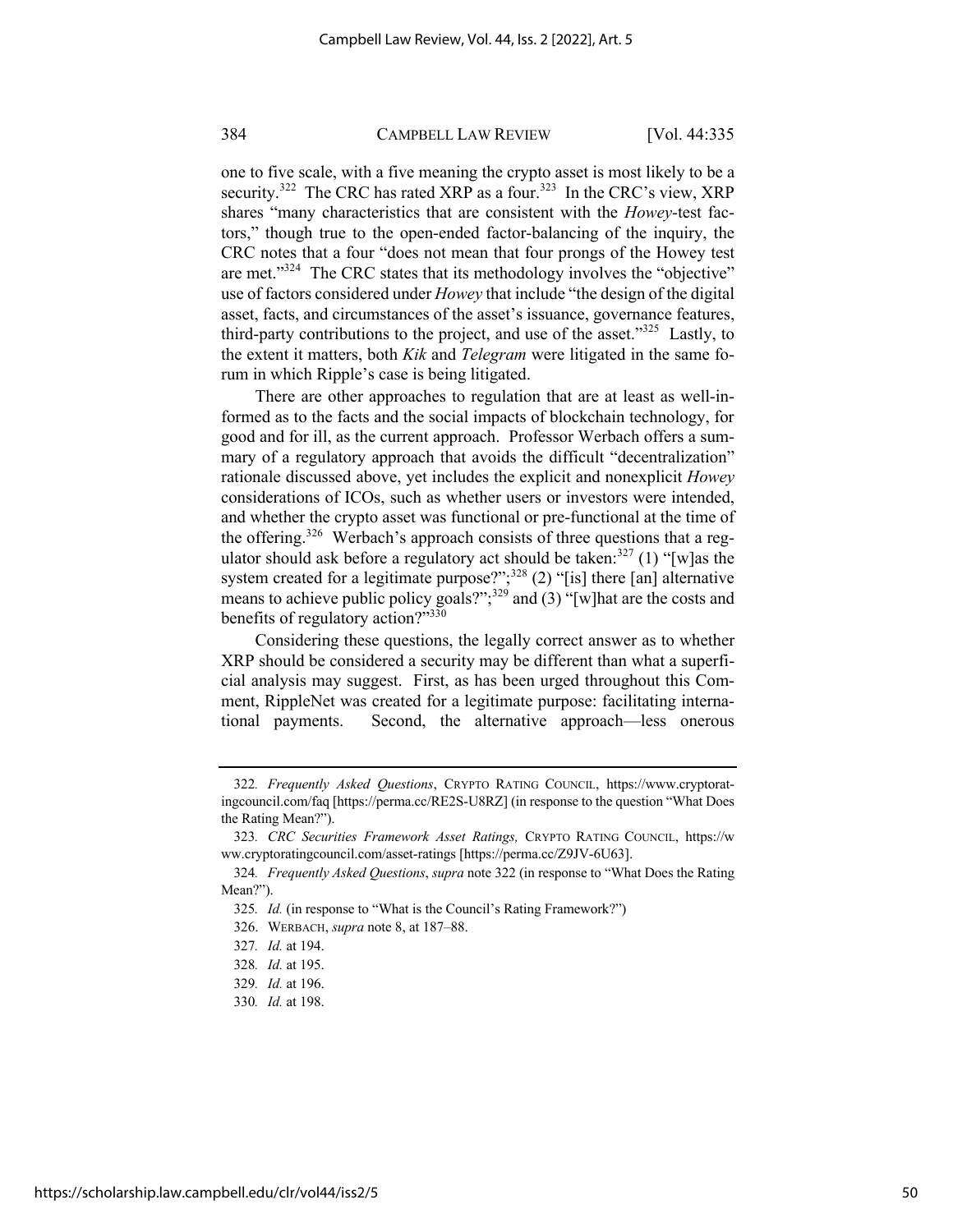one to five scale, with a five meaning the crypto asset is most likely to be a security.[322] The CRC has rated XRP as a four.[323] In the CRC's view, XRP shares "many characteristics that are consistent with the *Howey*-test factors," though true to the open-ended factor-balancing of the inquiry, the CRC notes that a four "does not mean that four prongs of the Howey test are met."[324] The CRC states that its methodology involves the "objective" use of factors considered under *Howey* that include "the design of the digital asset, facts, and circumstances of the asset's issuance, governance features, third-party contributions to the project, and use of the asset."[325] Lastly, to the extent it matters, both *Kik* and *Telegram* were litigated in the same forum in which Ripple's case is being litigated.

There are other approaches to regulation that are at least as well-informed as to the facts and the social impacts of blockchain technology, for good and for ill, as the current approach. Professor Werbach offers a summary of a regulatory approach that avoids the difficult "decentralization" rationale discussed above, yet includes the explicit and nonexplicit *Howey* considerations of ICOs, such as whether users or investors were intended, and whether the crypto asset was functional or pre-functional at the time of the offering.[326] Werbach's approach consists of three questions that a regulator should ask before a regulatory act should be taken:[327] (1) "[w]as the system created for a legitimate purpose?";[328] (2) "[is] there [an] alternative means to achieve public policy goals?";[329] and (3) "[w]hat are the costs and benefits of regulatory action?"[330]

Considering these questions, the legally correct answer as to whether XRP should be considered a security may be different than what a superficial analysis may suggest. First, as has been urged throughout this Comment, RippleNet was created for a legitimate purpose: facilitating international payments. Second, the alternative approach—less onerous

---

322. *Frequently Asked Questions*, CRYPTO RATING COUNCIL, https://www.cryptoratingcouncil.com/faq [https://perma.cc/RE2S-U8RZ] (in response to the question "What Does the Rating Mean?").

323. *CRC Securities Framework Asset Ratings,* CRYPTO RATING COUNCIL, https://www.cryptoratingcouncil.com/asset-ratings [https://perma.cc/Z9JV-6U63].

324. *Frequently Asked Questions*, *supra* note 322 (in response to "What Does the Rating Mean?").

325. *Id.* (in response to "What is the Council's Rating Framework?")

326. WERBACH, *supra* note 8, at 187–88.

327. *Id.* at 194.

328. *Id.* at 195.

329. *Id.* at 196.

330. *Id.* at 198.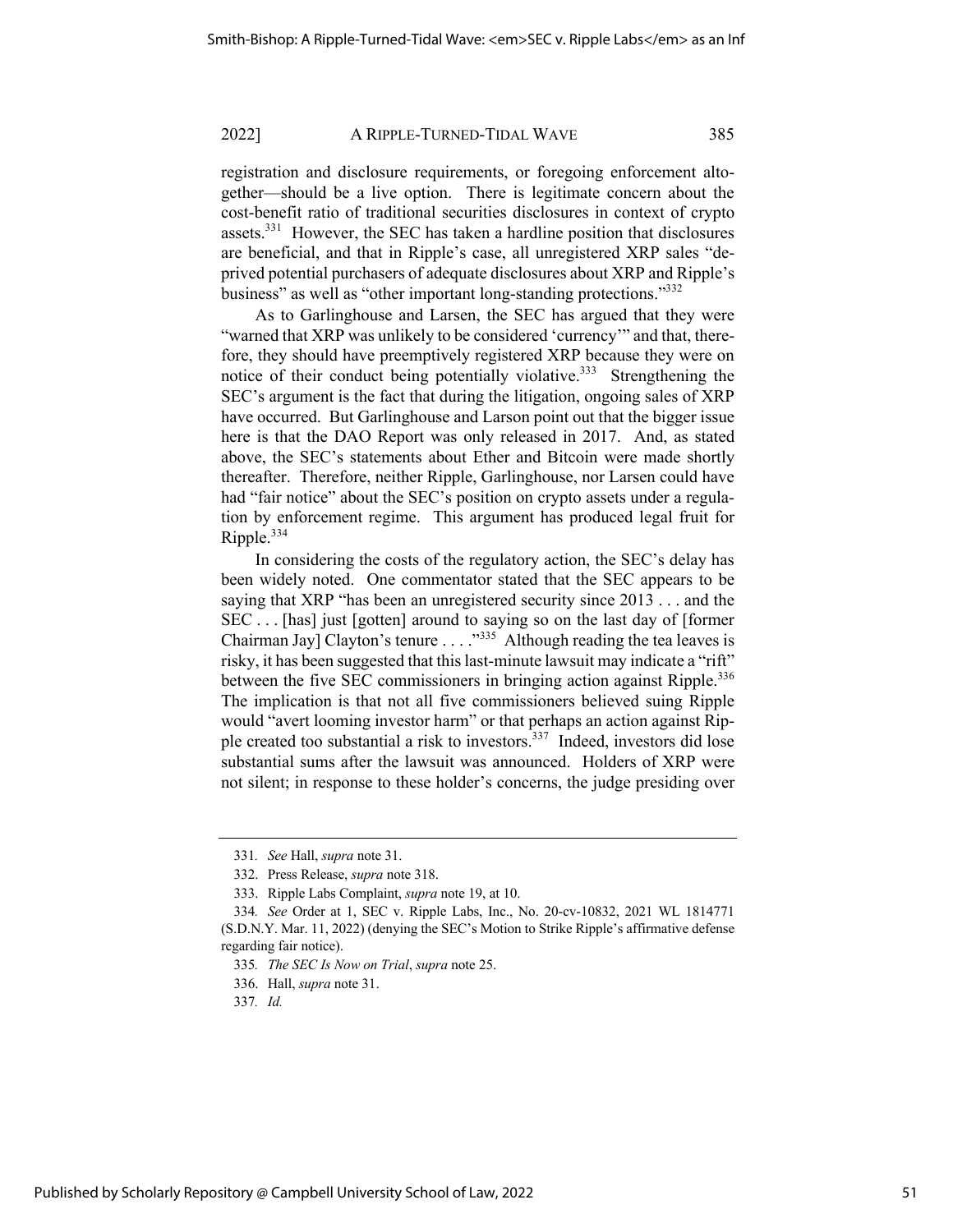registration and disclosure requirements, or foregoing enforcement altogether—should be a live option. There is legitimate concern about the cost-benefit ratio of traditional securities disclosures in context of crypto assets.[331] However, the SEC has taken a hardline position that disclosures are beneficial, and that in Ripple's case, all unregistered XRP sales "deprived potential purchasers of adequate disclosures about XRP and Ripple's business" as well as "other important long-standing protections."[332]

As to Garlinghouse and Larsen, the SEC has argued that they were "warned that XRP was unlikely to be considered 'currency'" and that, therefore, they should have preemptively registered XRP because they were on notice of their conduct being potentially violative.[333] Strengthening the SEC's argument is the fact that during the litigation, ongoing sales of XRP have occurred. But Garlinghouse and Larson point out that the bigger issue here is that the DAO Report was only released in 2017. And, as stated above, the SEC's statements about Ether and Bitcoin were made shortly thereafter. Therefore, neither Ripple, Garlinghouse, nor Larsen could have had "fair notice" about the SEC's position on crypto assets under a regulation by enforcement regime. This argument has produced legal fruit for Ripple.[334]

In considering the costs of the regulatory action, the SEC's delay has been widely noted. One commentator stated that the SEC appears to be saying that XRP "has been an unregistered security since 2013 . . . and the SEC . . . [has] just [gotten] around to saying so on the last day of [former Chairman Jay] Clayton's tenure . . . ."[335] Although reading the tea leaves is risky, it has been suggested that this last-minute lawsuit may indicate a "rift" between the five SEC commissioners in bringing action against Ripple.[336] The implication is that not all five commissioners believed suing Ripple would "avert looming investor harm" or that perhaps an action against Ripple created too substantial a risk to investors.[337] Indeed, investors did lose substantial sums after the lawsuit was announced. Holders of XRP were not silent; in response to these holder's concerns, the judge presiding over

---

331. *See* Hall, *supra* note 31.

332. Press Release, *supra* note 318.

333. Ripple Labs Complaint, *supra* note 19, at 10.

334. *See* Order at 1, SEC v. Ripple Labs, Inc., No. 20-cv-10832, 2021 WL 1814771 (S.D.N.Y. Mar. 11, 2022) (denying the SEC's Motion to Strike Ripple's affirmative defense regarding fair notice).

335. *The SEC Is Now on Trial*, *supra* note 25.

336. Hall, *supra* note 31.

337. *Id.*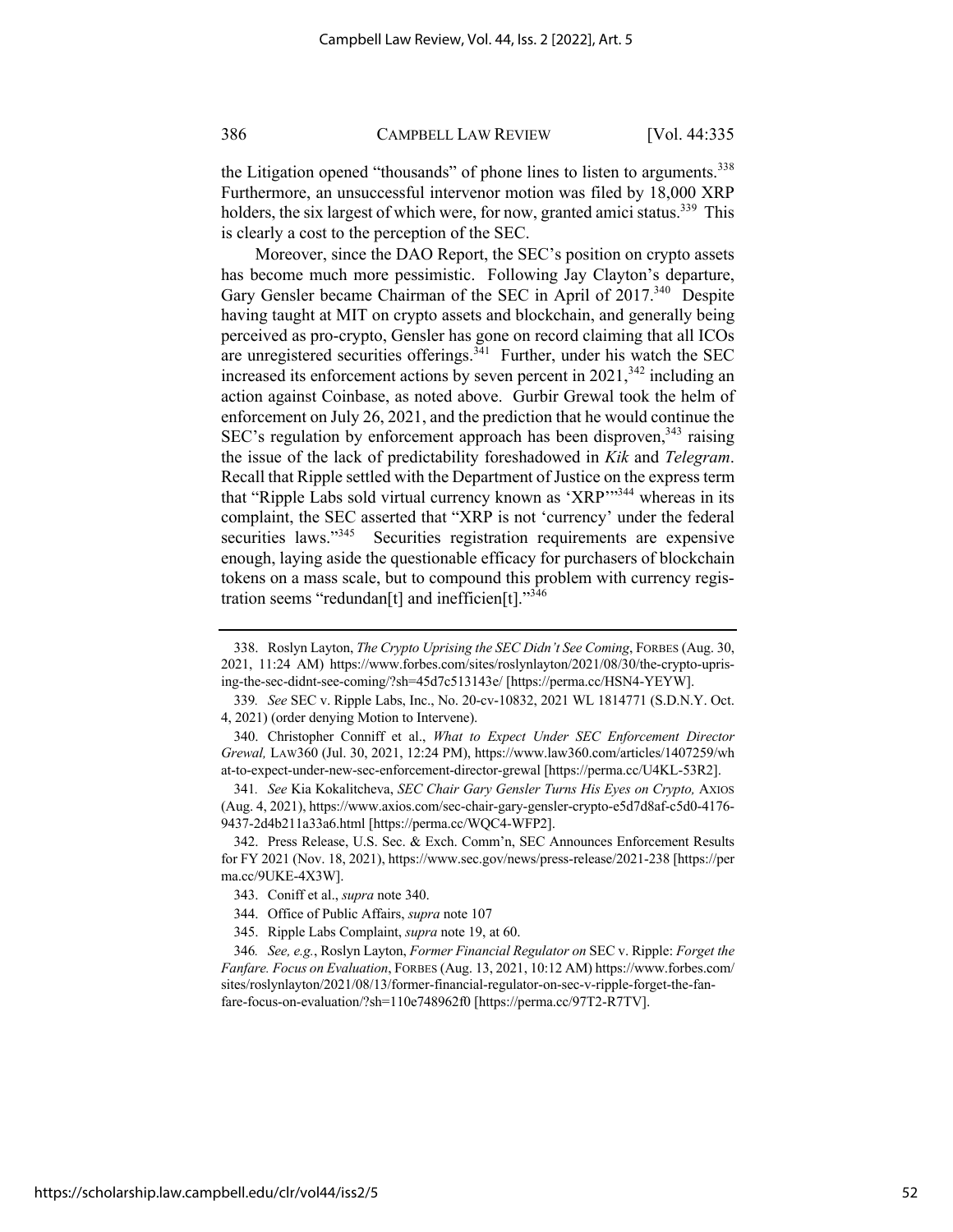the Litigation opened "thousands" of phone lines to listen to arguments.[338] Furthermore, an unsuccessful intervenor motion was filed by 18,000 XRP holders, the six largest of which were, for now, granted amici status.[339] This is clearly a cost to the perception of the SEC.

Moreover, since the DAO Report, the SEC's position on crypto assets has become much more pessimistic. Following Jay Clayton's departure, Gary Gensler became Chairman of the SEC in April of 2017.[340] Despite having taught at MIT on crypto assets and blockchain, and generally being perceived as pro-crypto, Gensler has gone on record claiming that all ICOs are unregistered securities offerings.[341] Further, under his watch the SEC increased its enforcement actions by seven percent in 2021,[342] including an action against Coinbase, as noted above. Gurbir Grewal took the helm of enforcement on July 26, 2021, and the prediction that he would continue the SEC's regulation by enforcement approach has been disproven,[343] raising the issue of the lack of predictability foreshadowed in *Kik* and *Telegram*. Recall that Ripple settled with the Department of Justice on the express term that "Ripple Labs sold virtual currency known as 'XRP'"[344] whereas in its complaint, the SEC asserted that "XRP is not 'currency' under the federal securities laws."[345] Securities registration requirements are expensive enough, laying aside the questionable efficacy for purchasers of blockchain tokens on a mass scale, but to compound this problem with currency registration seems "redundan[t] and inefficien[t]."[346]

---

338. Roslyn Layton, *The Crypto Uprising the SEC Didn't See Coming*, FORBES (Aug. 30, 2021, 11:24 AM) https://www.forbes.com/sites/roslynlayton/2021/08/30/the-crypto-uprising-the-sec-didnt-see-coming/?sh=45d7c513143e/ [https://perma.cc/HSN4-YEYW].

339. *See* SEC v. Ripple Labs, Inc., No. 20-cv-10832, 2021 WL 1814771 (S.D.N.Y. Oct. 4, 2021) (order denying Motion to Intervene).

340. Christopher Conniff et al., *What to Expect Under SEC Enforcement Director Grewal,* LAW360 (Jul. 30, 2021, 12:24 PM), https://www.law360.com/articles/1407259/what-to-expect-under-new-sec-enforcement-director-grewal [https://perma.cc/U4KL-53R2].

341. *See* Kia Kokalitcheva, *SEC Chair Gary Gensler Turns His Eyes on Crypto,* AXIOS (Aug. 4, 2021), https://www.axios.com/sec-chair-gary-gensler-crypto-e5d7d8af-c5d0-4176-9437-2d4b211a33a6.html [https://perma.cc/WQC4-WFP2].

342. Press Release, U.S. Sec. & Exch. Comm'n, SEC Announces Enforcement Results for FY 2021 (Nov. 18, 2021), https://www.sec.gov/news/press-release/2021-238 [https://perma.cc/9UKE-4X3W].

343. Coniff et al., *supra* note 340.

344. Office of Public Affairs, *supra* note 107

345. Ripple Labs Complaint, *supra* note 19, at 60.

346. *See, e.g.*, Roslyn Layton, *Former Financial Regulator on* SEC v. Ripple: *Forget the Fanfare. Focus on Evaluation*, FORBES (Aug. 13, 2021, 10:12 AM) https://www.forbes.com/sites/roslynlayton/2021/08/13/former-financial-regulator-on-sec-v-ripple-forget-the-fanfare-focus-on-evaluation/?sh=110e748962f0 [https://perma.cc/97T2-R7TV].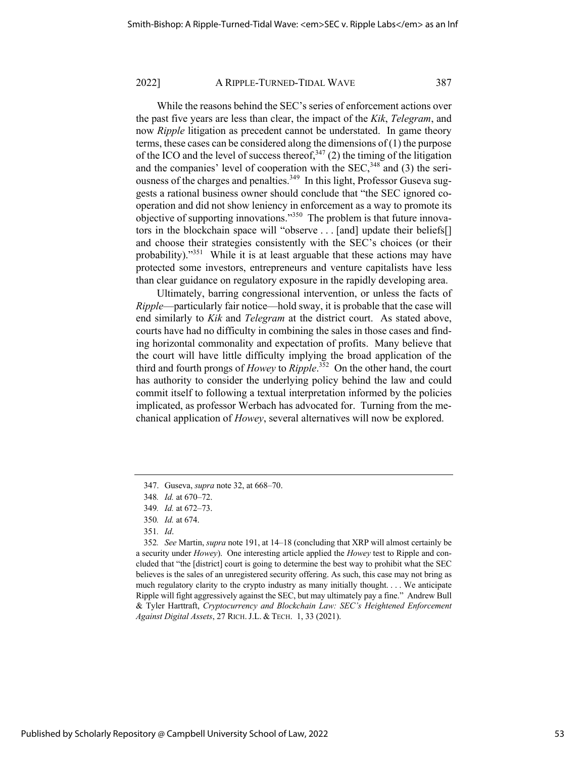While the reasons behind the SEC's series of enforcement actions over the past five years are less than clear, the impact of the *Kik*, *Telegram*, and now *Ripple* litigation as precedent cannot be understated. In game theory terms, these cases can be considered along the dimensions of (1) the purpose of the ICO and the level of success thereof,[347] (2) the timing of the litigation and the companies' level of cooperation with the SEC,[348] and (3) the seriousness of the charges and penalties.[349] In this light, Professor Guseva suggests a rational business owner should conclude that "the SEC ignored cooperation and did not show leniency in enforcement as a way to promote its objective of supporting innovations."[350] The problem is that future innovators in the blockchain space will "observe . . . [and] update their beliefs[] and choose their strategies consistently with the SEC's choices (or their probability)."[351] While it is at least arguable that these actions may have protected some investors, entrepreneurs and venture capitalists have less than clear guidance on regulatory exposure in the rapidly developing area.

Ultimately, barring congressional intervention, or unless the facts of *Ripple*—particularly fair notice—hold sway, it is probable that the case will end similarly to *Kik* and *Telegram* at the district court. As stated above, courts have had no difficulty in combining the sales in those cases and finding horizontal commonality and expectation of profits. Many believe that the court will have little difficulty implying the broad application of the third and fourth prongs of *Howey* to *Ripple*.[352] On the other hand, the court has authority to consider the underlying policy behind the law and could commit itself to following a textual interpretation informed by the policies implicated, as professor Werbach has advocated for. Turning from the mechanical application of *Howey*, several alternatives will now be explored.

---

347. Guseva, *supra* note 32, at 668–70.

348. *Id.* at 670–72.

349. *Id.* at 672–73.

350. *Id.* at 674.

351. *Id*.

352. *See* Martin, *supra* note 191, at 14–18 (concluding that XRP will almost certainly be a security under *Howey*). One interesting article applied the *Howey* test to Ripple and concluded that "the [district] court is going to determine the best way to prohibit what the SEC believes is the sales of an unregistered security offering. As such, this case may not bring as much regulatory clarity to the crypto industry as many initially thought. . . . We anticipate Ripple will fight aggressively against the SEC, but may ultimately pay a fine." Andrew Bull & Tyler Harttraft, *Cryptocurrency and Blockchain Law: SEC's Heightened Enforcement Against Digital Assets*, 27 RICH. J.L. & TECH. 1, 33 (2021).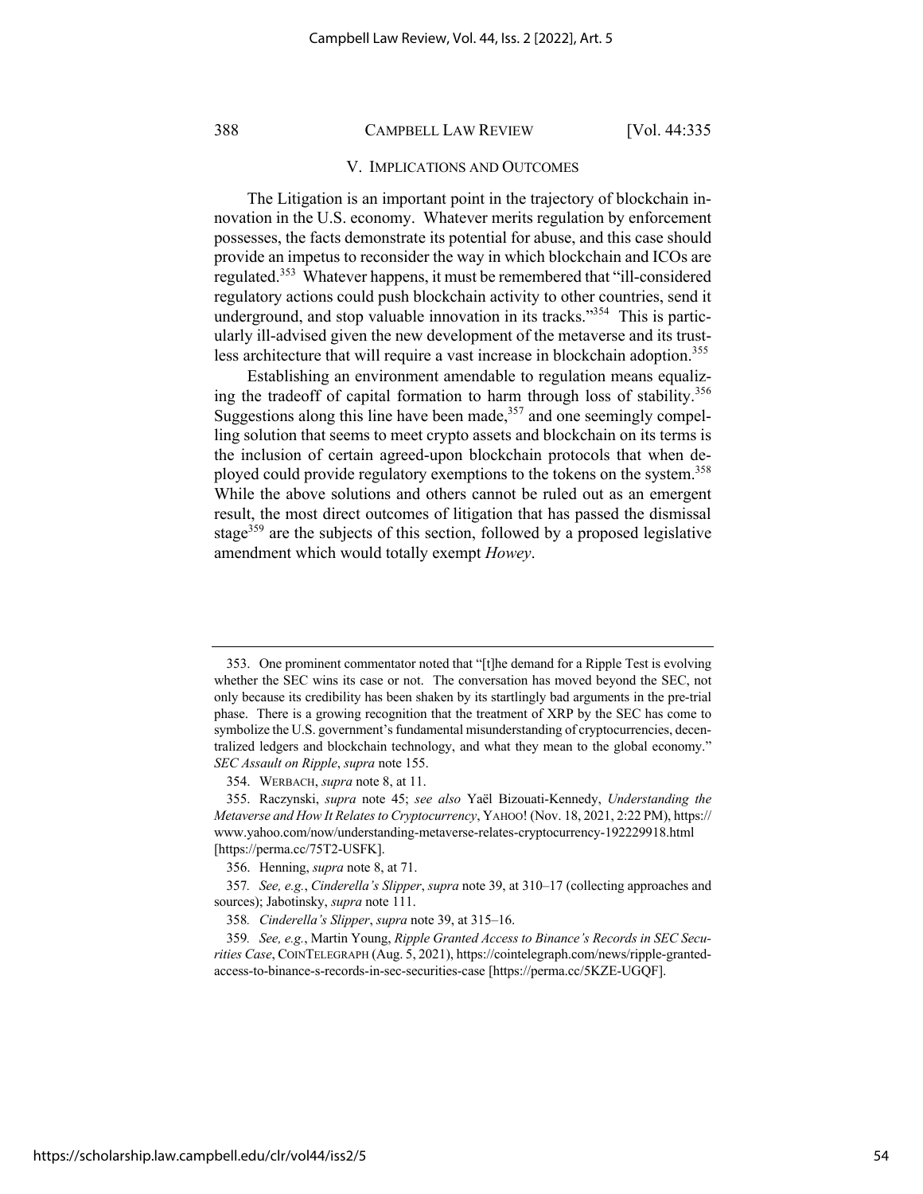## V. IMPLICATIONS AND OUTCOMES

The Litigation is an important point in the trajectory of blockchain innovation in the U.S. economy. Whatever merits regulation by enforcement possesses, the facts demonstrate its potential for abuse, and this case should provide an impetus to reconsider the way in which blockchain and ICOs are regulated.[353] Whatever happens, it must be remembered that "ill-considered regulatory actions could push blockchain activity to other countries, send it underground, and stop valuable innovation in its tracks."[354] This is particularly ill-advised given the new development of the metaverse and its trustless architecture that will require a vast increase in blockchain adoption.[355]

Establishing an environment amendable to regulation means equalizing the tradeoff of capital formation to harm through loss of stability.[356] Suggestions along this line have been made,[357] and one seemingly compelling solution that seems to meet crypto assets and blockchain on its terms is the inclusion of certain agreed-upon blockchain protocols that when deployed could provide regulatory exemptions to the tokens on the system.[358] While the above solutions and others cannot be ruled out as an emergent result, the most direct outcomes of litigation that has passed the dismissal stage[359] are the subjects of this section, followed by a proposed legislative amendment which would totally exempt *Howey*.

---

353. One prominent commentator noted that "[t]he demand for a Ripple Test is evolving whether the SEC wins its case or not. The conversation has moved beyond the SEC, not only because its credibility has been shaken by its startlingly bad arguments in the pre-trial phase. There is a growing recognition that the treatment of XRP by the SEC has come to symbolize the U.S. government's fundamental misunderstanding of cryptocurrencies, decentralized ledgers and blockchain technology, and what they mean to the global economy." *SEC Assault on Ripple*, *supra* note 155.

354. WERBACH, *supra* note 8, at 11.

355. Raczynski, *supra* note 45; *see also* Yaël Bizouati-Kennedy, *Understanding the Metaverse and How It Relates to Cryptocurrency*, YAHOO! (Nov. 18, 2021, 2:22 PM), https://www.yahoo.com/now/understanding-metaverse-relates-cryptocurrency-192229918.html [https://perma.cc/75T2-USFK].

356. Henning, *supra* note 8, at 71.

357. *See, e.g.*, *Cinderella's Slipper*, *supra* note 39, at 310–17 (collecting approaches and sources); Jabotinsky, *supra* note 111.

358. *Cinderella's Slipper*, *supra* note 39, at 315–16.

359. *See, e.g.*, Martin Young, *Ripple Granted Access to Binance's Records in SEC Securities Case*, COINTELEGRAPH (Aug. 5, 2021), https://cointelegraph.com/news/ripple-granted-access-to-binance-s-records-in-sec-securities-case [https://perma.cc/5KZE-UGQF].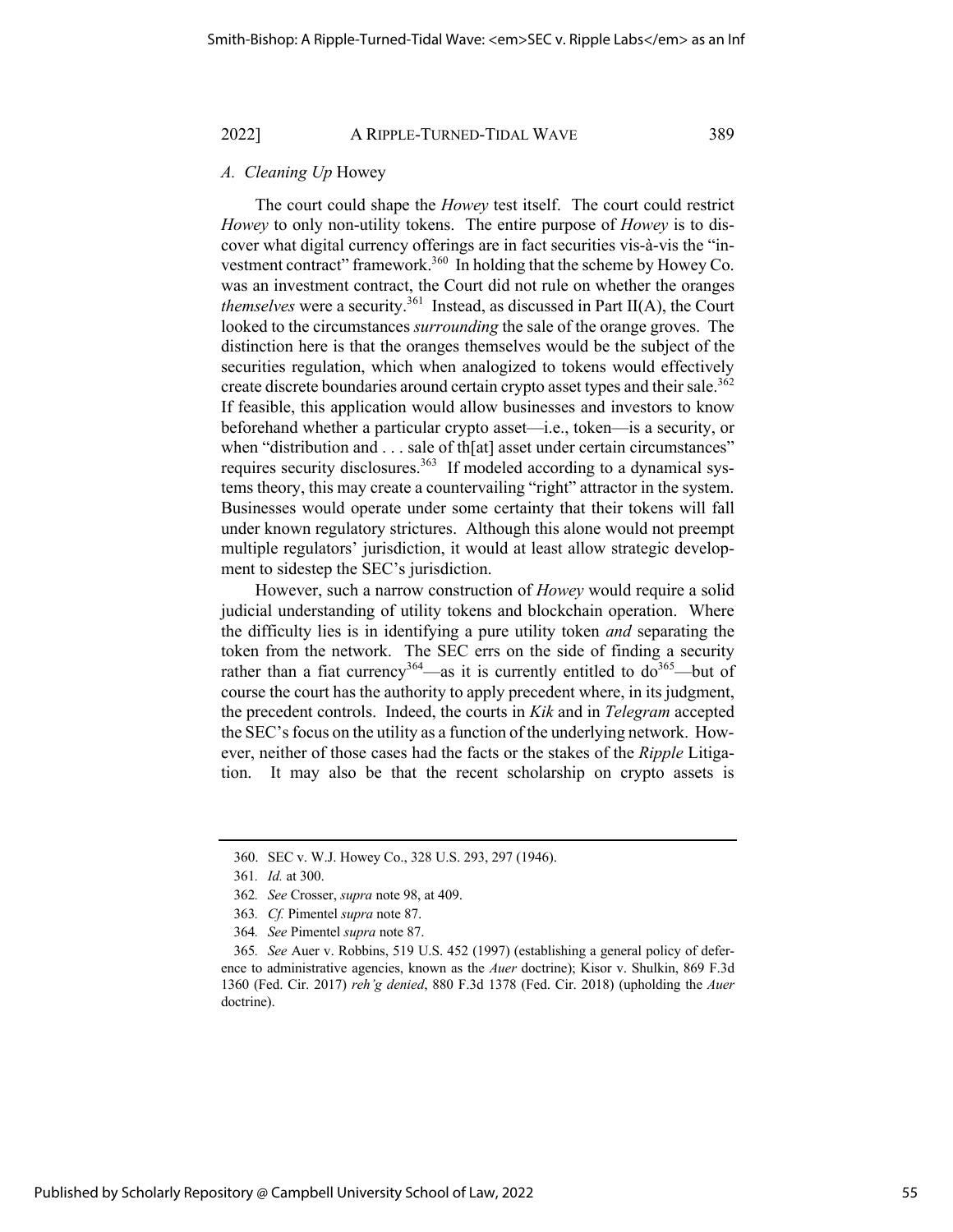### *A. Cleaning Up* Howey

The court could shape the *Howey* test itself. The court could restrict *Howey* to only non-utility tokens. The entire purpose of *Howey* is to discover what digital currency offerings are in fact securities vis-à-vis the "investment contract" framework.[360] In holding that the scheme by Howey Co. was an investment contract, the Court did not rule on whether the oranges *themselves* were a security.[361] Instead, as discussed in Part II(A), the Court looked to the circumstances *surrounding* the sale of the orange groves. The distinction here is that the oranges themselves would be the subject of the securities regulation, which when analogized to tokens would effectively create discrete boundaries around certain crypto asset types and their sale.[362] If feasible, this application would allow businesses and investors to know beforehand whether a particular crypto asset—i.e., token—is a security, or when "distribution and . . . sale of th[at] asset under certain circumstances" requires security disclosures.[363] If modeled according to a dynamical systems theory, this may create a countervailing "right" attractor in the system. Businesses would operate under some certainty that their tokens will fall under known regulatory strictures. Although this alone would not preempt multiple regulators' jurisdiction, it would at least allow strategic development to sidestep the SEC's jurisdiction.

However, such a narrow construction of *Howey* would require a solid judicial understanding of utility tokens and blockchain operation. Where the difficulty lies is in identifying a pure utility token *and* separating the token from the network. The SEC errs on the side of finding a security rather than a fiat currency[364]—as it is currently entitled to do[365]—but of course the court has the authority to apply precedent where, in its judgment, the precedent controls. Indeed, the courts in *Kik* and in *Telegram* accepted the SEC's focus on the utility as a function of the underlying network. However, neither of those cases had the facts or the stakes of the *Ripple* Litigation. It may also be that the recent scholarship on crypto assets is

---

360. SEC v. W.J. Howey Co., 328 U.S. 293, 297 (1946).

361. *Id.* at 300.

362. *See* Crosser, *supra* note 98, at 409.

363. *Cf.* Pimentel *supra* note 87.

364. *See* Pimentel *supra* note 87.

365. *See* Auer v. Robbins, 519 U.S. 452 (1997) (establishing a general policy of deference to administrative agencies, known as the *Auer* doctrine); Kisor v. Shulkin, 869 F.3d 1360 (Fed. Cir. 2017) *reh'g denied*, 880 F.3d 1378 (Fed. Cir. 2018) (upholding the *Auer* doctrine).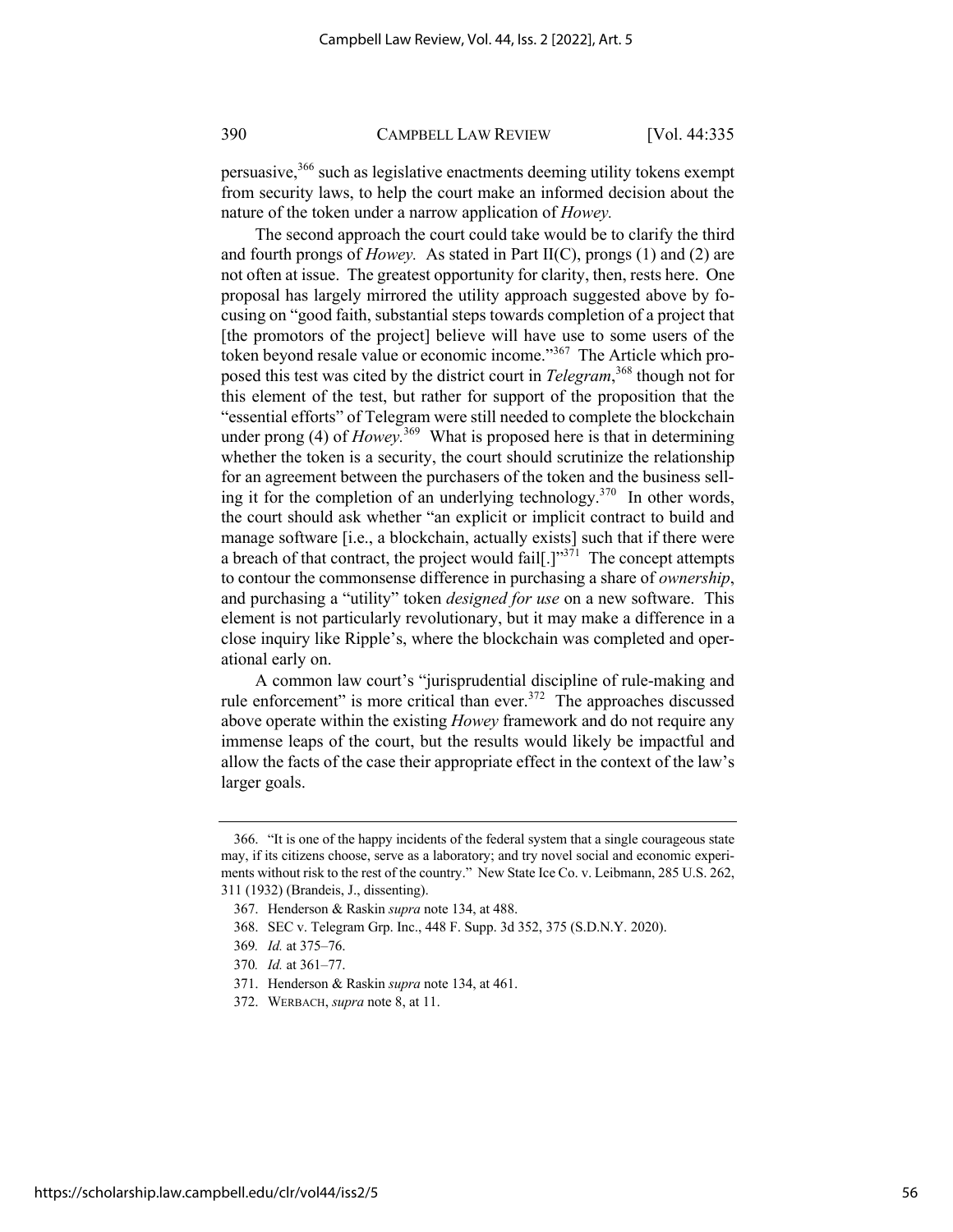persuasive,[366] such as legislative enactments deeming utility tokens exempt from security laws, to help the court make an informed decision about the nature of the token under a narrow application of *Howey.*

The second approach the court could take would be to clarify the third and fourth prongs of *Howey.* As stated in Part II(C), prongs (1) and (2) are not often at issue. The greatest opportunity for clarity, then, rests here. One proposal has largely mirrored the utility approach suggested above by focusing on "good faith, substantial steps towards completion of a project that [the promotors of the project] believe will have use to some users of the token beyond resale value or economic income."[367] The Article which proposed this test was cited by the district court in *Telegram*,[368] though not for this element of the test, but rather for support of the proposition that the "essential efforts" of Telegram were still needed to complete the blockchain under prong (4) of *Howey.*[369] What is proposed here is that in determining whether the token is a security, the court should scrutinize the relationship for an agreement between the purchasers of the token and the business selling it for the completion of an underlying technology.[370] In other words, the court should ask whether "an explicit or implicit contract to build and manage software [i.e., a blockchain, actually exists] such that if there were a breach of that contract, the project would fail[.]"[371] The concept attempts to contour the commonsense difference in purchasing a share of *ownership*, and purchasing a "utility" token *designed for use* on a new software. This element is not particularly revolutionary, but it may make a difference in a close inquiry like Ripple's, where the blockchain was completed and operational early on.

A common law court's "jurisprudential discipline of rule-making and rule enforcement" is more critical than ever.[372] The approaches discussed above operate within the existing *Howey* framework and do not require any immense leaps of the court, but the results would likely be impactful and allow the facts of the case their appropriate effect in the context of the law's larger goals.

---

366. "It is one of the happy incidents of the federal system that a single courageous state may, if its citizens choose, serve as a laboratory; and try novel social and economic experiments without risk to the rest of the country." New State Ice Co. v. Leibmann, 285 U.S. 262, 311 (1932) (Brandeis, J., dissenting).

367. Henderson & Raskin *supra* note 134, at 488.

368. SEC v. Telegram Grp. Inc., 448 F. Supp. 3d 352, 375 (S.D.N.Y. 2020).

369. *Id.* at 375–76.

370. *Id.* at 361–77.

371. Henderson & Raskin *supra* note 134, at 461.

372. WERBACH, *supra* note 8, at 11.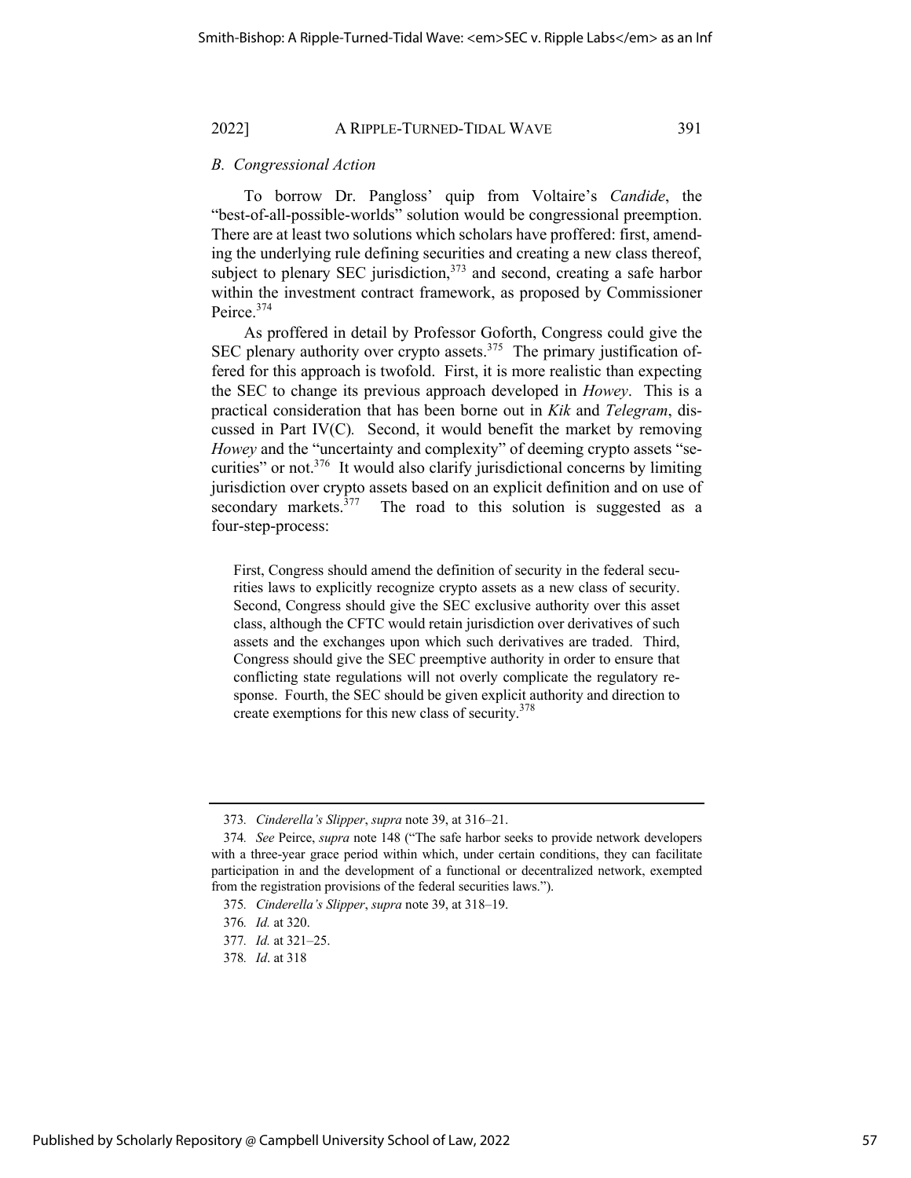### *B. Congressional Action*

To borrow Dr. Pangloss' quip from Voltaire's *Candide*, the "best-of-all-possible-worlds" solution would be congressional preemption. There are at least two solutions which scholars have proffered: first, amending the underlying rule defining securities and creating a new class thereof, subject to plenary SEC jurisdiction,[373] and second, creating a safe harbor within the investment contract framework, as proposed by Commissioner Peirce.[374]

As proffered in detail by Professor Goforth, Congress could give the SEC plenary authority over crypto assets.[375] The primary justification offered for this approach is twofold. First, it is more realistic than expecting the SEC to change its previous approach developed in *Howey*. This is a practical consideration that has been borne out in *Kik* and *Telegram*, discussed in Part IV(C). Second, it would benefit the market by removing *Howey* and the "uncertainty and complexity" of deeming crypto assets "securities" or not.[376] It would also clarify jurisdictional concerns by limiting jurisdiction over crypto assets based on an explicit definition and on use of secondary markets.[377] The road to this solution is suggested as a four-step-process:

> First, Congress should amend the definition of security in the federal securities laws to explicitly recognize crypto assets as a new class of security. Second, Congress should give the SEC exclusive authority over this asset class, although the CFTC would retain jurisdiction over derivatives of such assets and the exchanges upon which such derivatives are traded. Third, Congress should give the SEC preemptive authority in order to ensure that conflicting state regulations will not overly complicate the regulatory response. Fourth, the SEC should be given explicit authority and direction to create exemptions for this new class of security.[378]

---

373. *Cinderella's Slipper*, *supra* note 39, at 316–21.

374. *See* Peirce, *supra* note 148 ("The safe harbor seeks to provide network developers with a three-year grace period within which, under certain conditions, they can facilitate participation in and the development of a functional or decentralized network, exempted from the registration provisions of the federal securities laws.").

375. *Cinderella's Slipper*, *supra* note 39, at 318–19.

376. *Id.* at 320.

377. *Id.* at 321–25.

378. *Id*. at 318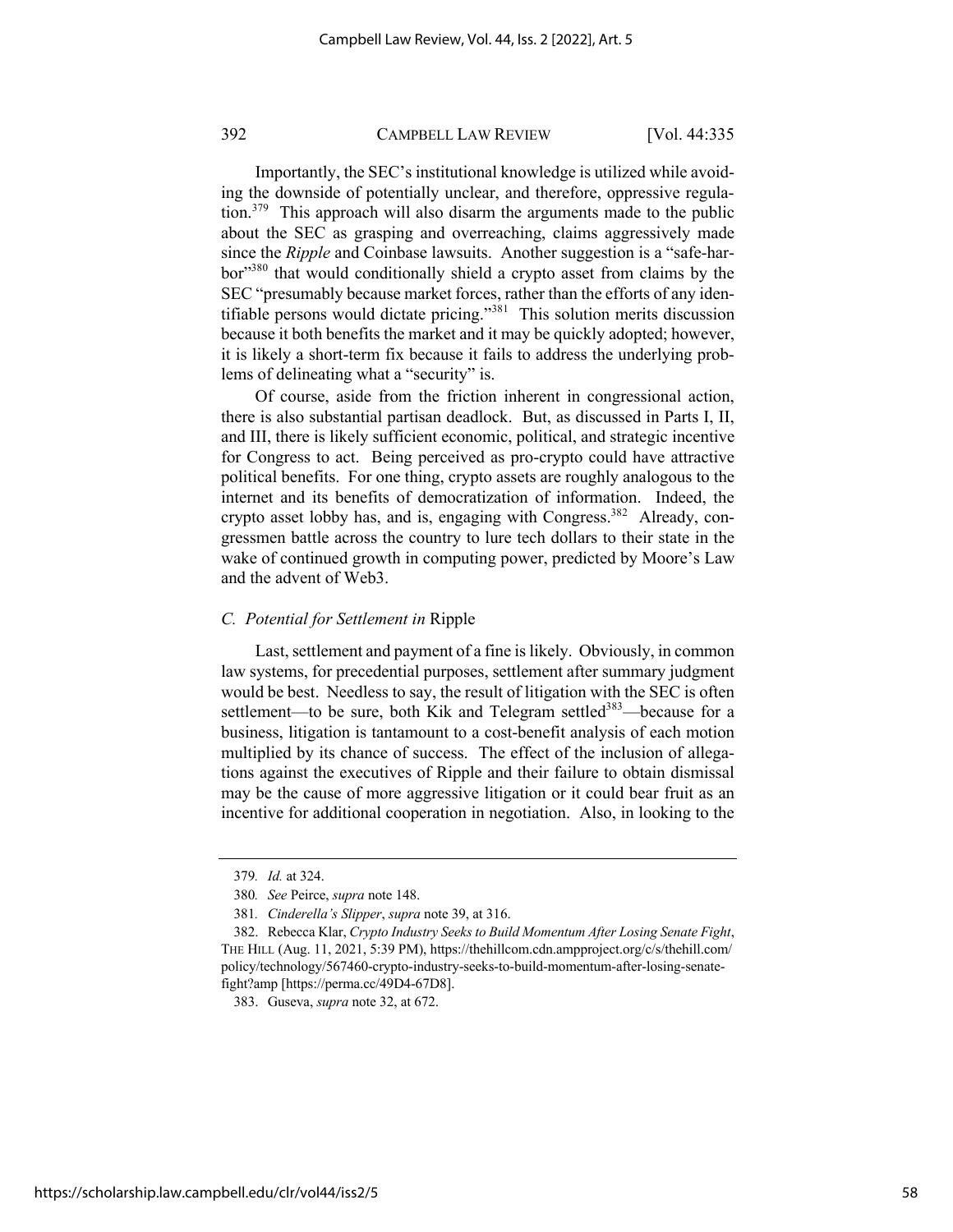Importantly, the SEC's institutional knowledge is utilized while avoiding the downside of potentially unclear, and therefore, oppressive regulation.[379] This approach will also disarm the arguments made to the public about the SEC as grasping and overreaching, claims aggressively made since the *Ripple* and Coinbase lawsuits. Another suggestion is a "safe-harbor"[380] that would conditionally shield a crypto asset from claims by the SEC "presumably because market forces, rather than the efforts of any identifiable persons would dictate pricing."[381] This solution merits discussion because it both benefits the market and it may be quickly adopted; however, it is likely a short-term fix because it fails to address the underlying problems of delineating what a "security" is.

Of course, aside from the friction inherent in congressional action, there is also substantial partisan deadlock. But, as discussed in Parts I, II, and III, there is likely sufficient economic, political, and strategic incentive for Congress to act. Being perceived as pro-crypto could have attractive political benefits. For one thing, crypto assets are roughly analogous to the internet and its benefits of democratization of information. Indeed, the crypto asset lobby has, and is, engaging with Congress.[382] Already, congressmen battle across the country to lure tech dollars to their state in the wake of continued growth in computing power, predicted by Moore's Law and the advent of Web3.

### *C. Potential for Settlement in* Ripple

Last, settlement and payment of a fine is likely. Obviously, in common law systems, for precedential purposes, settlement after summary judgment would be best. Needless to say, the result of litigation with the SEC is often settlement—to be sure, both Kik and Telegram settled[383]—because for a business, litigation is tantamount to a cost-benefit analysis of each motion multiplied by its chance of success. The effect of the inclusion of allegations against the executives of Ripple and their failure to obtain dismissal may be the cause of more aggressive litigation or it could bear fruit as an incentive for additional cooperation in negotiation. Also, in looking to the

---

379. *Id.* at 324.

380. *See* Peirce, *supra* note 148.

381. *Cinderella's Slipper*, *supra* note 39, at 316.

382. Rebecca Klar, *Crypto Industry Seeks to Build Momentum After Losing Senate Fight*, THE HILL (Aug. 11, 2021, 5:39 PM), https://thehillcom.cdn.ampproject.org/c/s/thehill.com/policy/technology/567460-crypto-industry-seeks-to-build-momentum-after-losing-senate-fight?amp [https://perma.cc/49D4-67D8].

383. Guseva, *supra* note 32, at 672.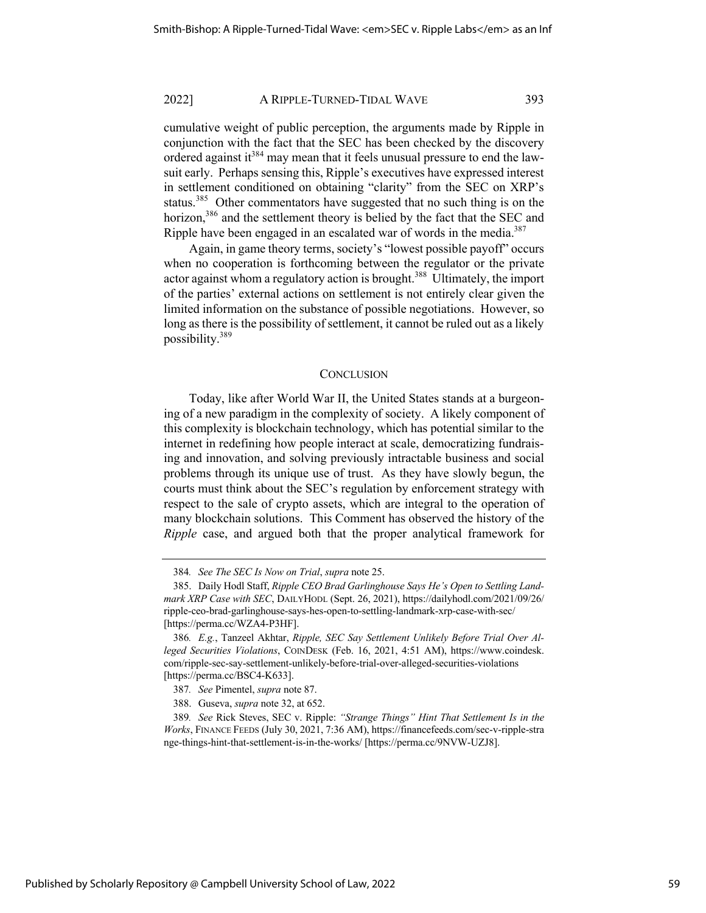cumulative weight of public perception, the arguments made by Ripple in conjunction with the fact that the SEC has been checked by the discovery ordered against it[384] may mean that it feels unusual pressure to end the lawsuit early. Perhaps sensing this, Ripple's executives have expressed interest in settlement conditioned on obtaining "clarity" from the SEC on XRP's status.[385] Other commentators have suggested that no such thing is on the horizon,[386] and the settlement theory is belied by the fact that the SEC and Ripple have been engaged in an escalated war of words in the media.[387]

Again, in game theory terms, society's "lowest possible payoff" occurs when no cooperation is forthcoming between the regulator or the private actor against whom a regulatory action is brought.[388] Ultimately, the import of the parties' external actions on settlement is not entirely clear given the limited information on the substance of possible negotiations. However, so long as there is the possibility of settlement, it cannot be ruled out as a likely possibility.[389]

## CONCLUSION

Today, like after World War II, the United States stands at a burgeoning of a new paradigm in the complexity of society. A likely component of this complexity is blockchain technology, which has potential similar to the internet in redefining how people interact at scale, democratizing fundraising and innovation, and solving previously intractable business and social problems through its unique use of trust. As they have slowly begun, the courts must think about the SEC's regulation by enforcement strategy with respect to the sale of crypto assets, which are integral to the operation of many blockchain solutions. This Comment has observed the history of the *Ripple* case, and argued both that the proper analytical framework for

---

384. *See The SEC Is Now on Trial*, *supra* note 25.

385. Daily Hodl Staff, *Ripple CEO Brad Garlinghouse Says He's Open to Settling Landmark XRP Case with SEC*, DAILYHODL (Sept. 26, 2021), https://dailyhodl.com/2021/09/26/ripple-ceo-brad-garlinghouse-says-hes-open-to-settling-landmark-xrp-case-with-sec/ [https://perma.cc/WZA4-P3HF].

386. *E.g.*, Tanzeel Akhtar, *Ripple, SEC Say Settlement Unlikely Before Trial Over Alleged Securities Violations*, COINDESK (Feb. 16, 2021, 4:51 AM), https://www.coindesk.com/ripple-sec-say-settlement-unlikely-before-trial-over-alleged-securities-violations [https://perma.cc/BSC4-K633].

387. *See* Pimentel, *supra* note 87.

388. Guseva, *supra* note 32, at 652.

389. *See* Rick Steves, SEC v. Ripple: *"Strange Things" Hint That Settlement Is in the Works*, FINANCE FEEDS (July 30, 2021, 7:36 AM), https://financefeeds.com/sec-v-ripple-strange-things-hint-that-settlement-is-in-the-works/ [https://perma.cc/9NVW-UZJ8].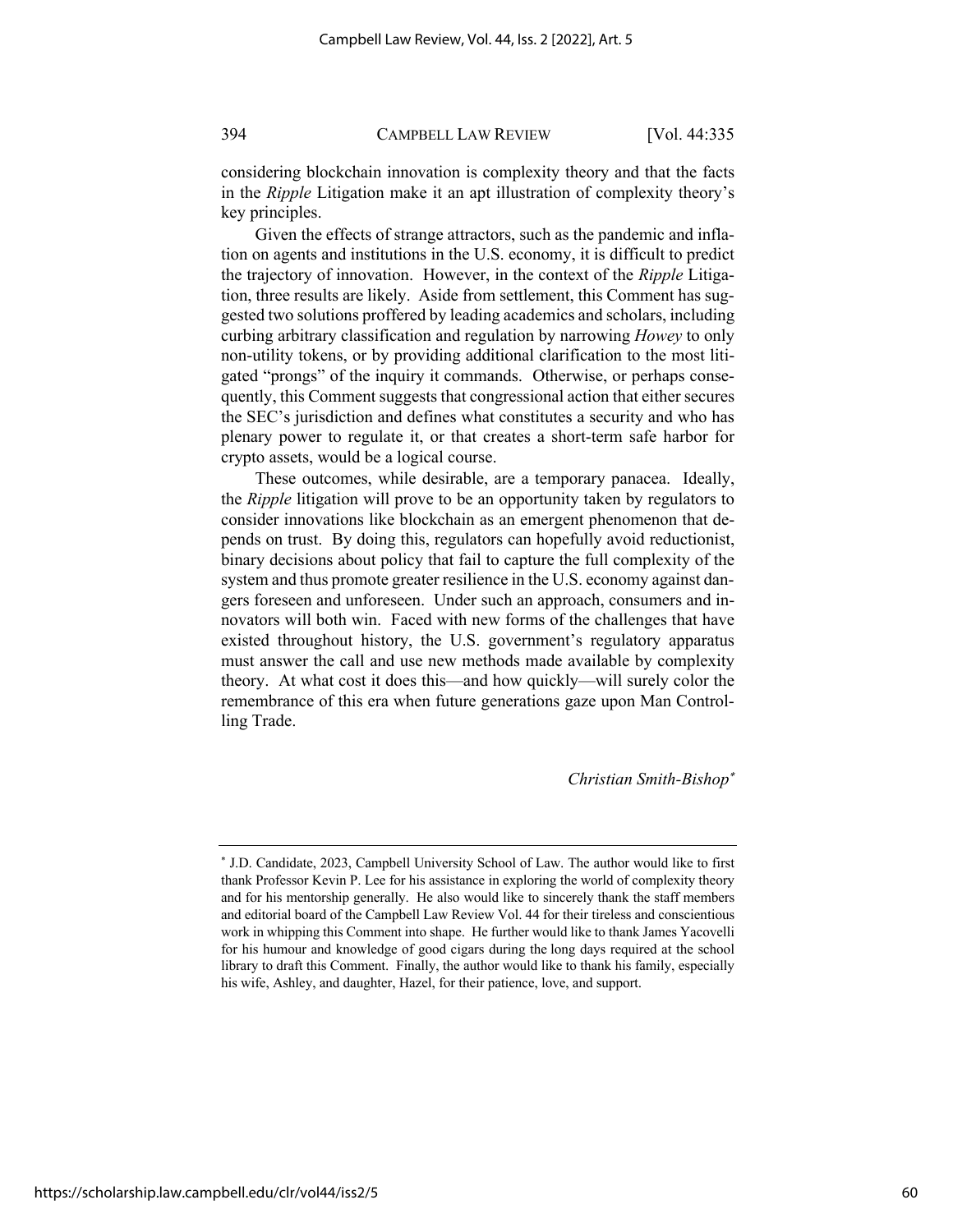considering blockchain innovation is complexity theory and that the facts in the *Ripple* Litigation make it an apt illustration of complexity theory's key principles.

Given the effects of strange attractors, such as the pandemic and inflation on agents and institutions in the U.S. economy, it is difficult to predict the trajectory of innovation. However, in the context of the *Ripple* Litigation, three results are likely. Aside from settlement, this Comment has suggested two solutions proffered by leading academics and scholars, including curbing arbitrary classification and regulation by narrowing *Howey* to only non-utility tokens, or by providing additional clarification to the most litigated "prongs" of the inquiry it commands. Otherwise, or perhaps consequently, this Comment suggests that congressional action that either secures the SEC's jurisdiction and defines what constitutes a security and who has plenary power to regulate it, or that creates a short-term safe harbor for crypto assets, would be a logical course.

These outcomes, while desirable, are a temporary panacea. Ideally, the *Ripple* litigation will prove to be an opportunity taken by regulators to consider innovations like blockchain as an emergent phenomenon that depends on trust. By doing this, regulators can hopefully avoid reductionist, binary decisions about policy that fail to capture the full complexity of the system and thus promote greater resilience in the U.S. economy against dangers foreseen and unforeseen. Under such an approach, consumers and innovators will both win. Faced with new forms of the challenges that have existed throughout history, the U.S. government's regulatory apparatus must answer the call and use new methods made available by complexity theory. At what cost it does this—and how quickly—will surely color the remembrance of this era when future generations gaze upon Man Controlling Trade.

*Christian Smith-Bishop*[*]

---

[*] J.D. Candidate, 2023, Campbell University School of Law. The author would like to first thank Professor Kevin P. Lee for his assistance in exploring the world of complexity theory and for his mentorship generally. He also would like to sincerely thank the staff members and editorial board of the Campbell Law Review Vol. 44 for their tireless and conscientious work in whipping this Comment into shape. He further would like to thank James Yacovelli for his humour and knowledge of good cigars during the long days required at the school library to draft this Comment. Finally, the author would like to thank his family, especially his wife, Ashley, and daughter, Hazel, for their patience, love, and support.